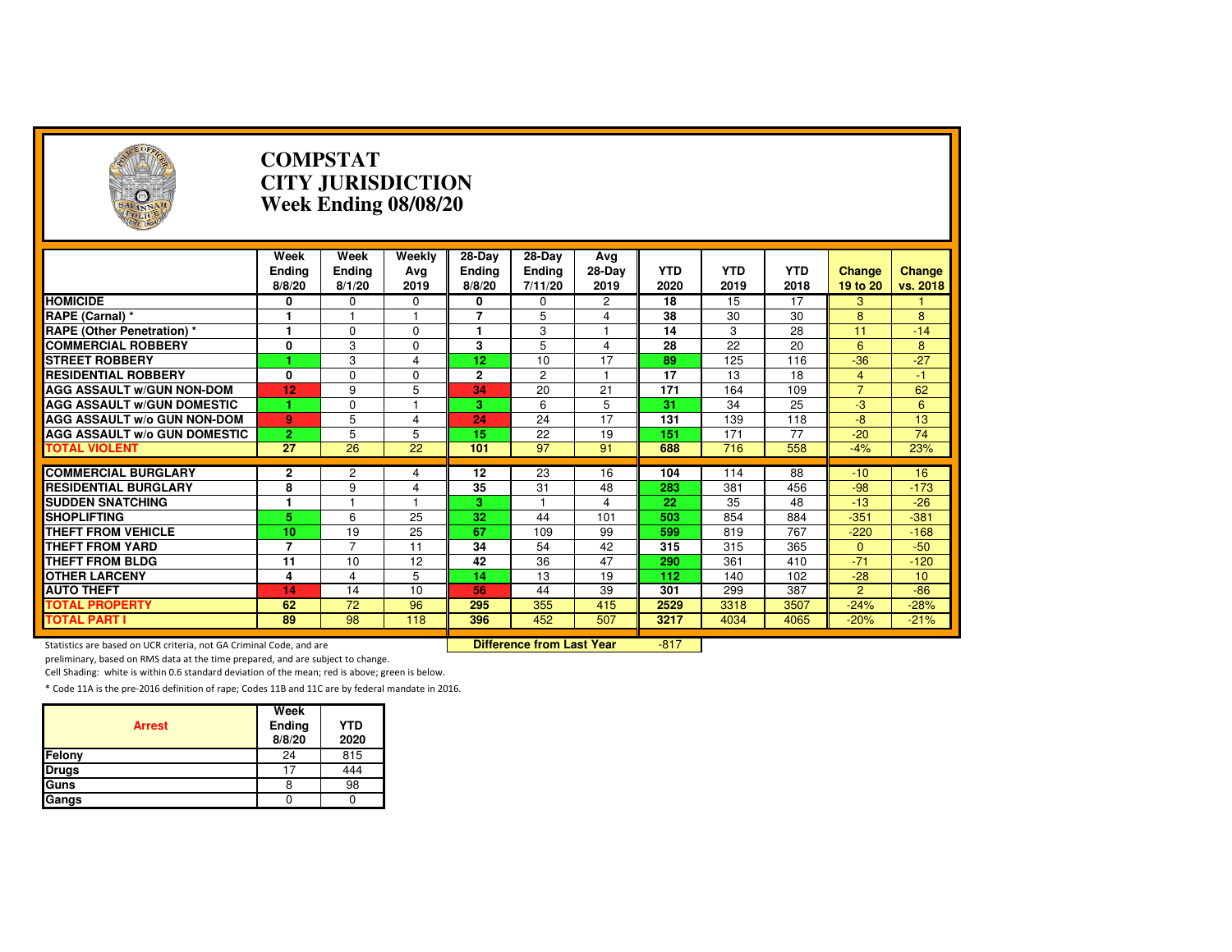# COMPSTAT
# CITY JURISDICTION
# Week Ending 08/08/20

| | Week Ending 8/8/20 | Week Ending 8/1/20 | Weekly Avg 2019 | 28-Day Ending 8/8/20 | 28-Day Ending 7/11/20 | Avg 28-Day 2019 | YTD 2020 | YTD 2019 | YTD 2018 | Change 19 to 20 | Change vs. 2018 |
|---|---|---|---|---|---|---|---|---|---|---|---|
| **HOMICIDE** | 0 | 0 | 0 | 0 | 0 | 2 | 18 | 15 | 17 | 3 | 1 |
| **RAPE (Carnal) *** | 1 | 1 | 1 | 7 | 5 | 4 | 38 | 30 | 30 | 8 | 8 |
| **RAPE (Other Penetration) *** | 1 | 0 | 0 | 1 | 3 | 1 | 14 | 3 | 28 | 11 | -14 |
| **COMMERCIAL ROBBERY** | 0 | 3 | 0 | 3 | 5 | 4 | 28 | 22 | 20 | 6 | 8 |
| **STREET ROBBERY** | 1 | 3 | 4 | 12 | 10 | 17 | 89 | 125 | 116 | -36 | -27 |
| **RESIDENTIAL ROBBERY** | 0 | 0 | 0 | 2 | 2 | 1 | 17 | 13 | 18 | 4 | -1 |
| **AGG ASSAULT w/GUN NON-DOM** | 12 | 9 | 5 | 34 | 20 | 21 | 171 | 164 | 109 | 7 | 62 |
| **AGG ASSAULT w/GUN DOMESTIC** | 1 | 0 | 1 | 3 | 6 | 5 | 31 | 34 | 25 | -3 | 6 |
| **AGG ASSAULT w/o GUN NON-DOM** | 9 | 5 | 4 | 24 | 24 | 17 | 131 | 139 | 118 | -8 | 13 |
| **AGG ASSAULT w/o GUN DOMESTIC** | 2 | 5 | 5 | 15 | 22 | 19 | 151 | 171 | 77 | -20 | 74 |
| **TOTAL VIOLENT** | 27 | 26 | 22 | 101 | 97 | 91 | 688 | 716 | 558 | -4% | 23% |
| **COMMERCIAL BURGLARY** | 2 | 2 | 4 | 12 | 23 | 16 | 104 | 114 | 88 | -10 | 16 |
| **RESIDENTIAL BURGLARY** | 8 | 9 | 4 | 35 | 31 | 48 | 283 | 381 | 456 | -98 | -173 |
| **SUDDEN SNATCHING** | 1 | 1 | 1 | 3 | 1 | 4 | 22 | 35 | 48 | -13 | -26 |
| **SHOPLIFTING** | 5 | 6 | 25 | 32 | 44 | 101 | 503 | 854 | 884 | -351 | -381 |
| **THEFT FROM VEHICLE** | 10 | 19 | 25 | 67 | 109 | 99 | 599 | 819 | 767 | -220 | -168 |
| **THEFT FROM YARD** | 7 | 7 | 11 | 34 | 54 | 42 | 315 | 315 | 365 | 0 | -50 |
| **THEFT FROM BLDG** | 11 | 10 | 12 | 42 | 36 | 47 | 290 | 361 | 410 | -71 | -120 |
| **OTHER LARCENY** | 4 | 4 | 5 | 14 | 13 | 19 | 112 | 140 | 102 | -28 | 10 |
| **AUTO THEFT** | 14 | 14 | 10 | 56 | 44 | 39 | 301 | 299 | 387 | 2 | -86 |
| **TOTAL PROPERTY** | 62 | 72 | 96 | 295 | 355 | 415 | 2529 | 3318 | 3507 | -24% | -28% |
| **TOTAL PART I** | 89 | 98 | 118 | 396 | 452 | 507 | 3217 | 4034 | 4065 | -20% | -21% |

**Difference from Last Year**: -817

Statistics are based on UCR criteria, not GA Criminal Code, and are preliminary, based on RMS data at the time prepared, and are subject to change.

Cell Shading: white is within 0.6 standard deviation of the mean; red is above; green is below.

* Code 11A is the pre-2016 definition of rape; Codes 11B and 11C are by federal mandate in 2016.

| Arrest | Week Ending 8/8/20 | YTD 2020 |
|---|---|---|
| **Felony** | 24 | 815 |
| **Drugs** | 17 | 444 |
| **Guns** | 8 | 98 |
| **Gangs** | 0 | 0 |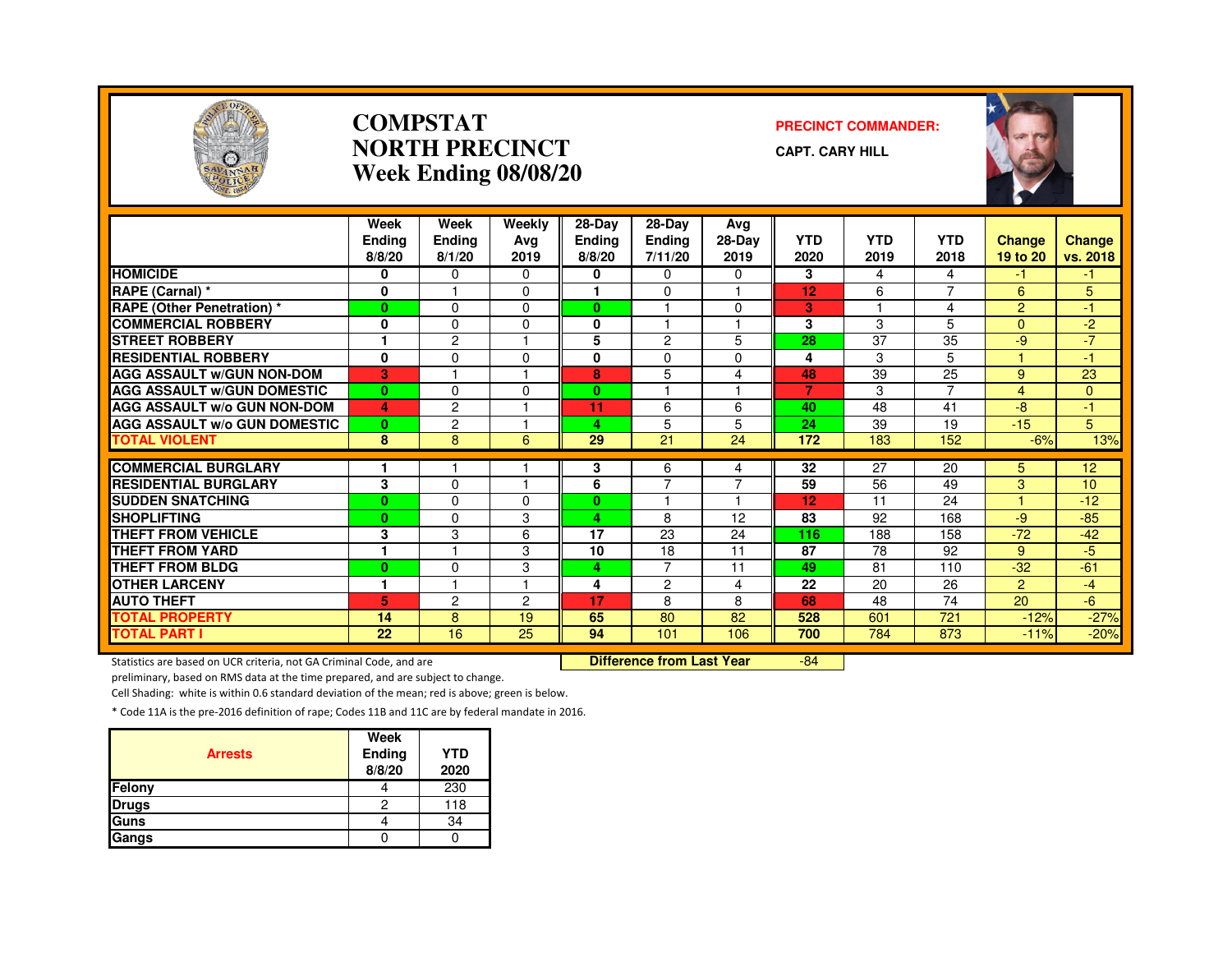# COMPSTAT
# NORTH PRECINCT
# Week Ending 08/08/20

**PRECINCT COMMANDER:**

**CAPT. CARY HILL**

| | Week Ending 8/8/20 | Week Ending 8/1/20 | Weekly Avg 2019 | 28-Day Ending 8/8/20 | 28-Day Ending 7/11/20 | Avg 28-Day 2019 | YTD 2020 | YTD 2019 | YTD 2018 | Change 19 to 20 | Change vs. 2018 |
|---|---|---|---|---|---|---|---|---|---|---|---|
| HOMICIDE | 0 | 0 | 0 | 0 | 0 | 0 | 3 | 4 | 4 | -1 | -1 |
| RAPE (Carnal) * | 0 | 1 | 0 | 1 | 0 | 1 | 12 | 6 | 7 | 6 | 5 |
| RAPE (Other Penetration) * | 0 | 0 | 0 | 0 | 1 | 0 | 3 | 1 | 4 | 2 | -1 |
| COMMERCIAL ROBBERY | 0 | 0 | 0 | 0 | 1 | 1 | 3 | 3 | 5 | 0 | -2 |
| STREET ROBBERY | 1 | 2 | 1 | 5 | 2 | 5 | 28 | 37 | 35 | -9 | -7 |
| RESIDENTIAL ROBBERY | 0 | 0 | 0 | 0 | 0 | 0 | 4 | 3 | 5 | 1 | -1 |
| AGG ASSAULT w/GUN NON-DOM | 3 | 1 | 1 | 8 | 5 | 4 | 48 | 39 | 25 | 9 | 23 |
| AGG ASSAULT w/GUN DOMESTIC | 0 | 0 | 0 | 0 | 1 | 1 | 7 | 3 | 7 | 4 | 0 |
| AGG ASSAULT w/o GUN NON-DOM | 4 | 2 | 1 | 11 | 6 | 6 | 40 | 48 | 41 | -8 | -1 |
| AGG ASSAULT w/o GUN DOMESTIC | 0 | 2 | 1 | 4 | 5 | 5 | 24 | 39 | 19 | -15 | 5 |
| TOTAL VIOLENT | 8 | 8 | 6 | 29 | 21 | 24 | 172 | 183 | 152 | -6% | 13% |
| COMMERCIAL BURGLARY | 1 | 1 | 1 | 3 | 6 | 4 | 32 | 27 | 20 | 5 | 12 |
| RESIDENTIAL BURGLARY | 3 | 0 | 1 | 6 | 7 | 7 | 59 | 56 | 49 | 3 | 10 |
| SUDDEN SNATCHING | 0 | 0 | 0 | 0 | 1 | 1 | 12 | 11 | 24 | 1 | -12 |
| SHOPLIFTING | 0 | 0 | 3 | 4 | 8 | 12 | 83 | 92 | 168 | -9 | -85 |
| THEFT FROM VEHICLE | 3 | 3 | 6 | 17 | 23 | 24 | 116 | 188 | 158 | -72 | -42 |
| THEFT FROM YARD | 1 | 1 | 3 | 10 | 18 | 11 | 87 | 78 | 92 | 9 | -5 |
| THEFT FROM BLDG | 0 | 0 | 3 | 4 | 7 | 11 | 49 | 81 | 110 | -32 | -61 |
| OTHER LARCENY | 1 | 1 | 1 | 4 | 2 | 4 | 22 | 20 | 26 | 2 | -4 |
| AUTO THEFT | 5 | 2 | 2 | 17 | 8 | 8 | 68 | 48 | 74 | 20 | -6 |
| TOTAL PROPERTY | 14 | 8 | 19 | 65 | 80 | 82 | 528 | 601 | 721 | -12% | -27% |
| TOTAL PART I | 22 | 16 | 25 | 94 | 101 | 106 | 700 | 784 | 873 | -11% | -20% |

**Difference from Last Year** -84

Statistics are based on UCR criteria, not GA Criminal Code, and are preliminary, based on RMS data at the time prepared, and are subject to change.

Cell Shading: white is within 0.6 standard deviation of the mean; red is above; green is below.

* Code 11A is the pre-2016 definition of rape; Codes 11B and 11C are by federal mandate in 2016.

| Arrests | Week Ending 8/8/20 | YTD 2020 |
|---|---|---|
| Felony | 4 | 230 |
| Drugs | 2 | 118 |
| Guns | 4 | 34 |
| Gangs | 0 | 0 |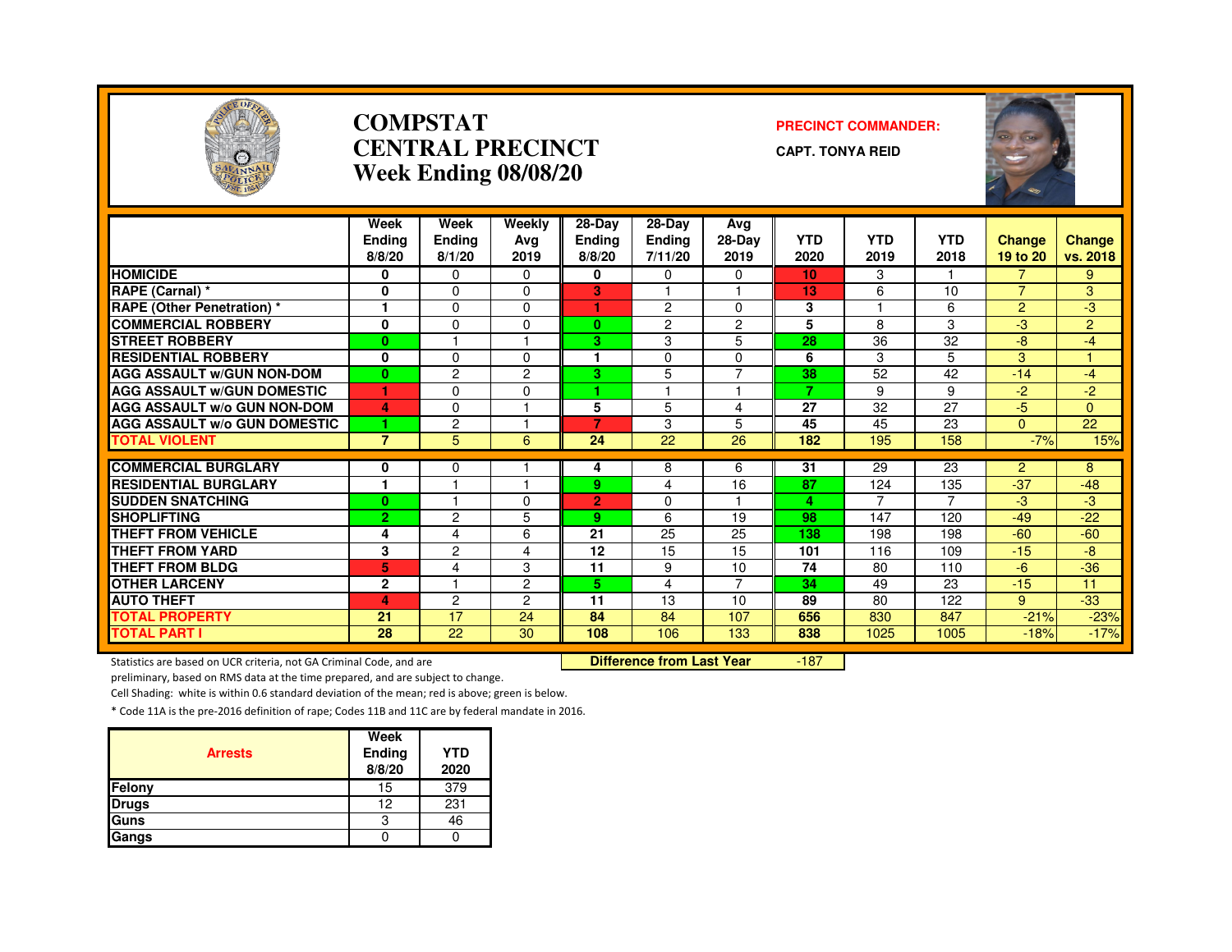# COMPSTAT CENTRAL PRECINCT
## Week Ending 08/08/20

**PRECINCT COMMANDER:**
**CAPT. TONYA REID**

| | Week Ending 8/8/20 | Week Ending 8/1/20 | Weekly Avg 2019 | 28-Day Ending 8/8/20 | 28-Day Ending 7/11/20 | Avg 28-Day 2019 | YTD 2020 | YTD 2019 | YTD 2018 | Change 19 to 20 | Change vs. 2018 |
|---|---|---|---|---|---|---|---|---|---|---|---|
| HOMICIDE | 0 | 0 | 0 | 0 | 0 | 0 | 10 | 3 | 1 | 7 | 9 |
| RAPE (Carnal) * | 0 | 0 | 0 | 3 | 1 | 1 | 13 | 6 | 10 | 7 | 3 |
| RAPE (Other Penetration) * | 1 | 0 | 0 | 1 | 2 | 0 | 3 | 1 | 6 | 2 | -3 |
| COMMERCIAL ROBBERY | 0 | 0 | 0 | 0 | 2 | 2 | 5 | 8 | 3 | -3 | 2 |
| STREET ROBBERY | 0 | 1 | 1 | 3 | 3 | 5 | 28 | 36 | 32 | -8 | -4 |
| RESIDENTIAL ROBBERY | 0 | 0 | 0 | 1 | 0 | 0 | 6 | 3 | 5 | 3 | 1 |
| AGG ASSAULT w/GUN NON-DOM | 0 | 2 | 2 | 3 | 5 | 7 | 38 | 52 | 42 | -14 | -4 |
| AGG ASSAULT w/GUN DOMESTIC | 1 | 0 | 0 | 1 | 1 | 1 | 7 | 9 | 9 | -2 | -2 |
| AGG ASSAULT w/o GUN NON-DOM | 4 | 0 | 1 | 5 | 5 | 4 | 27 | 32 | 27 | -5 | 0 |
| AGG ASSAULT w/o GUN DOMESTIC | 1 | 2 | 1 | 7 | 3 | 5 | 45 | 45 | 23 | 0 | 22 |
| TOTAL VIOLENT | 7 | 5 | 6 | 24 | 22 | 26 | 182 | 195 | 158 | -7% | 15% |
| COMMERCIAL BURGLARY | 0 | 0 | 1 | 4 | 8 | 6 | 31 | 29 | 23 | 2 | 8 |
| RESIDENTIAL BURGLARY | 1 | 1 | 1 | 9 | 4 | 16 | 87 | 124 | 135 | -37 | -48 |
| SUDDEN SNATCHING | 0 | 1 | 0 | 2 | 0 | 1 | 4 | 7 | 7 | -3 | -3 |
| SHOPLIFTING | 2 | 2 | 5 | 9 | 6 | 19 | 98 | 147 | 120 | -49 | -22 |
| THEFT FROM VEHICLE | 4 | 4 | 6 | 21 | 25 | 25 | 138 | 198 | 198 | -60 | -60 |
| THEFT FROM YARD | 3 | 2 | 4 | 12 | 15 | 15 | 101 | 116 | 109 | -15 | -8 |
| THEFT FROM BLDG | 5 | 4 | 3 | 11 | 9 | 10 | 74 | 80 | 110 | -6 | -36 |
| OTHER LARCENY | 2 | 1 | 2 | 5 | 4 | 7 | 34 | 49 | 23 | -15 | 11 |
| AUTO THEFT | 4 | 2 | 2 | 11 | 13 | 10 | 89 | 80 | 122 | 9 | -33 |
| TOTAL PROPERTY | 21 | 17 | 24 | 84 | 84 | 107 | 656 | 830 | 847 | -21% | -23% |
| TOTAL PART I | 28 | 22 | 30 | 108 | 106 | 133 | 838 | 1025 | 1005 | -18% | -17% |

**Difference from Last Year** -187

Statistics are based on UCR criteria, not GA Criminal Code, and are preliminary, based on RMS data at the time prepared, and are subject to change.

Cell Shading: white is within 0.6 standard deviation of the mean; red is above; green is below.

* Code 11A is the pre-2016 definition of rape; Codes 11B and 11C are by federal mandate in 2016.

| Arrests | Week Ending 8/8/20 | YTD 2020 |
|---|---|---|
| Felony | 15 | 379 |
| Drugs | 12 | 231 |
| Guns | 3 | 46 |
| Gangs | 0 | 0 |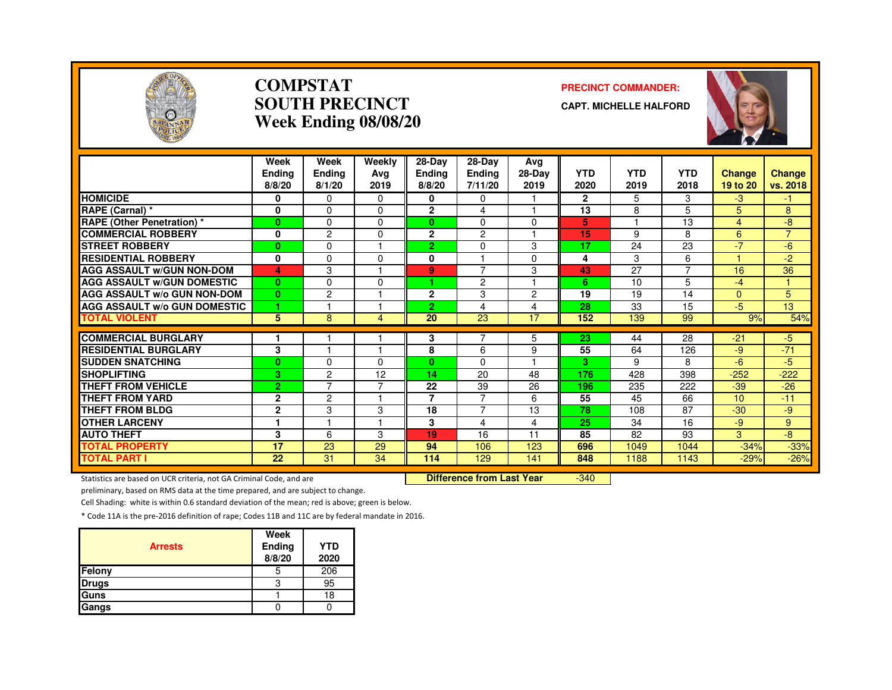# COMPSTAT
# SOUTH PRECINCT
# Week Ending 08/08/20

**PRECINCT COMMANDER:**

**CAPT. MICHELLE HALFORD**

| | Week Ending 8/8/20 | Week Ending 8/1/20 | Weekly Avg 2019 | 28-Day Ending 8/8/20 | 28-Day Ending 7/11/20 | Avg 28-Day 2019 | YTD 2020 | YTD 2019 | YTD 2018 | Change 19 to 20 | Change vs. 2018 |
|---|---|---|---|---|---|---|---|---|---|---|---|
| HOMICIDE | 0 | 0 | 0 | 0 | 0 | 1 | 2 | 5 | 3 | -3 | -1 |
| RAPE (Carnal) * | 0 | 0 | 0 | 2 | 4 | 1 | 13 | 8 | 5 | 5 | 8 |
| RAPE (Other Penetration) * | 0 | 0 | 0 | 0 | 0 | 0 | 5 | 1 | 13 | 4 | -8 |
| COMMERCIAL ROBBERY | 0 | 2 | 0 | 2 | 2 | 1 | 15 | 9 | 8 | 6 | 7 |
| STREET ROBBERY | 0 | 0 | 1 | 2 | 0 | 3 | 17 | 24 | 23 | -7 | -6 |
| RESIDENTIAL ROBBERY | 0 | 0 | 0 | 0 | 1 | 0 | 4 | 3 | 6 | 1 | -2 |
| AGG ASSAULT w/GUN NON-DOM | 4 | 3 | 1 | 9 | 7 | 3 | 43 | 27 | 7 | 16 | 36 |
| AGG ASSAULT w/GUN DOMESTIC | 0 | 0 | 0 | 1 | 2 | 1 | 6 | 10 | 5 | -4 | 1 |
| AGG ASSAULT w/o GUN NON-DOM | 0 | 2 | 1 | 2 | 3 | 2 | 19 | 19 | 14 | 0 | 5 |
| AGG ASSAULT w/o GUN DOMESTIC | 1 | 1 | 1 | 2 | 4 | 4 | 28 | 33 | 15 | -5 | 13 |
| TOTAL VIOLENT | 5 | 8 | 4 | 20 | 23 | 17 | 152 | 139 | 99 | 9% | 54% |
| COMMERCIAL BURGLARY | 1 | 1 | 1 | 3 | 7 | 5 | 23 | 44 | 28 | -21 | -5 |
| RESIDENTIAL BURGLARY | 3 | 1 | 1 | 8 | 6 | 9 | 55 | 64 | 126 | -9 | -71 |
| SUDDEN SNATCHING | 0 | 0 | 0 | 0 | 0 | 1 | 3 | 9 | 8 | -6 | -5 |
| SHOPLIFTING | 3 | 2 | 12 | 14 | 20 | 48 | 176 | 428 | 398 | -252 | -222 |
| THEFT FROM VEHICLE | 2 | 7 | 7 | 22 | 39 | 26 | 196 | 235 | 222 | -39 | -26 |
| THEFT FROM YARD | 2 | 2 | 1 | 7 | 7 | 6 | 55 | 45 | 66 | 10 | -11 |
| THEFT FROM BLDG | 2 | 3 | 3 | 18 | 7 | 13 | 78 | 108 | 87 | -30 | -9 |
| OTHER LARCENY | 1 | 1 | 1 | 3 | 4 | 4 | 25 | 34 | 16 | -9 | 9 |
| AUTO THEFT | 3 | 6 | 3 | 19 | 16 | 11 | 85 | 82 | 93 | 3 | -8 |
| TOTAL PROPERTY | 17 | 23 | 29 | 94 | 106 | 123 | 696 | 1049 | 1044 | -34% | -33% |
| TOTAL PART I | 22 | 31 | 34 | 114 | 129 | 141 | 848 | 1188 | 1143 | -29% | -26% |

**Difference from Last Year** -340

Statistics are based on UCR criteria, not GA Criminal Code, and are preliminary, based on RMS data at the time prepared, and are subject to change.

Cell Shading: white is within 0.6 standard deviation of the mean; red is above; green is below.

* Code 11A is the pre-2016 definition of rape; Codes 11B and 11C are by federal mandate in 2016.

| Arrests | Week Ending 8/8/20 | YTD 2020 |
|---|---|---|
| Felony | 5 | 206 |
| Drugs | 3 | 95 |
| Guns | 1 | 18 |
| Gangs | 0 | 0 |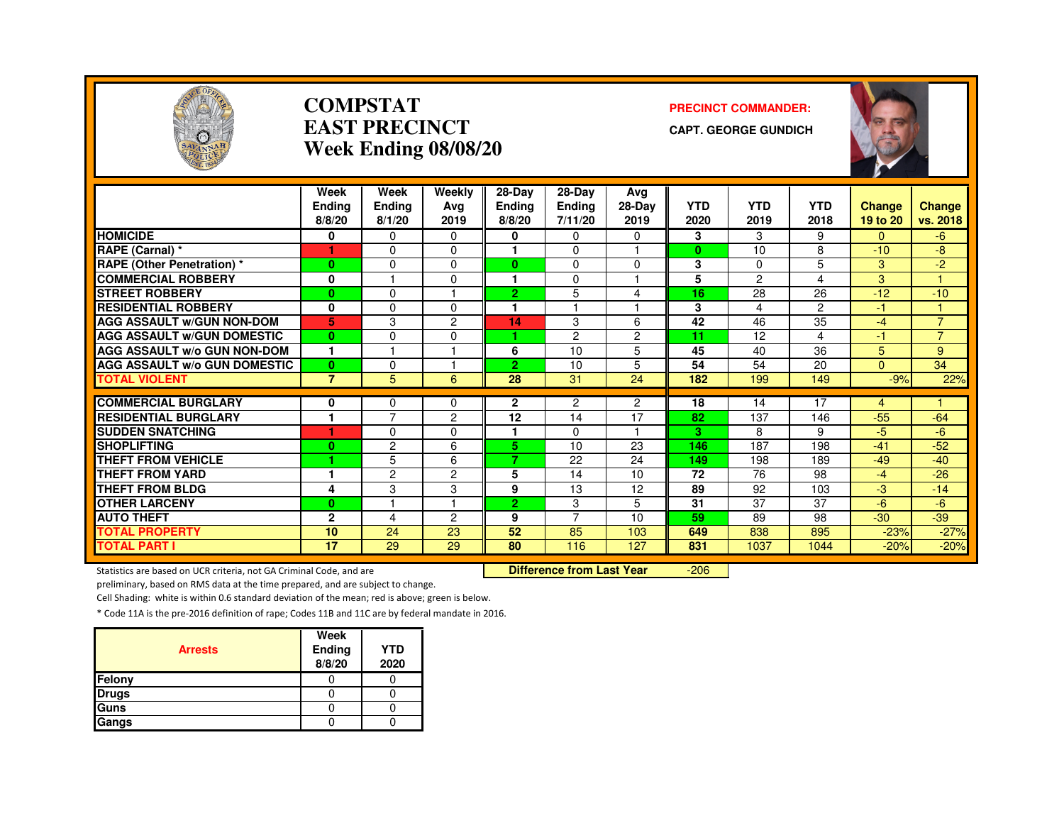# COMPSTAT
# EAST PRECINCT
## Week Ending 08/08/20

**PRECINCT COMMANDER:**

**CAPT. GEORGE GUNDICH**

| | Week Ending 8/8/20 | Week Ending 8/1/20 | Weekly Avg 2019 | 28-Day Ending 8/8/20 | 28-Day Ending 7/11/20 | Avg 28-Day 2019 | YTD 2020 | YTD 2019 | YTD 2018 | Change 19 to 20 | Change vs. 2018 |
|---|---|---|---|---|---|---|---|---|---|---|---|
| HOMICIDE | 0 | 0 | 0 | 0 | 0 | 0 | 3 | 3 | 9 | 0 | -6 |
| RAPE (Carnal) * | 1 | 0 | 0 | 1 | 0 | 1 | 0 | 10 | 8 | -10 | -8 |
| RAPE (Other Penetration) * | 0 | 0 | 0 | 0 | 0 | 0 | 3 | 0 | 5 | 3 | -2 |
| COMMERCIAL ROBBERY | 0 | 1 | 0 | 1 | 0 | 1 | 5 | 2 | 4 | 3 | 1 |
| STREET ROBBERY | 0 | 0 | 1 | 2 | 5 | 4 | 16 | 28 | 26 | -12 | -10 |
| RESIDENTIAL ROBBERY | 0 | 0 | 0 | 1 | 1 | 1 | 3 | 4 | 2 | -1 | 1 |
| AGG ASSAULT w/GUN NON-DOM | 5 | 3 | 2 | 14 | 3 | 6 | 42 | 46 | 35 | -4 | 7 |
| AGG ASSAULT w/GUN DOMESTIC | 0 | 0 | 0 | 1 | 2 | 2 | 11 | 12 | 4 | -1 | 7 |
| AGG ASSAULT w/o GUN NON-DOM | 1 | 1 | 1 | 6 | 10 | 5 | 45 | 40 | 36 | 5 | 9 |
| AGG ASSAULT w/o GUN DOMESTIC | 0 | 0 | 1 | 2 | 10 | 5 | 54 | 54 | 20 | 0 | 34 |
| TOTAL VIOLENT | 7 | 5 | 6 | 28 | 31 | 24 | 182 | 199 | 149 | -9% | 22% |
| COMMERCIAL BURGLARY | 0 | 0 | 0 | 2 | 2 | 2 | 18 | 14 | 17 | 4 | 1 |
| RESIDENTIAL BURGLARY | 1 | 7 | 2 | 12 | 14 | 17 | 82 | 137 | 146 | -55 | -64 |
| SUDDEN SNATCHING | 1 | 0 | 0 | 1 | 0 | 1 | 3 | 8 | 9 | -5 | -6 |
| SHOPLIFTING | 0 | 2 | 6 | 5 | 10 | 23 | 146 | 187 | 198 | -41 | -52 |
| THEFT FROM VEHICLE | 1 | 5 | 6 | 7 | 22 | 24 | 149 | 198 | 189 | -49 | -40 |
| THEFT FROM YARD | 1 | 2 | 2 | 5 | 14 | 10 | 72 | 76 | 98 | -4 | -26 |
| THEFT FROM BLDG | 4 | 3 | 3 | 9 | 13 | 12 | 89 | 92 | 103 | -3 | -14 |
| OTHER LARCENY | 0 | 1 | 1 | 2 | 3 | 5 | 31 | 37 | 37 | -6 | -6 |
| AUTO THEFT | 2 | 4 | 2 | 9 | 7 | 10 | 59 | 89 | 98 | -30 | -39 |
| TOTAL PROPERTY | 10 | 24 | 23 | 52 | 85 | 103 | 649 | 838 | 895 | -23% | -27% |
| TOTAL PART I | 17 | 29 | 29 | 80 | 116 | 127 | 831 | 1037 | 1044 | -20% | -20% |

**Difference from Last Year** -206

Statistics are based on UCR criteria, not GA Criminal Code, and are preliminary, based on RMS data at the time prepared, and are subject to change.

Cell Shading: white is within 0.6 standard deviation of the mean; red is above; green is below.

* Code 11A is the pre-2016 definition of rape; Codes 11B and 11C are by federal mandate in 2016.

| Arrests | Week Ending 8/8/20 | YTD 2020 |
|---|---|---|
| Felony | 0 | 0 |
| Drugs | 0 | 0 |
| Guns | 0 | 0 |
| Gangs | 0 | 0 |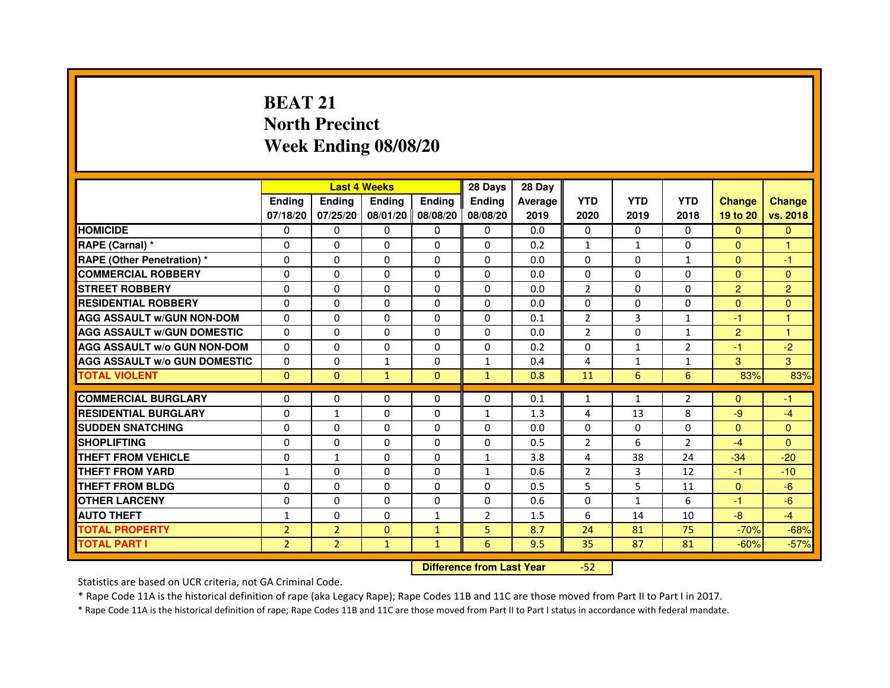# BEAT 21
## North Precinct
## Week Ending 08/08/20

| | Last 4 Weeks | | | | 28 Days | 28 Day | | | | | |
|---|---|---|---|---|---|---|---|---|---|---|---|
| | Ending 07/18/20 | Ending 07/25/20 | Ending 08/01/20 | Ending 08/08/20 | Ending 08/08/20 | Average 2019 | YTD 2020 | YTD 2019 | YTD 2018 | Change 19 to 20 | Change vs. 2018 |
| HOMICIDE | 0 | 0 | 0 | 0 | 0 | 0.0 | 0 | 0 | 0 | 0 | 0 |
| RAPE (Carnal) * | 0 | 0 | 0 | 0 | 0 | 0.2 | 1 | 1 | 0 | 0 | 1 |
| RAPE (Other Penetration) * | 0 | 0 | 0 | 0 | 0 | 0.0 | 0 | 0 | 1 | 0 | -1 |
| COMMERCIAL ROBBERY | 0 | 0 | 0 | 0 | 0 | 0.0 | 0 | 0 | 0 | 0 | 0 |
| STREET ROBBERY | 0 | 0 | 0 | 0 | 0 | 0.0 | 2 | 0 | 0 | 2 | 2 |
| RESIDENTIAL ROBBERY | 0 | 0 | 0 | 0 | 0 | 0.0 | 0 | 0 | 0 | 0 | 0 |
| AGG ASSAULT w/GUN NON-DOM | 0 | 0 | 0 | 0 | 0 | 0.1 | 2 | 3 | 1 | -1 | 1 |
| AGG ASSAULT w/GUN DOMESTIC | 0 | 0 | 0 | 0 | 0 | 0.0 | 2 | 0 | 1 | 2 | 1 |
| AGG ASSAULT w/o GUN NON-DOM | 0 | 0 | 0 | 0 | 0 | 0.2 | 0 | 1 | 2 | -1 | -2 |
| AGG ASSAULT w/o GUN DOMESTIC | 0 | 0 | 1 | 0 | 1 | 0.4 | 4 | 1 | 1 | 3 | 3 |
| TOTAL VIOLENT | 0 | 0 | 1 | 0 | 1 | 0.8 | 11 | 6 | 6 | 83% | 83% |
| COMMERCIAL BURGLARY | 0 | 0 | 0 | 0 | 0 | 0.1 | 1 | 1 | 2 | 0 | -1 |
| RESIDENTIAL BURGLARY | 0 | 1 | 0 | 0 | 1 | 1.3 | 4 | 13 | 8 | -9 | -4 |
| SUDDEN SNATCHING | 0 | 0 | 0 | 0 | 0 | 0.0 | 0 | 0 | 0 | 0 | 0 |
| SHOPLIFTING | 0 | 0 | 0 | 0 | 0 | 0.5 | 2 | 6 | 2 | -4 | 0 |
| THEFT FROM VEHICLE | 0 | 1 | 0 | 0 | 1 | 3.8 | 4 | 38 | 24 | -34 | -20 |
| THEFT FROM YARD | 1 | 0 | 0 | 0 | 1 | 0.6 | 2 | 3 | 12 | -1 | -10 |
| THEFT FROM BLDG | 0 | 0 | 0 | 0 | 0 | 0.5 | 5 | 5 | 11 | 0 | -6 |
| OTHER LARCENY | 0 | 0 | 0 | 0 | 0 | 0.6 | 0 | 1 | 6 | -1 | -6 |
| AUTO THEFT | 1 | 0 | 0 | 1 | 2 | 1.5 | 6 | 14 | 10 | -8 | -4 |
| TOTAL PROPERTY | 2 | 2 | 0 | 1 | 5 | 8.7 | 24 | 81 | 75 | -70% | -68% |
| TOTAL PART I | 2 | 2 | 1 | 1 | 6 | 9.5 | 35 | 87 | 81 | -60% | -57% |

**Difference from Last Year** -52

Statistics are based on UCR criteria, not GA Criminal Code.

* Rape Code 11A is the historical definition of rape (aka Legacy Rape); Rape Codes 11B and 11C are those moved from Part II to Part I in 2017.

* Rape Code 11A is the historical definition of rape; Rape Codes 11B and 11C are those moved from Part II to Part I status in accordance with federal mandate.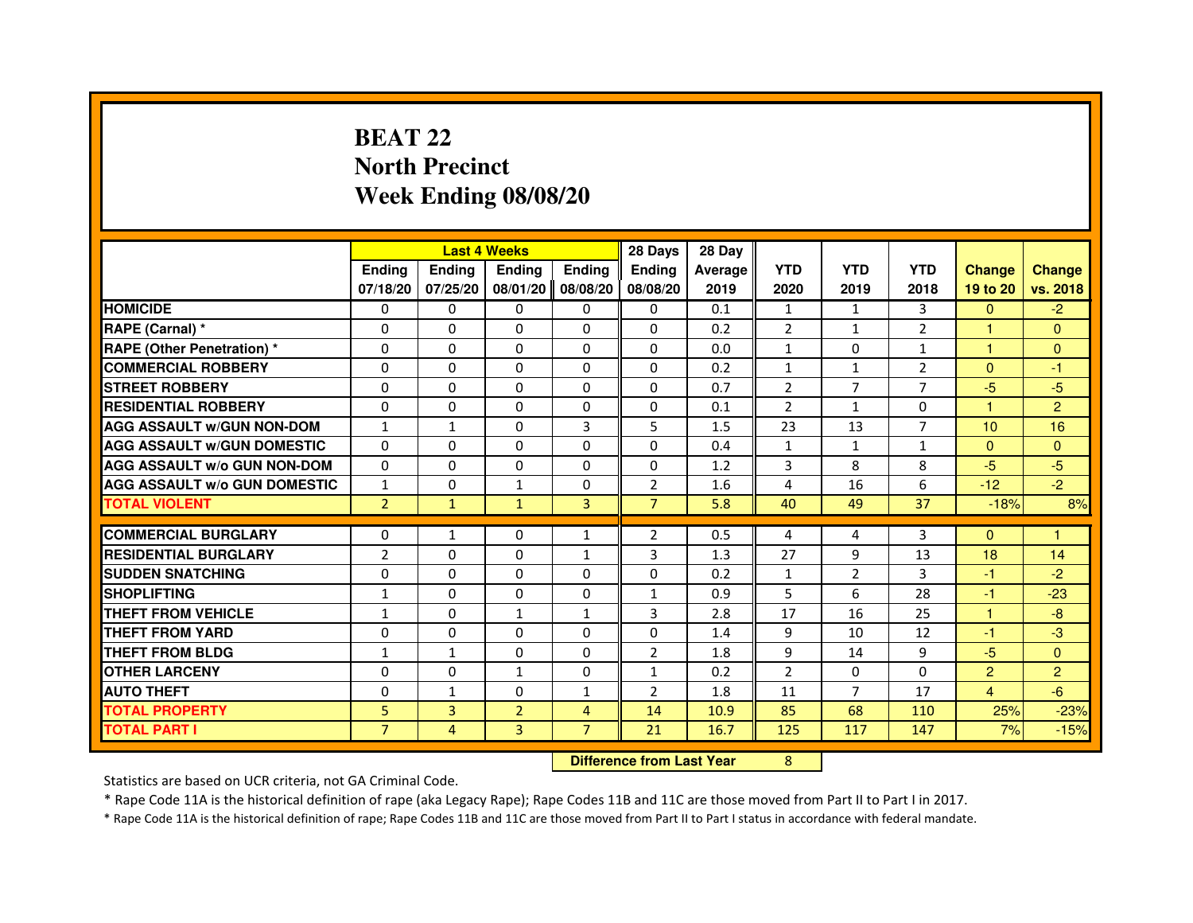# BEAT 22
## North Precinct
## Week Ending 08/08/20

| | Last 4 Weeks | | | | 28 Days | 28 Day | | | | | |
|---|---|---|---|---|---|---|---|---|---|---|---|
| | Ending 07/18/20 | Ending 07/25/20 | Ending 08/01/20 | Ending 08/08/20 | Ending 08/08/20 | Average 2019 | YTD 2020 | YTD 2019 | YTD 2018 | Change 19 to 20 | Change vs. 2018 |
| HOMICIDE | 0 | 0 | 0 | 0 | 0 | 0.1 | 1 | 1 | 3 | 0 | -2 |
| RAPE (Carnal) * | 0 | 0 | 0 | 0 | 0 | 0.2 | 2 | 1 | 2 | 1 | 0 |
| RAPE (Other Penetration) * | 0 | 0 | 0 | 0 | 0 | 0.0 | 1 | 0 | 1 | 1 | 0 |
| COMMERCIAL ROBBERY | 0 | 0 | 0 | 0 | 0 | 0.2 | 1 | 1 | 2 | 0 | -1 |
| STREET ROBBERY | 0 | 0 | 0 | 0 | 0 | 0.7 | 2 | 7 | 7 | -5 | -5 |
| RESIDENTIAL ROBBERY | 0 | 0 | 0 | 0 | 0 | 0.1 | 2 | 1 | 0 | 1 | 2 |
| AGG ASSAULT w/GUN NON-DOM | 1 | 1 | 0 | 3 | 5 | 1.5 | 23 | 13 | 7 | 10 | 16 |
| AGG ASSAULT w/GUN DOMESTIC | 0 | 0 | 0 | 0 | 0 | 0.4 | 1 | 1 | 1 | 0 | 0 |
| AGG ASSAULT w/o GUN NON-DOM | 0 | 0 | 0 | 0 | 0 | 1.2 | 3 | 8 | 8 | -5 | -5 |
| AGG ASSAULT w/o GUN DOMESTIC | 1 | 0 | 1 | 0 | 2 | 1.6 | 4 | 16 | 6 | -12 | -2 |
| TOTAL VIOLENT | 2 | 1 | 1 | 3 | 7 | 5.8 | 40 | 49 | 37 | -18% | 8% |
| COMMERCIAL BURGLARY | 0 | 1 | 0 | 1 | 2 | 0.5 | 4 | 4 | 3 | 0 | 1 |
| RESIDENTIAL BURGLARY | 2 | 0 | 0 | 1 | 3 | 1.3 | 27 | 9 | 13 | 18 | 14 |
| SUDDEN SNATCHING | 0 | 0 | 0 | 0 | 0 | 0.2 | 1 | 2 | 3 | -1 | -2 |
| SHOPLIFTING | 1 | 0 | 0 | 0 | 1 | 0.9 | 5 | 6 | 28 | -1 | -23 |
| THEFT FROM VEHICLE | 1 | 0 | 1 | 1 | 3 | 2.8 | 17 | 16 | 25 | 1 | -8 |
| THEFT FROM YARD | 0 | 0 | 0 | 0 | 0 | 1.4 | 9 | 10 | 12 | -1 | -3 |
| THEFT FROM BLDG | 1 | 1 | 0 | 0 | 2 | 1.8 | 9 | 14 | 9 | -5 | 0 |
| OTHER LARCENY | 0 | 0 | 1 | 0 | 1 | 0.2 | 2 | 0 | 0 | 2 | 2 |
| AUTO THEFT | 0 | 1 | 0 | 1 | 2 | 1.8 | 11 | 7 | 17 | 4 | -6 |
| TOTAL PROPERTY | 5 | 3 | 2 | 4 | 14 | 10.9 | 85 | 68 | 110 | 25% | -23% |
| TOTAL PART I | 7 | 4 | 3 | 7 | 21 | 16.7 | 125 | 117 | 147 | 7% | -15% |

| Difference from Last Year | 8 |
|---|---|

Statistics are based on UCR criteria, not GA Criminal Code.

* Rape Code 11A is the historical definition of rape (aka Legacy Rape); Rape Codes 11B and 11C are those moved from Part II to Part I in 2017.

* Rape Code 11A is the historical definition of rape; Rape Codes 11B and 11C are those moved from Part II to Part I status in accordance with federal mandate.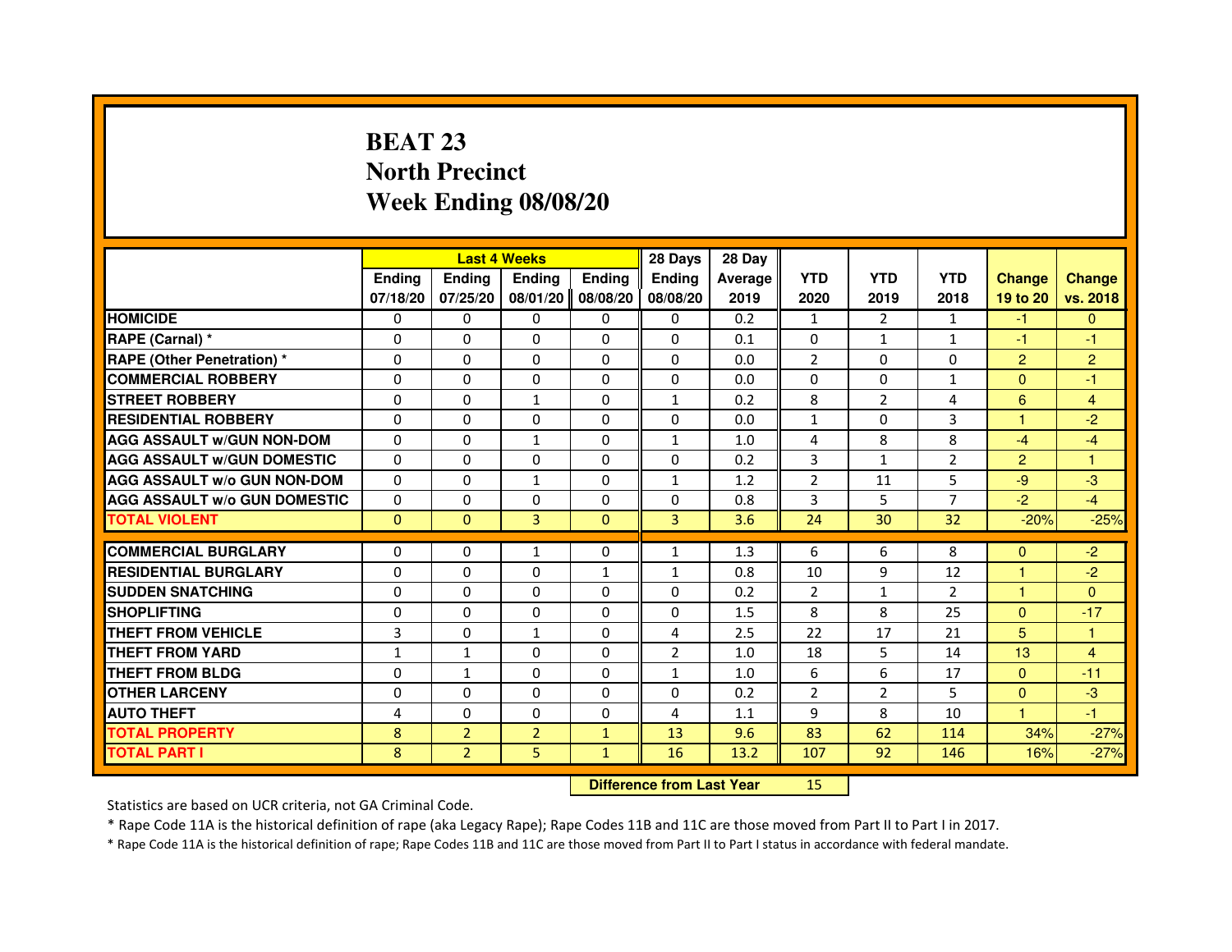# BEAT 23
## North Precinct
## Week Ending 08/08/20

| | Last 4 Weeks | | | | 28 Days | 28 Day | | | | | |
|---|---|---|---|---|---|---|---|---|---|---|---|
| | Ending 07/18/20 | Ending 07/25/20 | Ending 08/01/20 | Ending 08/08/20 | Ending 08/08/20 | Average 2019 | YTD 2020 | YTD 2019 | YTD 2018 | Change 19 to 20 | Change vs. 2018 |
| HOMICIDE | 0 | 0 | 0 | 0 | 0 | 0.2 | 1 | 2 | 1 | -1 | 0 |
| RAPE (Carnal) * | 0 | 0 | 0 | 0 | 0 | 0.1 | 0 | 1 | 1 | -1 | -1 |
| RAPE (Other Penetration) * | 0 | 0 | 0 | 0 | 0 | 0.0 | 2 | 0 | 0 | 2 | 2 |
| COMMERCIAL ROBBERY | 0 | 0 | 0 | 0 | 0 | 0.0 | 0 | 0 | 1 | 0 | -1 |
| STREET ROBBERY | 0 | 0 | 1 | 0 | 1 | 0.2 | 8 | 2 | 4 | 6 | 4 |
| RESIDENTIAL ROBBERY | 0 | 0 | 0 | 0 | 0 | 0.0 | 1 | 0 | 3 | 1 | -2 |
| AGG ASSAULT w/GUN NON-DOM | 0 | 0 | 1 | 0 | 1 | 1.0 | 4 | 8 | 8 | -4 | -4 |
| AGG ASSAULT w/GUN DOMESTIC | 0 | 0 | 0 | 0 | 0 | 0.2 | 3 | 1 | 2 | 2 | 1 |
| AGG ASSAULT w/o GUN NON-DOM | 0 | 0 | 1 | 0 | 1 | 1.2 | 2 | 11 | 5 | -9 | -3 |
| AGG ASSAULT w/o GUN DOMESTIC | 0 | 0 | 0 | 0 | 0 | 0.8 | 3 | 5 | 7 | -2 | -4 |
| TOTAL VIOLENT | 0 | 0 | 3 | 0 | 3 | 3.6 | 24 | 30 | 32 | -20% | -25% |
| COMMERCIAL BURGLARY | 0 | 0 | 1 | 0 | 1 | 1.3 | 6 | 6 | 8 | 0 | -2 |
| RESIDENTIAL BURGLARY | 0 | 0 | 0 | 1 | 1 | 0.8 | 10 | 9 | 12 | 1 | -2 |
| SUDDEN SNATCHING | 0 | 0 | 0 | 0 | 0 | 0.2 | 2 | 1 | 2 | 1 | 0 |
| SHOPLIFTING | 0 | 0 | 0 | 0 | 0 | 1.5 | 8 | 8 | 25 | 0 | -17 |
| THEFT FROM VEHICLE | 3 | 0 | 1 | 0 | 4 | 2.5 | 22 | 17 | 21 | 5 | 1 |
| THEFT FROM YARD | 1 | 1 | 0 | 0 | 2 | 1.0 | 18 | 5 | 14 | 13 | 4 |
| THEFT FROM BLDG | 0 | 1 | 0 | 0 | 1 | 1.0 | 6 | 6 | 17 | 0 | -11 |
| OTHER LARCENY | 0 | 0 | 0 | 0 | 0 | 0.2 | 2 | 2 | 5 | 0 | -3 |
| AUTO THEFT | 4 | 0 | 0 | 0 | 4 | 1.1 | 9 | 8 | 10 | 1 | -1 |
| TOTAL PROPERTY | 8 | 2 | 2 | 1 | 13 | 9.6 | 83 | 62 | 114 | 34% | -27% |
| TOTAL PART I | 8 | 2 | 5 | 1 | 16 | 13.2 | 107 | 92 | 146 | 16% | -27% |

**Difference from Last Year** 15

Statistics are based on UCR criteria, not GA Criminal Code.

* Rape Code 11A is the historical definition of rape (aka Legacy Rape); Rape Codes 11B and 11C are those moved from Part II to Part I in 2017.

* Rape Code 11A is the historical definition of rape; Rape Codes 11B and 11C are those moved from Part II to Part I status in accordance with federal mandate.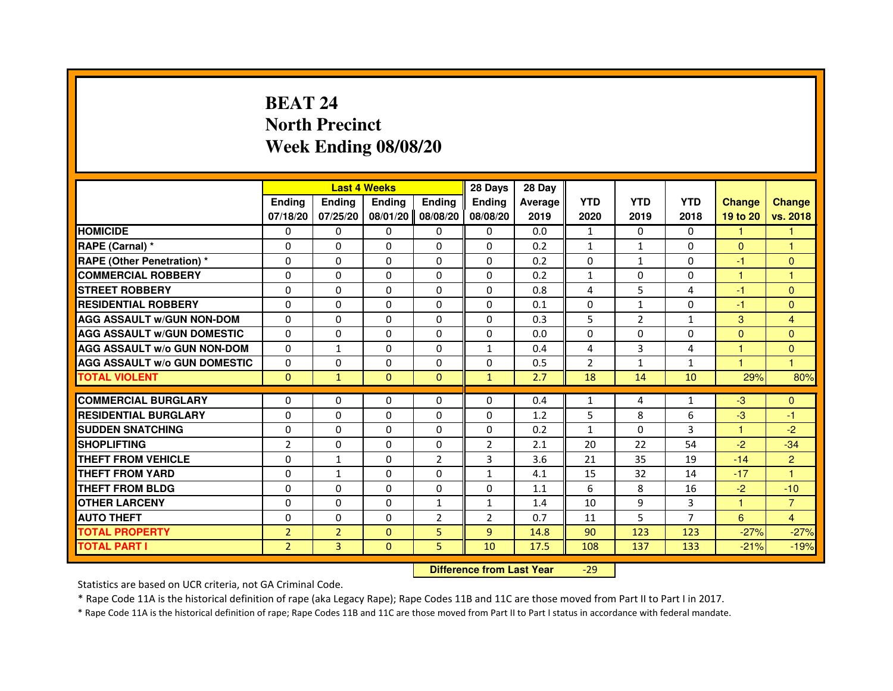# BEAT 24
# North Precinct
# Week Ending 08/08/20

| | Last 4 Weeks | | | | 28 Days | 28 Day | | | | | |
|---|---|---|---|---|---|---|---|---|---|---|---|
| | Ending 07/18/20 | Ending 07/25/20 | Ending 08/01/20 | Ending 08/08/20 | Ending 08/08/20 | Average 2019 | YTD 2020 | YTD 2019 | YTD 2018 | Change 19 to 20 | Change vs. 2018 |
| HOMICIDE | 0 | 0 | 0 | 0 | 0 | 0.0 | 1 | 0 | 0 | 1 | 1 |
| RAPE (Carnal) * | 0 | 0 | 0 | 0 | 0 | 0.2 | 1 | 1 | 0 | 0 | 1 |
| RAPE (Other Penetration) * | 0 | 0 | 0 | 0 | 0 | 0.2 | 0 | 1 | 0 | -1 | 0 |
| COMMERCIAL ROBBERY | 0 | 0 | 0 | 0 | 0 | 0.2 | 1 | 0 | 0 | 1 | 1 |
| STREET ROBBERY | 0 | 0 | 0 | 0 | 0 | 0.8 | 4 | 5 | 4 | -1 | 0 |
| RESIDENTIAL ROBBERY | 0 | 0 | 0 | 0 | 0 | 0.1 | 0 | 1 | 0 | -1 | 0 |
| AGG ASSAULT w/GUN NON-DOM | 0 | 0 | 0 | 0 | 0 | 0.3 | 5 | 2 | 1 | 3 | 4 |
| AGG ASSAULT w/GUN DOMESTIC | 0 | 0 | 0 | 0 | 0 | 0.0 | 0 | 0 | 0 | 0 | 0 |
| AGG ASSAULT w/o GUN NON-DOM | 0 | 1 | 0 | 0 | 1 | 0.4 | 4 | 3 | 4 | 1 | 0 |
| AGG ASSAULT w/o GUN DOMESTIC | 0 | 0 | 0 | 0 | 0 | 0.5 | 2 | 1 | 1 | 1 | 1 |
| TOTAL VIOLENT | 0 | 1 | 0 | 0 | 1 | 2.7 | 18 | 14 | 10 | 29% | 80% |
| COMMERCIAL BURGLARY | 0 | 0 | 0 | 0 | 0 | 0.4 | 1 | 4 | 1 | -3 | 0 |
| RESIDENTIAL BURGLARY | 0 | 0 | 0 | 0 | 0 | 1.2 | 5 | 8 | 6 | -3 | -1 |
| SUDDEN SNATCHING | 0 | 0 | 0 | 0 | 0 | 0.2 | 1 | 0 | 3 | 1 | -2 |
| SHOPLIFTING | 2 | 0 | 0 | 0 | 2 | 2.1 | 20 | 22 | 54 | -2 | -34 |
| THEFT FROM VEHICLE | 0 | 1 | 0 | 2 | 3 | 3.6 | 21 | 35 | 19 | -14 | 2 |
| THEFT FROM YARD | 0 | 1 | 0 | 0 | 1 | 4.1 | 15 | 32 | 14 | -17 | 1 |
| THEFT FROM BLDG | 0 | 0 | 0 | 0 | 0 | 1.1 | 6 | 8 | 16 | -2 | -10 |
| OTHER LARCENY | 0 | 0 | 0 | 1 | 1 | 1.4 | 10 | 9 | 3 | 1 | 7 |
| AUTO THEFT | 0 | 0 | 0 | 2 | 2 | 0.7 | 11 | 5 | 7 | 6 | 4 |
| TOTAL PROPERTY | 2 | 2 | 0 | 5 | 9 | 14.8 | 90 | 123 | 123 | -27% | -27% |
| TOTAL PART I | 2 | 3 | 0 | 5 | 10 | 17.5 | 108 | 137 | 133 | -21% | -19% |

**Difference from Last Year** -29

Statistics are based on UCR criteria, not GA Criminal Code.

* Rape Code 11A is the historical definition of rape (aka Legacy Rape); Rape Codes 11B and 11C are those moved from Part II to Part I in 2017.

* Rape Code 11A is the historical definition of rape; Rape Codes 11B and 11C are those moved from Part II to Part I status in accordance with federal mandate.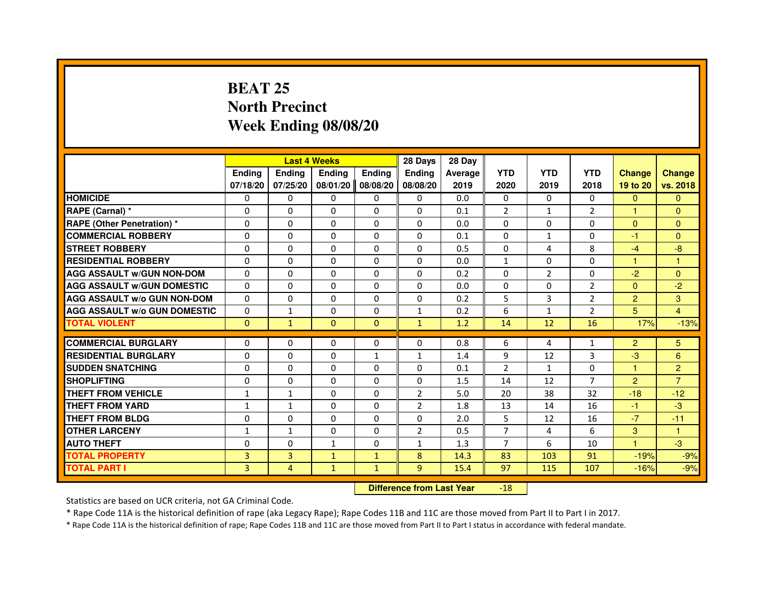# BEAT 25
# North Precinct
# Week Ending 08/08/20

| | Last 4 Weeks | | | | 28 Days | 28 Day | | | | | |
|---|---|---|---|---|---|---|---|---|---|---|---|
| | Ending 07/18/20 | Ending 07/25/20 | Ending 08/01/20 | Ending 08/08/20 | Ending 08/08/20 | Average 2019 | YTD 2020 | YTD 2019 | YTD 2018 | Change 19 to 20 | Change vs. 2018 |
| HOMICIDE | 0 | 0 | 0 | 0 | 0 | 0.0 | 0 | 0 | 0 | 0 | 0 |
| RAPE (Carnal) * | 0 | 0 | 0 | 0 | 0 | 0.1 | 2 | 1 | 2 | 1 | 0 |
| RAPE (Other Penetration) * | 0 | 0 | 0 | 0 | 0 | 0.0 | 0 | 0 | 0 | 0 | 0 |
| COMMERCIAL ROBBERY | 0 | 0 | 0 | 0 | 0 | 0.1 | 0 | 1 | 0 | -1 | 0 |
| STREET ROBBERY | 0 | 0 | 0 | 0 | 0 | 0.5 | 0 | 4 | 8 | -4 | -8 |
| RESIDENTIAL ROBBERY | 0 | 0 | 0 | 0 | 0 | 0.0 | 1 | 0 | 0 | 1 | 1 |
| AGG ASSAULT w/GUN NON-DOM | 0 | 0 | 0 | 0 | 0 | 0.2 | 0 | 2 | 0 | -2 | 0 |
| AGG ASSAULT w/GUN DOMESTIC | 0 | 0 | 0 | 0 | 0 | 0.0 | 0 | 0 | 2 | 0 | -2 |
| AGG ASSAULT w/o GUN NON-DOM | 0 | 0 | 0 | 0 | 0 | 0.2 | 5 | 3 | 2 | 2 | 3 |
| AGG ASSAULT w/o GUN DOMESTIC | 0 | 1 | 0 | 0 | 1 | 0.2 | 6 | 1 | 2 | 5 | 4 |
| TOTAL VIOLENT | 0 | 1 | 0 | 0 | 1 | 1.2 | 14 | 12 | 16 | 17% | -13% |
| COMMERCIAL BURGLARY | 0 | 0 | 0 | 0 | 0 | 0.8 | 6 | 4 | 1 | 2 | 5 |
| RESIDENTIAL BURGLARY | 0 | 0 | 0 | 1 | 1 | 1.4 | 9 | 12 | 3 | -3 | 6 |
| SUDDEN SNATCHING | 0 | 0 | 0 | 0 | 0 | 0.1 | 2 | 1 | 0 | 1 | 2 |
| SHOPLIFTING | 0 | 0 | 0 | 0 | 0 | 1.5 | 14 | 12 | 7 | 2 | 7 |
| THEFT FROM VEHICLE | 1 | 1 | 0 | 0 | 2 | 5.0 | 20 | 38 | 32 | -18 | -12 |
| THEFT FROM YARD | 1 | 1 | 0 | 0 | 2 | 1.8 | 13 | 14 | 16 | -1 | -3 |
| THEFT FROM BLDG | 0 | 0 | 0 | 0 | 0 | 2.0 | 5 | 12 | 16 | -7 | -11 |
| OTHER LARCENY | 1 | 1 | 0 | 0 | 2 | 0.5 | 7 | 4 | 6 | 3 | 1 |
| AUTO THEFT | 0 | 0 | 1 | 0 | 1 | 1.3 | 7 | 6 | 10 | 1 | -3 |
| TOTAL PROPERTY | 3 | 3 | 1 | 1 | 8 | 14.3 | 83 | 103 | 91 | -19% | -9% |
| TOTAL PART I | 3 | 4 | 1 | 1 | 9 | 15.4 | 97 | 115 | 107 | -16% | -9% |

**Difference from Last Year** -18

Statistics are based on UCR criteria, not GA Criminal Code.

* Rape Code 11A is the historical definition of rape (aka Legacy Rape); Rape Codes 11B and 11C are those moved from Part II to Part I in 2017.

* Rape Code 11A is the historical definition of rape; Rape Codes 11B and 11C are those moved from Part II to Part I status in accordance with federal mandate.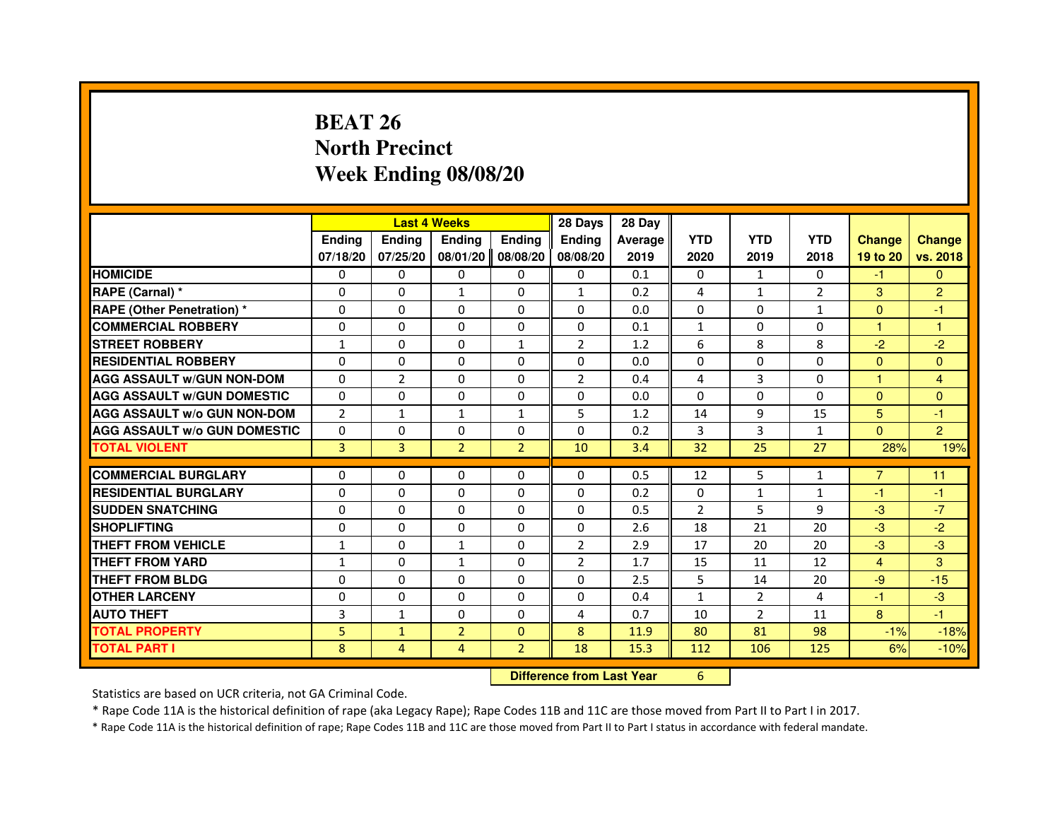# BEAT 26
## North Precinct
## Week Ending 08/08/20

| | Last 4 Weeks | | | | 28 Days | 28 Day | | | | | |
|---|---|---|---|---|---|---|---|---|---|---|---|
| | Ending 07/18/20 | Ending 07/25/20 | Ending 08/01/20 | Ending 08/08/20 | Ending 08/08/20 | Average 2019 | YTD 2020 | YTD 2019 | YTD 2018 | Change 19 to 20 | Change vs. 2018 |
| HOMICIDE | 0 | 0 | 0 | 0 | 0 | 0.1 | 0 | 1 | 0 | -1 | 0 |
| RAPE (Carnal) * | 0 | 0 | 1 | 0 | 1 | 0.2 | 4 | 1 | 2 | 3 | 2 |
| RAPE (Other Penetration) * | 0 | 0 | 0 | 0 | 0 | 0.0 | 0 | 0 | 1 | 0 | -1 |
| COMMERCIAL ROBBERY | 0 | 0 | 0 | 0 | 0 | 0.1 | 1 | 0 | 0 | 1 | 1 |
| STREET ROBBERY | 1 | 0 | 0 | 1 | 2 | 1.2 | 6 | 8 | 8 | -2 | -2 |
| RESIDENTIAL ROBBERY | 0 | 0 | 0 | 0 | 0 | 0.0 | 0 | 0 | 0 | 0 | 0 |
| AGG ASSAULT w/GUN NON-DOM | 0 | 2 | 0 | 0 | 2 | 0.4 | 4 | 3 | 0 | 1 | 4 |
| AGG ASSAULT w/GUN DOMESTIC | 0 | 0 | 0 | 0 | 0 | 0.0 | 0 | 0 | 0 | 0 | 0 |
| AGG ASSAULT w/o GUN NON-DOM | 2 | 1 | 1 | 1 | 5 | 1.2 | 14 | 9 | 15 | 5 | -1 |
| AGG ASSAULT w/o GUN DOMESTIC | 0 | 0 | 0 | 0 | 0 | 0.2 | 3 | 3 | 1 | 0 | 2 |
| TOTAL VIOLENT | 3 | 3 | 2 | 2 | 10 | 3.4 | 32 | 25 | 27 | 28% | 19% |
| COMMERCIAL BURGLARY | 0 | 0 | 0 | 0 | 0 | 0.5 | 12 | 5 | 1 | 7 | 11 |
| RESIDENTIAL BURGLARY | 0 | 0 | 0 | 0 | 0 | 0.2 | 0 | 1 | 1 | -1 | -1 |
| SUDDEN SNATCHING | 0 | 0 | 0 | 0 | 0 | 0.5 | 2 | 5 | 9 | -3 | -7 |
| SHOPLIFTING | 0 | 0 | 0 | 0 | 0 | 2.6 | 18 | 21 | 20 | -3 | -2 |
| THEFT FROM VEHICLE | 1 | 0 | 1 | 0 | 2 | 2.9 | 17 | 20 | 20 | -3 | -3 |
| THEFT FROM YARD | 1 | 0 | 1 | 0 | 2 | 1.7 | 15 | 11 | 12 | 4 | 3 |
| THEFT FROM BLDG | 0 | 0 | 0 | 0 | 0 | 2.5 | 5 | 14 | 20 | -9 | -15 |
| OTHER LARCENY | 0 | 0 | 0 | 0 | 0 | 0.4 | 1 | 2 | 4 | -1 | -3 |
| AUTO THEFT | 3 | 1 | 0 | 0 | 4 | 0.7 | 10 | 2 | 11 | 8 | -1 |
| TOTAL PROPERTY | 5 | 1 | 2 | 0 | 8 | 11.9 | 80 | 81 | 98 | -1% | -18% |
| TOTAL PART I | 8 | 4 | 4 | 2 | 18 | 15.3 | 112 | 106 | 125 | 6% | -10% |

**Difference from Last Year** 6

Statistics are based on UCR criteria, not GA Criminal Code.

* Rape Code 11A is the historical definition of rape (aka Legacy Rape); Rape Codes 11B and 11C are those moved from Part II to Part I in 2017.

* Rape Code 11A is the historical definition of rape; Rape Codes 11B and 11C are those moved from Part II to Part I status in accordance with federal mandate.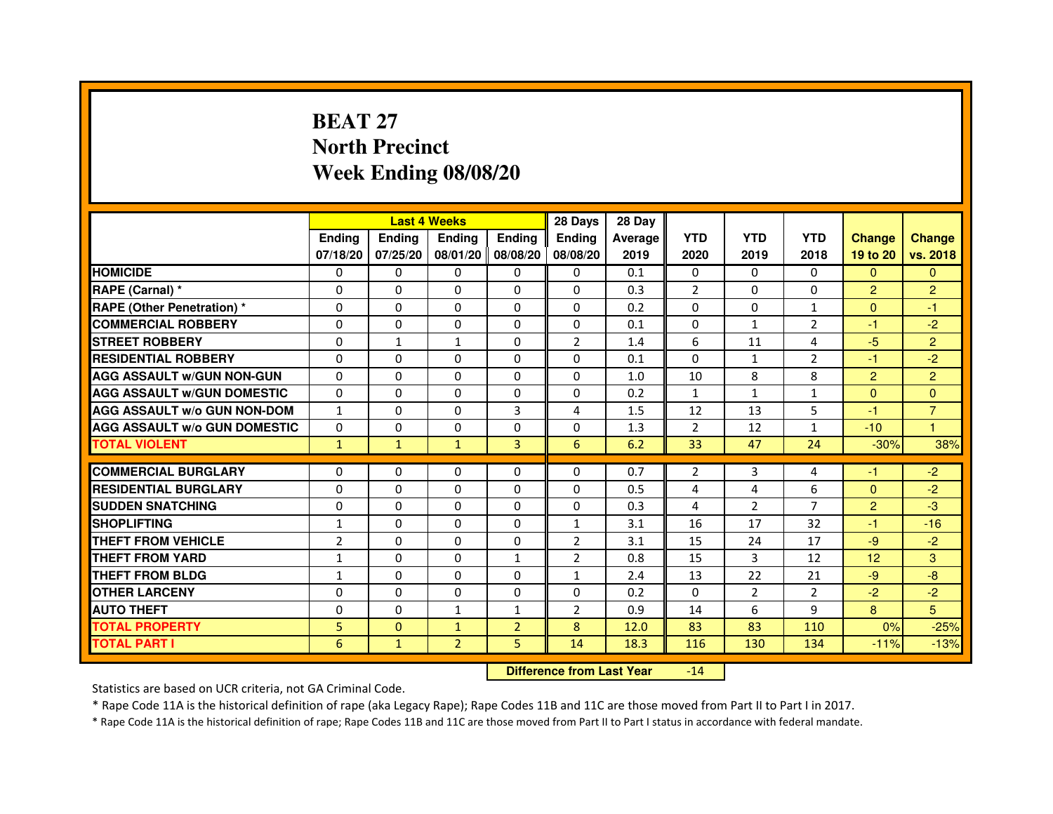# BEAT 27
# North Precinct
# Week Ending 08/08/20

| | Last 4 Weeks | | | | 28 Days | 28 Day | | | | | |
|---|---|---|---|---|---|---|---|---|---|---|---|
| | Ending 07/18/20 | Ending 07/25/20 | Ending 08/01/20 | Ending 08/08/20 | Ending 08/08/20 | Average 2019 | YTD 2020 | YTD 2019 | YTD 2018 | Change 19 to 20 | Change vs. 2018 |
| HOMICIDE | 0 | 0 | 0 | 0 | 0 | 0.1 | 0 | 0 | 0 | 0 | 0 |
| RAPE (Carnal) * | 0 | 0 | 0 | 0 | 0 | 0.3 | 2 | 0 | 0 | 2 | 2 |
| RAPE (Other Penetration) * | 0 | 0 | 0 | 0 | 0 | 0.2 | 0 | 0 | 1 | 0 | -1 |
| COMMERCIAL ROBBERY | 0 | 0 | 0 | 0 | 0 | 0.1 | 0 | 1 | 2 | -1 | -2 |
| STREET ROBBERY | 0 | 1 | 1 | 0 | 2 | 1.4 | 6 | 11 | 4 | -5 | 2 |
| RESIDENTIAL ROBBERY | 0 | 0 | 0 | 0 | 0 | 0.1 | 0 | 1 | 2 | -1 | -2 |
| AGG ASSAULT w/GUN NON-GUN | 0 | 0 | 0 | 0 | 0 | 1.0 | 10 | 8 | 8 | 2 | 2 |
| AGG ASSAULT w/GUN DOMESTIC | 0 | 0 | 0 | 0 | 0 | 0.2 | 1 | 1 | 1 | 0 | 0 |
| AGG ASSAULT w/o GUN NON-DOM | 1 | 0 | 0 | 3 | 4 | 1.5 | 12 | 13 | 5 | -1 | 7 |
| AGG ASSAULT w/o GUN DOMESTIC | 0 | 0 | 0 | 0 | 0 | 1.3 | 2 | 12 | 1 | -10 | 1 |
| TOTAL VIOLENT | 1 | 1 | 1 | 3 | 6 | 6.2 | 33 | 47 | 24 | -30% | 38% |
| COMMERCIAL BURGLARY | 0 | 0 | 0 | 0 | 0 | 0.7 | 2 | 3 | 4 | -1 | -2 |
| RESIDENTIAL BURGLARY | 0 | 0 | 0 | 0 | 0 | 0.5 | 4 | 4 | 6 | 0 | -2 |
| SUDDEN SNATCHING | 0 | 0 | 0 | 0 | 0 | 0.3 | 4 | 2 | 7 | 2 | -3 |
| SHOPLIFTING | 1 | 0 | 0 | 0 | 1 | 3.1 | 16 | 17 | 32 | -1 | -16 |
| THEFT FROM VEHICLE | 2 | 0 | 0 | 0 | 2 | 3.1 | 15 | 24 | 17 | -9 | -2 |
| THEFT FROM YARD | 1 | 0 | 0 | 1 | 2 | 0.8 | 15 | 3 | 12 | 12 | 3 |
| THEFT FROM BLDG | 1 | 0 | 0 | 0 | 1 | 2.4 | 13 | 22 | 21 | -9 | -8 |
| OTHER LARCENY | 0 | 0 | 0 | 0 | 0 | 0.2 | 0 | 2 | 2 | -2 | -2 |
| AUTO THEFT | 0 | 0 | 1 | 1 | 2 | 0.9 | 14 | 6 | 9 | 8 | 5 |
| TOTAL PROPERTY | 5 | 0 | 1 | 2 | 8 | 12.0 | 83 | 83 | 110 | 0% | -25% |
| TOTAL PART I | 6 | 1 | 2 | 5 | 14 | 18.3 | 116 | 130 | 134 | -11% | -13% |

**Difference from Last Year** -14

Statistics are based on UCR criteria, not GA Criminal Code.

* Rape Code 11A is the historical definition of rape (aka Legacy Rape); Rape Codes 11B and 11C are those moved from Part II to Part I in 2017.

* Rape Code 11A is the historical definition of rape; Rape Codes 11B and 11C are those moved from Part II to Part I status in accordance with federal mandate.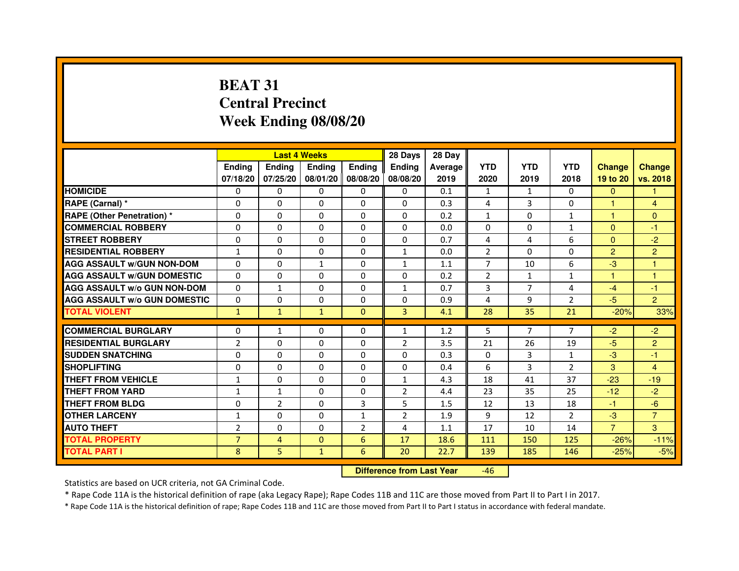# BEAT 31
## Central Precinct
## Week Ending 08/08/20

| | Last 4 Weeks | | | | 28 Days | 28 Day | | | | | |
|---|---|---|---|---|---|---|---|---|---|---|---|
| | Ending 07/18/20 | Ending 07/25/20 | Ending 08/01/20 | Ending 08/08/20 | Ending 08/08/20 | Average 2019 | YTD 2020 | YTD 2019 | YTD 2018 | Change 19 to 20 | Change vs. 2018 |
| HOMICIDE | 0 | 0 | 0 | 0 | 0 | 0.1 | 1 | 1 | 0 | 0 | 1 |
| RAPE (Carnal) * | 0 | 0 | 0 | 0 | 0 | 0.3 | 4 | 3 | 0 | 1 | 4 |
| RAPE (Other Penetration) * | 0 | 0 | 0 | 0 | 0 | 0.2 | 1 | 0 | 1 | 1 | 0 |
| COMMERCIAL ROBBERY | 0 | 0 | 0 | 0 | 0 | 0.0 | 0 | 0 | 1 | 0 | -1 |
| STREET ROBBERY | 0 | 0 | 0 | 0 | 0 | 0.7 | 4 | 4 | 6 | 0 | -2 |
| RESIDENTIAL ROBBERY | 1 | 0 | 0 | 0 | 1 | 0.0 | 2 | 0 | 0 | 2 | 2 |
| AGG ASSAULT w/GUN NON-DOM | 0 | 0 | 1 | 0 | 1 | 1.1 | 7 | 10 | 6 | -3 | 1 |
| AGG ASSAULT w/GUN DOMESTIC | 0 | 0 | 0 | 0 | 0 | 0.2 | 2 | 1 | 1 | 1 | 1 |
| AGG ASSAULT w/o GUN NON-DOM | 0 | 1 | 0 | 0 | 1 | 0.7 | 3 | 7 | 4 | -4 | -1 |
| AGG ASSAULT w/o GUN DOMESTIC | 0 | 0 | 0 | 0 | 0 | 0.9 | 4 | 9 | 2 | -5 | 2 |
| TOTAL VIOLENT | 1 | 1 | 1 | 0 | 3 | 4.1 | 28 | 35 | 21 | -20% | 33% |
| COMMERCIAL BURGLARY | 0 | 1 | 0 | 0 | 1 | 1.2 | 5 | 7 | 7 | -2 | -2 |
| RESIDENTIAL BURGLARY | 2 | 0 | 0 | 0 | 2 | 3.5 | 21 | 26 | 19 | -5 | 2 |
| SUDDEN SNATCHING | 0 | 0 | 0 | 0 | 0 | 0.3 | 0 | 3 | 1 | -3 | -1 |
| SHOPLIFTING | 0 | 0 | 0 | 0 | 0 | 0.4 | 6 | 3 | 2 | 3 | 4 |
| THEFT FROM VEHICLE | 1 | 0 | 0 | 0 | 1 | 4.3 | 18 | 41 | 37 | -23 | -19 |
| THEFT FROM YARD | 1 | 1 | 0 | 0 | 2 | 4.4 | 23 | 35 | 25 | -12 | -2 |
| THEFT FROM BLDG | 0 | 2 | 0 | 3 | 5 | 1.5 | 12 | 13 | 18 | -1 | -6 |
| OTHER LARCENY | 1 | 0 | 0 | 1 | 2 | 1.9 | 9 | 12 | 2 | -3 | 7 |
| AUTO THEFT | 2 | 0 | 0 | 2 | 4 | 1.1 | 17 | 10 | 14 | 7 | 3 |
| TOTAL PROPERTY | 7 | 4 | 0 | 6 | 17 | 18.6 | 111 | 150 | 125 | -26% | -11% |
| TOTAL PART I | 8 | 5 | 1 | 6 | 20 | 22.7 | 139 | 185 | 146 | -25% | -5% |

**Difference from Last Year** -46

Statistics are based on UCR criteria, not GA Criminal Code.

* Rape Code 11A is the historical definition of rape (aka Legacy Rape); Rape Codes 11B and 11C are those moved from Part II to Part I in 2017.

* Rape Code 11A is the historical definition of rape; Rape Codes 11B and 11C are those moved from Part II to Part I status in accordance with federal mandate.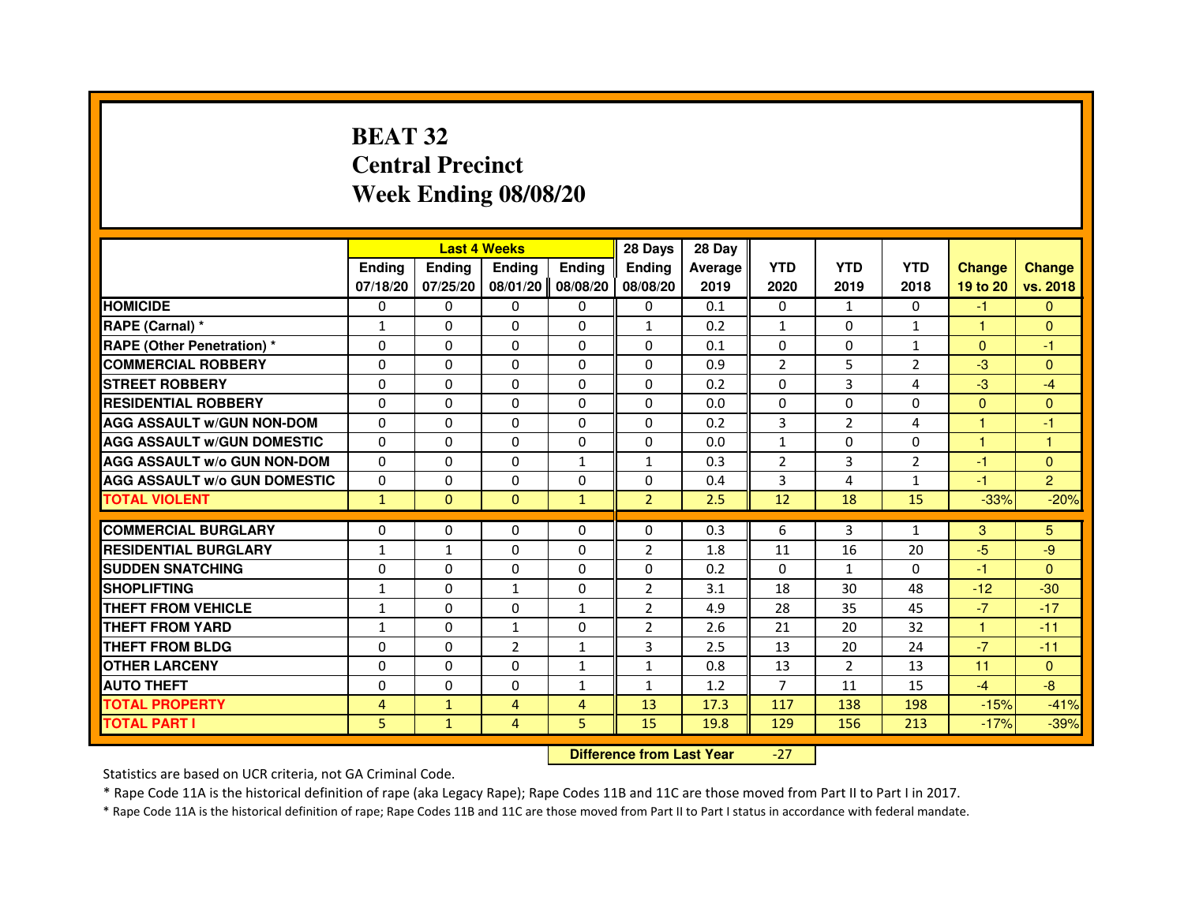# BEAT 32
# Central Precinct
# Week Ending 08/08/20

| | Last 4 Weeks | | | | 28 Days | 28 Day | | | | | |
|---|---|---|---|---|---|---|---|---|---|---|---|
| | Ending 07/18/20 | Ending 07/25/20 | Ending 08/01/20 | Ending 08/08/20 | Ending 08/08/20 | Average 2019 | YTD 2020 | YTD 2019 | YTD 2018 | Change 19 to 20 | Change vs. 2018 |
| HOMICIDE | 0 | 0 | 0 | 0 | 0 | 0.1 | 0 | 1 | 0 | -1 | 0 |
| RAPE (Carnal) * | 1 | 0 | 0 | 0 | 1 | 0.2 | 1 | 0 | 1 | 1 | 0 |
| RAPE (Other Penetration) * | 0 | 0 | 0 | 0 | 0 | 0.1 | 0 | 0 | 1 | 0 | -1 |
| COMMERCIAL ROBBERY | 0 | 0 | 0 | 0 | 0 | 0.9 | 2 | 5 | 2 | -3 | 0 |
| STREET ROBBERY | 0 | 0 | 0 | 0 | 0 | 0.2 | 0 | 3 | 4 | -3 | -4 |
| RESIDENTIAL ROBBERY | 0 | 0 | 0 | 0 | 0 | 0.0 | 0 | 0 | 0 | 0 | 0 |
| AGG ASSAULT w/GUN NON-DOM | 0 | 0 | 0 | 0 | 0 | 0.2 | 3 | 2 | 4 | 1 | -1 |
| AGG ASSAULT w/GUN DOMESTIC | 0 | 0 | 0 | 0 | 0 | 0.0 | 1 | 0 | 0 | 1 | 1 |
| AGG ASSAULT w/o GUN NON-DOM | 0 | 0 | 0 | 1 | 1 | 0.3 | 2 | 3 | 2 | -1 | 0 |
| AGG ASSAULT w/o GUN DOMESTIC | 0 | 0 | 0 | 0 | 0 | 0.4 | 3 | 4 | 1 | -1 | 2 |
| TOTAL VIOLENT | 1 | 0 | 0 | 1 | 2 | 2.5 | 12 | 18 | 15 | -33% | -20% |
| COMMERCIAL BURGLARY | 0 | 0 | 0 | 0 | 0 | 0.3 | 6 | 3 | 1 | 3 | 5 |
| RESIDENTIAL BURGLARY | 1 | 1 | 0 | 0 | 2 | 1.8 | 11 | 16 | 20 | -5 | -9 |
| SUDDEN SNATCHING | 0 | 0 | 0 | 0 | 0 | 0.2 | 0 | 1 | 0 | -1 | 0 |
| SHOPLIFTING | 1 | 0 | 1 | 0 | 2 | 3.1 | 18 | 30 | 48 | -12 | -30 |
| THEFT FROM VEHICLE | 1 | 0 | 0 | 1 | 2 | 4.9 | 28 | 35 | 45 | -7 | -17 |
| THEFT FROM YARD | 1 | 0 | 1 | 0 | 2 | 2.6 | 21 | 20 | 32 | 1 | -11 |
| THEFT FROM BLDG | 0 | 0 | 2 | 1 | 3 | 2.5 | 13 | 20 | 24 | -7 | -11 |
| OTHER LARCENY | 0 | 0 | 0 | 1 | 1 | 0.8 | 13 | 2 | 13 | 11 | 0 |
| AUTO THEFT | 0 | 0 | 0 | 1 | 1 | 1.2 | 7 | 11 | 15 | -4 | -8 |
| TOTAL PROPERTY | 4 | 1 | 4 | 4 | 13 | 17.3 | 117 | 138 | 198 | -15% | -41% |
| TOTAL PART I | 5 | 1 | 4 | 5 | 15 | 19.8 | 129 | 156 | 213 | -17% | -39% |

**Difference from Last Year** -27

Statistics are based on UCR criteria, not GA Criminal Code.

* Rape Code 11A is the historical definition of rape (aka Legacy Rape); Rape Codes 11B and 11C are those moved from Part II to Part I in 2017.

* Rape Code 11A is the historical definition of rape; Rape Codes 11B and 11C are those moved from Part II to Part I status in accordance with federal mandate.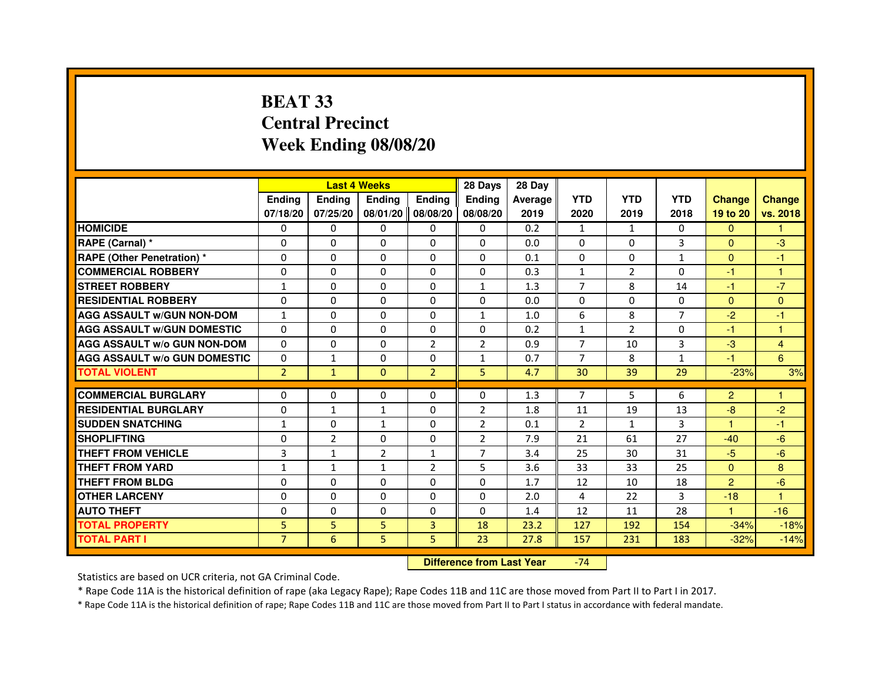# BEAT 33
## Central Precinct
## Week Ending 08/08/20

| | Last 4 Weeks | | | | 28 Days | 28 Day | | | | | |
|---|---|---|---|---|---|---|---|---|---|---|---|
| | Ending 07/18/20 | Ending 07/25/20 | Ending 08/01/20 | Ending 08/08/20 | Ending 08/08/20 | Average 2019 | YTD 2020 | YTD 2019 | YTD 2018 | Change 19 to 20 | Change vs. 2018 |
| HOMICIDE | 0 | 0 | 0 | 0 | 0 | 0.2 | 1 | 1 | 0 | 0 | 1 |
| RAPE (Carnal) * | 0 | 0 | 0 | 0 | 0 | 0.0 | 0 | 0 | 3 | 0 | -3 |
| RAPE (Other Penetration) * | 0 | 0 | 0 | 0 | 0 | 0.1 | 0 | 0 | 1 | 0 | -1 |
| COMMERCIAL ROBBERY | 0 | 0 | 0 | 0 | 0 | 0.3 | 1 | 2 | 0 | -1 | 1 |
| STREET ROBBERY | 1 | 0 | 0 | 0 | 1 | 1.3 | 7 | 8 | 14 | -1 | -7 |
| RESIDENTIAL ROBBERY | 0 | 0 | 0 | 0 | 0 | 0.0 | 0 | 0 | 0 | 0 | 0 |
| AGG ASSAULT w/GUN NON-DOM | 1 | 0 | 0 | 0 | 1 | 1.0 | 6 | 8 | 7 | -2 | -1 |
| AGG ASSAULT w/GUN DOMESTIC | 0 | 0 | 0 | 0 | 0 | 0.2 | 1 | 2 | 0 | -1 | 1 |
| AGG ASSAULT w/o GUN NON-DOM | 0 | 0 | 0 | 2 | 2 | 0.9 | 7 | 10 | 3 | -3 | 4 |
| AGG ASSAULT w/o GUN DOMESTIC | 0 | 1 | 0 | 0 | 1 | 0.7 | 7 | 8 | 1 | -1 | 6 |
| TOTAL VIOLENT | 2 | 1 | 0 | 2 | 5 | 4.7 | 30 | 39 | 29 | -23% | 3% |
| COMMERCIAL BURGLARY | 0 | 0 | 0 | 0 | 0 | 1.3 | 7 | 5 | 6 | 2 | 1 |
| RESIDENTIAL BURGLARY | 0 | 1 | 1 | 0 | 2 | 1.8 | 11 | 19 | 13 | -8 | -2 |
| SUDDEN SNATCHING | 1 | 0 | 1 | 0 | 2 | 0.1 | 2 | 1 | 3 | 1 | -1 |
| SHOPLIFTING | 0 | 2 | 0 | 0 | 2 | 7.9 | 21 | 61 | 27 | -40 | -6 |
| THEFT FROM VEHICLE | 3 | 1 | 2 | 1 | 7 | 3.4 | 25 | 30 | 31 | -5 | -6 |
| THEFT FROM YARD | 1 | 1 | 1 | 2 | 5 | 3.6 | 33 | 33 | 25 | 0 | 8 |
| THEFT FROM BLDG | 0 | 0 | 0 | 0 | 0 | 1.7 | 12 | 10 | 18 | 2 | -6 |
| OTHER LARCENY | 0 | 0 | 0 | 0 | 0 | 2.0 | 4 | 22 | 3 | -18 | 1 |
| AUTO THEFT | 0 | 0 | 0 | 0 | 0 | 1.4 | 12 | 11 | 28 | 1 | -16 |
| TOTAL PROPERTY | 5 | 5 | 5 | 3 | 18 | 23.2 | 127 | 192 | 154 | -34% | -18% |
| TOTAL PART I | 7 | 6 | 5 | 5 | 23 | 27.8 | 157 | 231 | 183 | -32% | -14% |

**Difference from Last Year** -74

Statistics are based on UCR criteria, not GA Criminal Code.

* Rape Code 11A is the historical definition of rape (aka Legacy Rape); Rape Codes 11B and 11C are those moved from Part II to Part I in 2017.

* Rape Code 11A is the historical definition of rape; Rape Codes 11B and 11C are those moved from Part II to Part I status in accordance with federal mandate.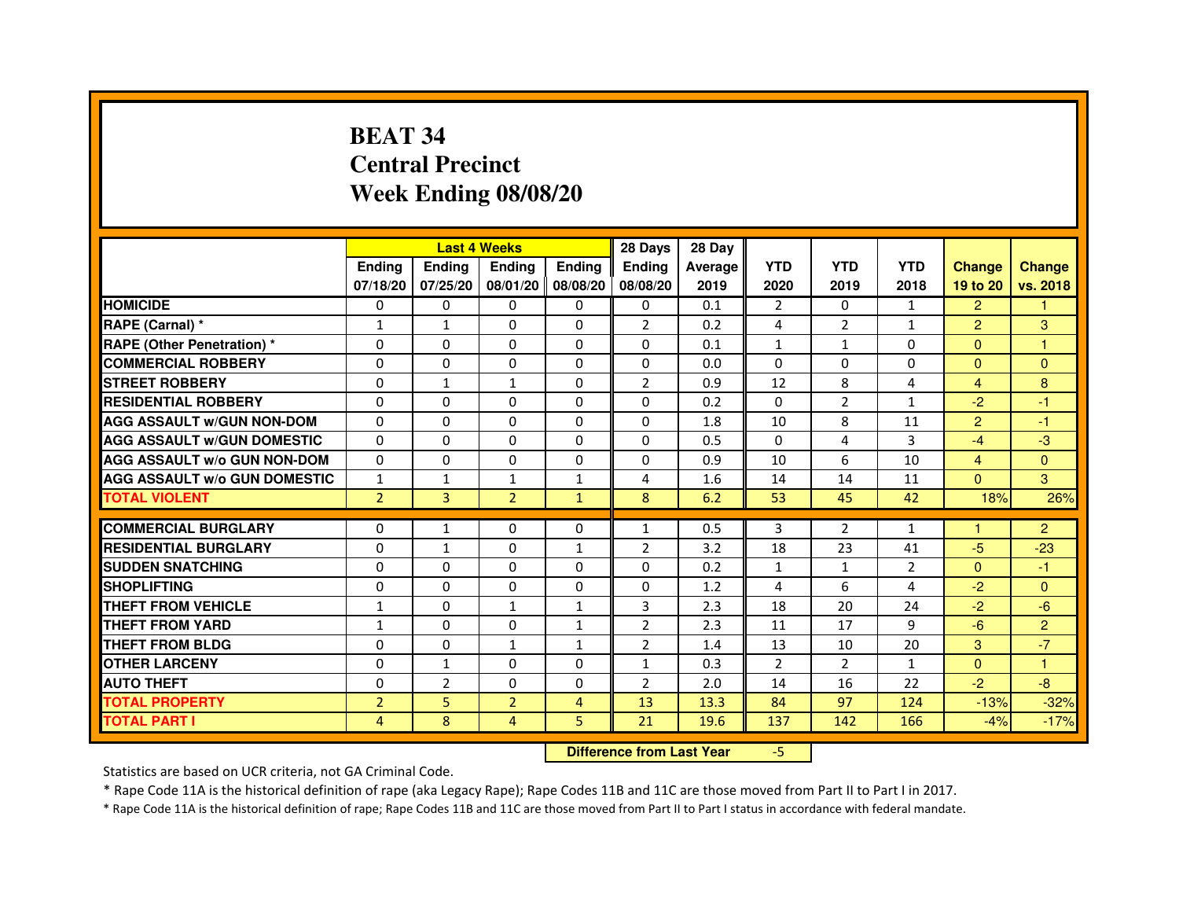# BEAT 34
# Central Precinct
# Week Ending 08/08/20

| | Last 4 Weeks | | | | 28 Days | 28 Day | | | | | |
|---|---|---|---|---|---|---|---|---|---|---|---|
| | Ending 07/18/20 | Ending 07/25/20 | Ending 08/01/20 | Ending 08/08/20 | Ending 08/08/20 | Average 2019 | YTD 2020 | YTD 2019 | YTD 2018 | Change 19 to 20 | Change vs. 2018 |
| HOMICIDE | 0 | 0 | 0 | 0 | 0 | 0.1 | 2 | 0 | 1 | 2 | 1 |
| RAPE (Carnal) * | 1 | 1 | 0 | 0 | 2 | 0.2 | 4 | 2 | 1 | 2 | 3 |
| RAPE (Other Penetration) * | 0 | 0 | 0 | 0 | 0 | 0.1 | 1 | 1 | 0 | 0 | 1 |
| COMMERCIAL ROBBERY | 0 | 0 | 0 | 0 | 0 | 0.0 | 0 | 0 | 0 | 0 | 0 |
| STREET ROBBERY | 0 | 1 | 1 | 0 | 2 | 0.9 | 12 | 8 | 4 | 4 | 8 |
| RESIDENTIAL ROBBERY | 0 | 0 | 0 | 0 | 0 | 0.2 | 0 | 2 | 1 | -2 | -1 |
| AGG ASSAULT w/GUN NON-DOM | 0 | 0 | 0 | 0 | 0 | 1.8 | 10 | 8 | 11 | 2 | -1 |
| AGG ASSAULT w/GUN DOMESTIC | 0 | 0 | 0 | 0 | 0 | 0.5 | 0 | 4 | 3 | -4 | -3 |
| AGG ASSAULT w/o GUN NON-DOM | 0 | 0 | 0 | 0 | 0 | 0.9 | 10 | 6 | 10 | 4 | 0 |
| AGG ASSAULT w/o GUN DOMESTIC | 1 | 1 | 1 | 1 | 4 | 1.6 | 14 | 14 | 11 | 0 | 3 |
| TOTAL VIOLENT | 2 | 3 | 2 | 1 | 8 | 6.2 | 53 | 45 | 42 | 18% | 26% |
| COMMERCIAL BURGLARY | 0 | 1 | 0 | 0 | 1 | 0.5 | 3 | 2 | 1 | 1 | 2 |
| RESIDENTIAL BURGLARY | 0 | 1 | 0 | 1 | 2 | 3.2 | 18 | 23 | 41 | -5 | -23 |
| SUDDEN SNATCHING | 0 | 0 | 0 | 0 | 0 | 0.2 | 1 | 1 | 2 | 0 | -1 |
| SHOPLIFTING | 0 | 0 | 0 | 0 | 0 | 1.2 | 4 | 6 | 4 | -2 | 0 |
| THEFT FROM VEHICLE | 1 | 0 | 1 | 1 | 3 | 2.3 | 18 | 20 | 24 | -2 | -6 |
| THEFT FROM YARD | 1 | 0 | 0 | 1 | 2 | 2.3 | 11 | 17 | 9 | -6 | 2 |
| THEFT FROM BLDG | 0 | 0 | 1 | 1 | 2 | 1.4 | 13 | 10 | 20 | 3 | -7 |
| OTHER LARCENY | 0 | 1 | 0 | 0 | 1 | 0.3 | 2 | 2 | 1 | 0 | 1 |
| AUTO THEFT | 0 | 2 | 0 | 0 | 2 | 2.0 | 14 | 16 | 22 | -2 | -8 |
| TOTAL PROPERTY | 2 | 5 | 2 | 4 | 13 | 13.3 | 84 | 97 | 124 | -13% | -32% |
| TOTAL PART I | 4 | 8 | 4 | 5 | 21 | 19.6 | 137 | 142 | 166 | -4% | -17% |

**Difference from Last Year** -5

Statistics are based on UCR criteria, not GA Criminal Code.

* Rape Code 11A is the historical definition of rape (aka Legacy Rape); Rape Codes 11B and 11C are those moved from Part II to Part I in 2017.

* Rape Code 11A is the historical definition of rape; Rape Codes 11B and 11C are those moved from Part II to Part I status in accordance with federal mandate.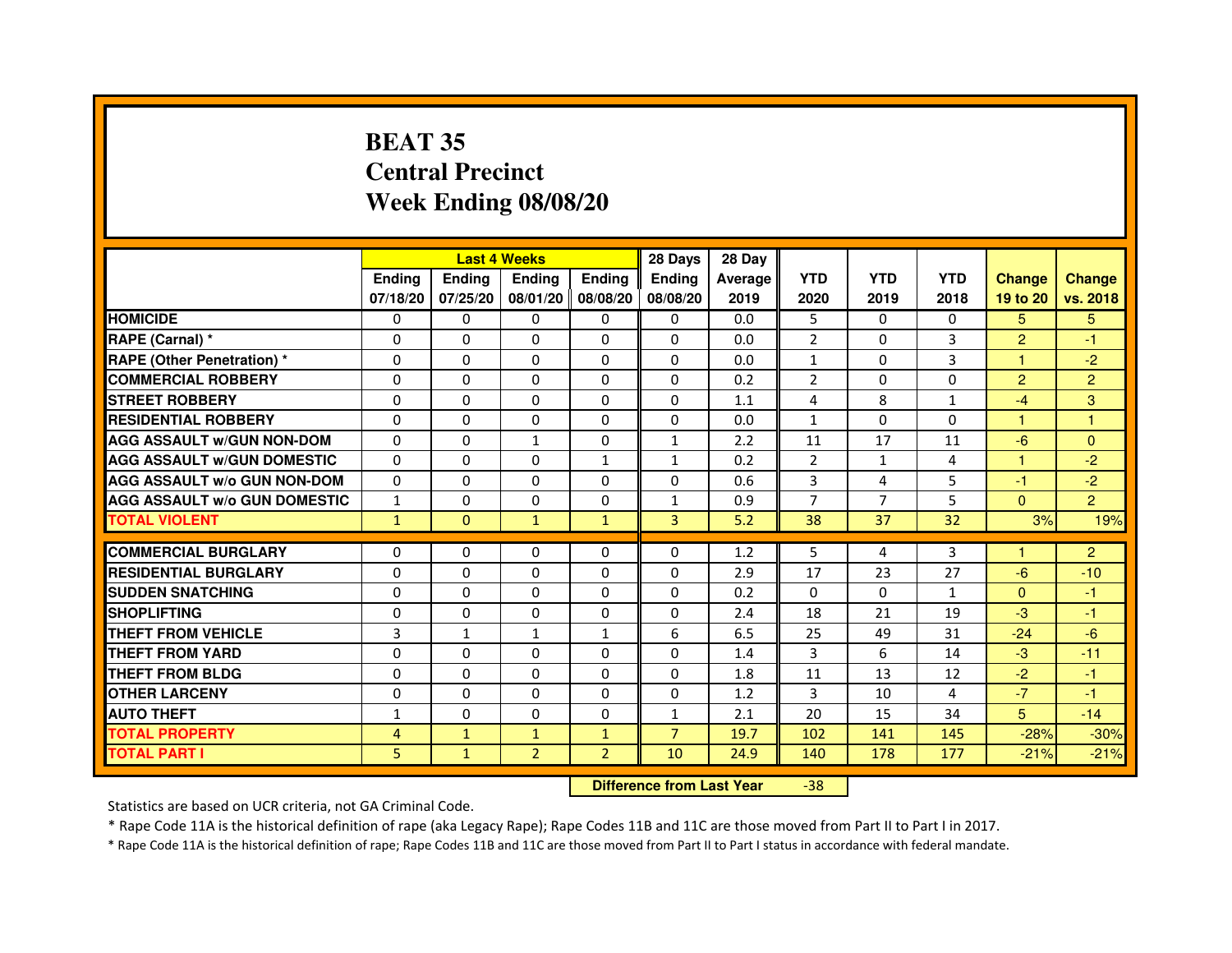# BEAT 35
# Central Precinct
# Week Ending 08/08/20

| | Last 4 Weeks | | | | 28 Days | 28 Day | | | | | |
|---|---|---|---|---|---|---|---|---|---|---|---|
| | Ending 07/18/20 | Ending 07/25/20 | Ending 08/01/20 | Ending 08/08/20 | Ending 08/08/20 | Average 2019 | YTD 2020 | YTD 2019 | YTD 2018 | Change 19 to 20 | Change vs. 2018 |
| HOMICIDE | 0 | 0 | 0 | 0 | 0 | 0.0 | 5 | 0 | 0 | 5 | 5 |
| RAPE (Carnal) * | 0 | 0 | 0 | 0 | 0 | 0.0 | 2 | 0 | 3 | 2 | -1 |
| RAPE (Other Penetration) * | 0 | 0 | 0 | 0 | 0 | 0.0 | 1 | 0 | 3 | 1 | -2 |
| COMMERCIAL ROBBERY | 0 | 0 | 0 | 0 | 0 | 0.2 | 2 | 0 | 0 | 2 | 2 |
| STREET ROBBERY | 0 | 0 | 0 | 0 | 0 | 1.1 | 4 | 8 | 1 | -4 | 3 |
| RESIDENTIAL ROBBERY | 0 | 0 | 0 | 0 | 0 | 0.0 | 1 | 0 | 0 | 1 | 1 |
| AGG ASSAULT w/GUN NON-DOM | 0 | 0 | 1 | 0 | 1 | 2.2 | 11 | 17 | 11 | -6 | 0 |
| AGG ASSAULT w/GUN DOMESTIC | 0 | 0 | 0 | 1 | 1 | 0.2 | 2 | 1 | 4 | 1 | -2 |
| AGG ASSAULT w/o GUN NON-DOM | 0 | 0 | 0 | 0 | 0 | 0.6 | 3 | 4 | 5 | -1 | -2 |
| AGG ASSAULT w/o GUN DOMESTIC | 1 | 0 | 0 | 0 | 1 | 0.9 | 7 | 7 | 5 | 0 | 2 |
| TOTAL VIOLENT | 1 | 0 | 1 | 1 | 3 | 5.2 | 38 | 37 | 32 | 3% | 19% |
| COMMERCIAL BURGLARY | 0 | 0 | 0 | 0 | 0 | 1.2 | 5 | 4 | 3 | 1 | 2 |
| RESIDENTIAL BURGLARY | 0 | 0 | 0 | 0 | 0 | 2.9 | 17 | 23 | 27 | -6 | -10 |
| SUDDEN SNATCHING | 0 | 0 | 0 | 0 | 0 | 0.2 | 0 | 0 | 1 | 0 | -1 |
| SHOPLIFTING | 0 | 0 | 0 | 0 | 0 | 2.4 | 18 | 21 | 19 | -3 | -1 |
| THEFT FROM VEHICLE | 3 | 1 | 1 | 1 | 6 | 6.5 | 25 | 49 | 31 | -24 | -6 |
| THEFT FROM YARD | 0 | 0 | 0 | 0 | 0 | 1.4 | 3 | 6 | 14 | -3 | -11 |
| THEFT FROM BLDG | 0 | 0 | 0 | 0 | 0 | 1.8 | 11 | 13 | 12 | -2 | -1 |
| OTHER LARCENY | 0 | 0 | 0 | 0 | 0 | 1.2 | 3 | 10 | 4 | -7 | -1 |
| AUTO THEFT | 1 | 0 | 0 | 0 | 1 | 2.1 | 20 | 15 | 34 | 5 | -14 |
| TOTAL PROPERTY | 4 | 1 | 1 | 1 | 7 | 19.7 | 102 | 141 | 145 | -28% | -30% |
| TOTAL PART I | 5 | 1 | 2 | 2 | 10 | 24.9 | 140 | 178 | 177 | -21% | -21% |

**Difference from Last Year** -38

Statistics are based on UCR criteria, not GA Criminal Code.

* Rape Code 11A is the historical definition of rape (aka Legacy Rape); Rape Codes 11B and 11C are those moved from Part II to Part I in 2017.

* Rape Code 11A is the historical definition of rape; Rape Codes 11B and 11C are those moved from Part II to Part I status in accordance with federal mandate.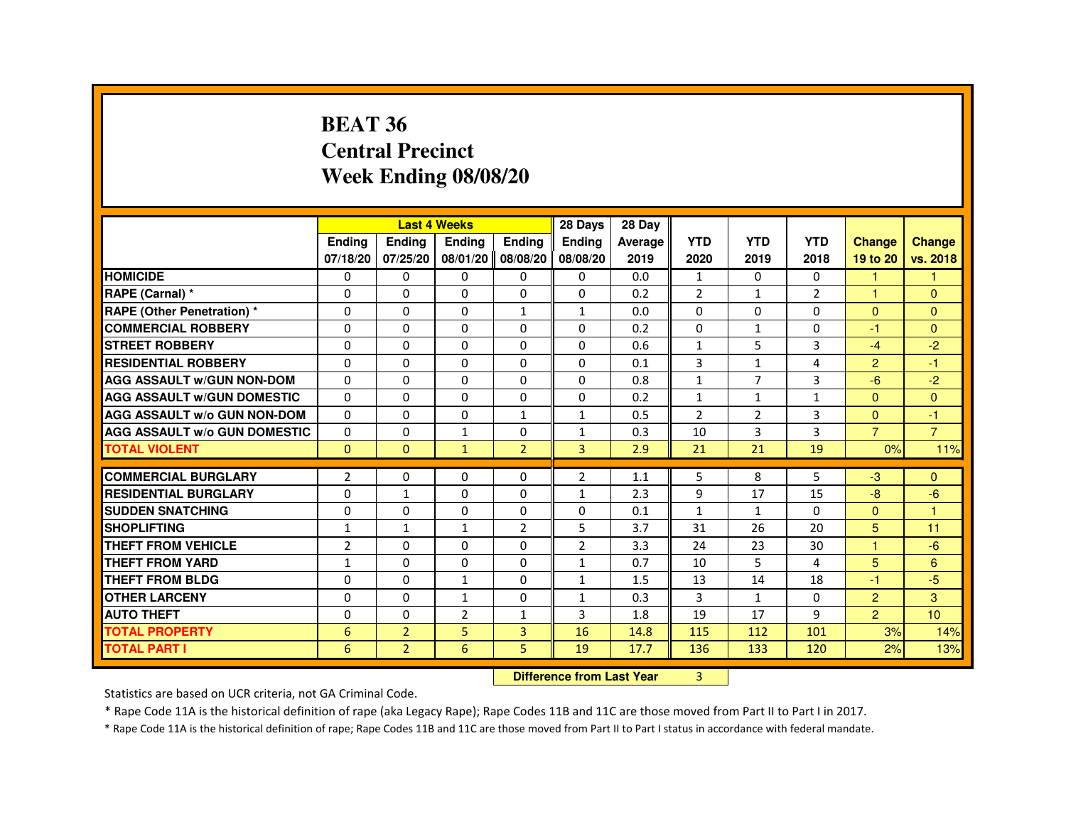# BEAT 36
# Central Precinct
# Week Ending 08/08/20

| | Last 4 Weeks | | | | 28 Days | 28 Day | YTD | YTD | YTD | Change | Change |
|---|---|---|---|---|---|---|---|---|---|---|---|
| | Ending 07/18/20 | Ending 07/25/20 | Ending 08/01/20 | Ending 08/08/20 | Ending 08/08/20 | Average 2019 | 2020 | 2019 | 2018 | 19 to 20 | vs. 2018 |
| HOMICIDE | 0 | 0 | 0 | 0 | 0 | 0.0 | 1 | 0 | 0 | 1 | 1 |
| RAPE (Carnal) * | 0 | 0 | 0 | 0 | 0 | 0.2 | 2 | 1 | 2 | 1 | 0 |
| RAPE (Other Penetration) * | 0 | 0 | 0 | 1 | 1 | 0.0 | 0 | 0 | 0 | 0 | 0 |
| COMMERCIAL ROBBERY | 0 | 0 | 0 | 0 | 0 | 0.2 | 0 | 1 | 0 | -1 | 0 |
| STREET ROBBERY | 0 | 0 | 0 | 0 | 0 | 0.6 | 1 | 5 | 3 | -4 | -2 |
| RESIDENTIAL ROBBERY | 0 | 0 | 0 | 0 | 0 | 0.1 | 3 | 1 | 4 | 2 | -1 |
| AGG ASSAULT w/GUN NON-DOM | 0 | 0 | 0 | 0 | 0 | 0.8 | 1 | 7 | 3 | -6 | -2 |
| AGG ASSAULT w/GUN DOMESTIC | 0 | 0 | 0 | 0 | 0 | 0.2 | 1 | 1 | 1 | 0 | 0 |
| AGG ASSAULT w/o GUN NON-DOM | 0 | 0 | 0 | 1 | 1 | 0.5 | 2 | 2 | 3 | 0 | -1 |
| AGG ASSAULT w/o GUN DOMESTIC | 0 | 0 | 1 | 0 | 1 | 0.3 | 10 | 3 | 3 | 7 | 7 |
| TOTAL VIOLENT | 0 | 0 | 1 | 2 | 3 | 2.9 | 21 | 21 | 19 | 0% | 11% |
| COMMERCIAL BURGLARY | 2 | 0 | 0 | 0 | 2 | 1.1 | 5 | 8 | 5 | -3 | 0 |
| RESIDENTIAL BURGLARY | 0 | 1 | 0 | 0 | 1 | 2.3 | 9 | 17 | 15 | -8 | -6 |
| SUDDEN SNATCHING | 0 | 0 | 0 | 0 | 0 | 0.1 | 1 | 1 | 0 | 0 | 1 |
| SHOPLIFTING | 1 | 1 | 1 | 2 | 5 | 3.7 | 31 | 26 | 20 | 5 | 11 |
| THEFT FROM VEHICLE | 2 | 0 | 0 | 0 | 2 | 3.3 | 24 | 23 | 30 | 1 | -6 |
| THEFT FROM YARD | 1 | 0 | 0 | 0 | 1 | 0.7 | 10 | 5 | 4 | 5 | 6 |
| THEFT FROM BLDG | 0 | 0 | 1 | 0 | 1 | 1.5 | 13 | 14 | 18 | -1 | -5 |
| OTHER LARCENY | 0 | 0 | 1 | 0 | 1 | 0.3 | 3 | 1 | 0 | 2 | 3 |
| AUTO THEFT | 0 | 0 | 2 | 1 | 3 | 1.8 | 19 | 17 | 9 | 2 | 10 |
| TOTAL PROPERTY | 6 | 2 | 5 | 3 | 16 | 14.8 | 115 | 112 | 101 | 3% | 14% |
| TOTAL PART I | 6 | 2 | 6 | 5 | 19 | 17.7 | 136 | 133 | 120 | 2% | 13% |

**Difference from Last Year** 3

Statistics are based on UCR criteria, not GA Criminal Code.

* Rape Code 11A is the historical definition of rape (aka Legacy Rape); Rape Codes 11B and 11C are those moved from Part II to Part I in 2017.

* Rape Code 11A is the historical definition of rape; Rape Codes 11B and 11C are those moved from Part II to Part I status in accordance with federal mandate.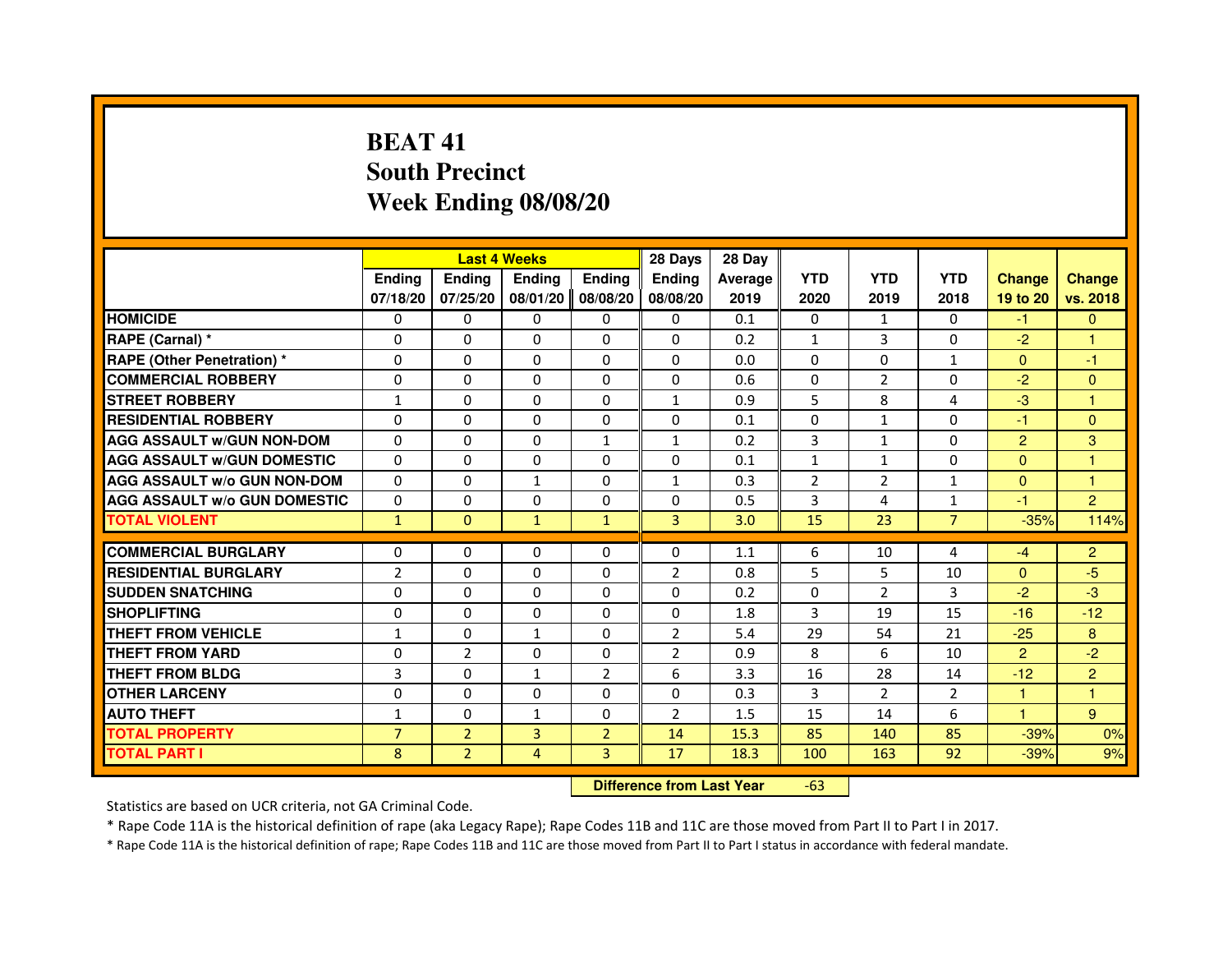# BEAT 41
## South Precinct
## Week Ending 08/08/20

| | Last 4 Weeks | | | | 28 Days | 28 Day | | | | | |
|---|---|---|---|---|---|---|---|---|---|---|---|
| | Ending 07/18/20 | Ending 07/25/20 | Ending 08/01/20 | Ending 08/08/20 | Ending 08/08/20 | Average 2019 | YTD 2020 | YTD 2019 | YTD 2018 | Change 19 to 20 | Change vs. 2018 |
| HOMICIDE | 0 | 0 | 0 | 0 | 0 | 0.1 | 0 | 1 | 0 | -1 | 0 |
| RAPE (Carnal) * | 0 | 0 | 0 | 0 | 0 | 0.2 | 1 | 3 | 0 | -2 | 1 |
| RAPE (Other Penetration) * | 0 | 0 | 0 | 0 | 0 | 0.0 | 0 | 0 | 1 | 0 | -1 |
| COMMERCIAL ROBBERY | 0 | 0 | 0 | 0 | 0 | 0.6 | 0 | 2 | 0 | -2 | 0 |
| STREET ROBBERY | 1 | 0 | 0 | 0 | 1 | 0.9 | 5 | 8 | 4 | -3 | 1 |
| RESIDENTIAL ROBBERY | 0 | 0 | 0 | 0 | 0 | 0.1 | 0 | 1 | 0 | -1 | 0 |
| AGG ASSAULT w/GUN NON-DOM | 0 | 0 | 0 | 1 | 1 | 0.2 | 3 | 1 | 0 | 2 | 3 |
| AGG ASSAULT w/GUN DOMESTIC | 0 | 0 | 0 | 0 | 0 | 0.1 | 1 | 1 | 0 | 0 | 1 |
| AGG ASSAULT w/o GUN NON-DOM | 0 | 0 | 1 | 0 | 1 | 0.3 | 2 | 2 | 1 | 0 | 1 |
| AGG ASSAULT w/o GUN DOMESTIC | 0 | 0 | 0 | 0 | 0 | 0.5 | 3 | 4 | 1 | -1 | 2 |
| TOTAL VIOLENT | 1 | 0 | 1 | 1 | 3 | 3.0 | 15 | 23 | 7 | -35% | 114% |
| COMMERCIAL BURGLARY | 0 | 0 | 0 | 0 | 0 | 1.1 | 6 | 10 | 4 | -4 | 2 |
| RESIDENTIAL BURGLARY | 2 | 0 | 0 | 0 | 2 | 0.8 | 5 | 5 | 10 | 0 | -5 |
| SUDDEN SNATCHING | 0 | 0 | 0 | 0 | 0 | 0.2 | 0 | 2 | 3 | -2 | -3 |
| SHOPLIFTING | 0 | 0 | 0 | 0 | 0 | 1.8 | 3 | 19 | 15 | -16 | -12 |
| THEFT FROM VEHICLE | 1 | 0 | 1 | 0 | 2 | 5.4 | 29 | 54 | 21 | -25 | 8 |
| THEFT FROM YARD | 0 | 2 | 0 | 0 | 2 | 0.9 | 8 | 6 | 10 | 2 | -2 |
| THEFT FROM BLDG | 3 | 0 | 1 | 2 | 6 | 3.3 | 16 | 28 | 14 | -12 | 2 |
| OTHER LARCENY | 0 | 0 | 0 | 0 | 0 | 0.3 | 3 | 2 | 2 | 1 | 1 |
| AUTO THEFT | 1 | 0 | 1 | 0 | 2 | 1.5 | 15 | 14 | 6 | 1 | 9 |
| TOTAL PROPERTY | 7 | 2 | 3 | 2 | 14 | 15.3 | 85 | 140 | 85 | -39% | 0% |
| TOTAL PART I | 8 | 2 | 4 | 3 | 17 | 18.3 | 100 | 163 | 92 | -39% | 9% |

**Difference from Last Year** -63

Statistics are based on UCR criteria, not GA Criminal Code.

* Rape Code 11A is the historical definition of rape (aka Legacy Rape); Rape Codes 11B and 11C are those moved from Part II to Part I in 2017.

* Rape Code 11A is the historical definition of rape; Rape Codes 11B and 11C are those moved from Part II to Part I status in accordance with federal mandate.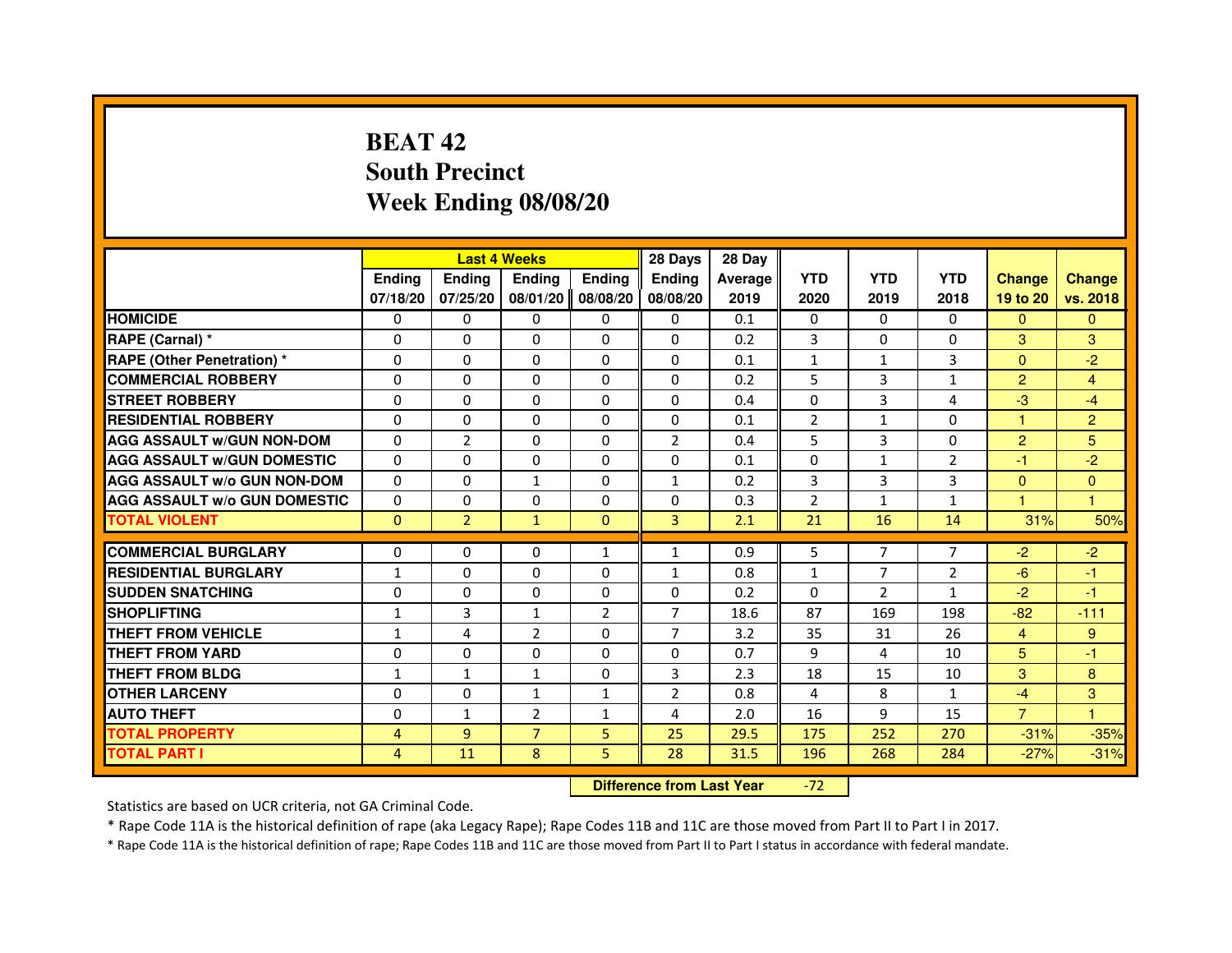# BEAT 42
## South Precinct
## Week Ending 08/08/20

| | Last 4 Weeks | | | | 28 Days | 28 Day | | | | | |
|---|---|---|---|---|---|---|---|---|---|---|---|
| | Ending 07/18/20 | Ending 07/25/20 | Ending 08/01/20 | Ending 08/08/20 | Ending 08/08/20 | Average 2019 | YTD 2020 | YTD 2019 | YTD 2018 | Change 19 to 20 | Change vs. 2018 |
| HOMICIDE | 0 | 0 | 0 | 0 | 0 | 0.1 | 0 | 0 | 0 | 0 | 0 |
| RAPE (Carnal) * | 0 | 0 | 0 | 0 | 0 | 0.2 | 3 | 0 | 0 | 3 | 3 |
| RAPE (Other Penetration) * | 0 | 0 | 0 | 0 | 0 | 0.1 | 1 | 1 | 3 | 0 | -2 |
| COMMERCIAL ROBBERY | 0 | 0 | 0 | 0 | 0 | 0.2 | 5 | 3 | 1 | 2 | 4 |
| STREET ROBBERY | 0 | 0 | 0 | 0 | 0 | 0.4 | 0 | 3 | 4 | -3 | -4 |
| RESIDENTIAL ROBBERY | 0 | 0 | 0 | 0 | 0 | 0.1 | 2 | 1 | 0 | 1 | 2 |
| AGG ASSAULT w/GUN NON-DOM | 0 | 2 | 0 | 0 | 2 | 0.4 | 5 | 3 | 0 | 2 | 5 |
| AGG ASSAULT w/GUN DOMESTIC | 0 | 0 | 0 | 0 | 0 | 0.1 | 0 | 1 | 2 | -1 | -2 |
| AGG ASSAULT w/o GUN NON-DOM | 0 | 0 | 1 | 0 | 1 | 0.2 | 3 | 3 | 3 | 0 | 0 |
| AGG ASSAULT w/o GUN DOMESTIC | 0 | 0 | 0 | 0 | 0 | 0.3 | 2 | 1 | 1 | 1 | 1 |
| TOTAL VIOLENT | 0 | 2 | 1 | 0 | 3 | 2.1 | 21 | 16 | 14 | 31% | 50% |
| COMMERCIAL BURGLARY | 0 | 0 | 0 | 1 | 1 | 0.9 | 5 | 7 | 7 | -2 | -2 |
| RESIDENTIAL BURGLARY | 1 | 0 | 0 | 0 | 1 | 0.8 | 1 | 7 | 2 | -6 | -1 |
| SUDDEN SNATCHING | 0 | 0 | 0 | 0 | 0 | 0.2 | 0 | 2 | 1 | -2 | -1 |
| SHOPLIFTING | 1 | 3 | 1 | 2 | 7 | 18.6 | 87 | 169 | 198 | -82 | -111 |
| THEFT FROM VEHICLE | 1 | 4 | 2 | 0 | 7 | 3.2 | 35 | 31 | 26 | 4 | 9 |
| THEFT FROM YARD | 0 | 0 | 0 | 0 | 0 | 0.7 | 9 | 4 | 10 | 5 | -1 |
| THEFT FROM BLDG | 1 | 1 | 1 | 0 | 3 | 2.3 | 18 | 15 | 10 | 3 | 8 |
| OTHER LARCENY | 0 | 0 | 1 | 1 | 2 | 0.8 | 4 | 8 | 1 | -4 | 3 |
| AUTO THEFT | 0 | 1 | 2 | 1 | 4 | 2.0 | 16 | 9 | 15 | 7 | 1 |
| TOTAL PROPERTY | 4 | 9 | 7 | 5 | 25 | 29.5 | 175 | 252 | 270 | -31% | -35% |
| TOTAL PART I | 4 | 11 | 8 | 5 | 28 | 31.5 | 196 | 268 | 284 | -27% | -31% |

**Difference from Last Year** -72

Statistics are based on UCR criteria, not GA Criminal Code.

* Rape Code 11A is the historical definition of rape (aka Legacy Rape); Rape Codes 11B and 11C are those moved from Part II to Part I in 2017.

* Rape Code 11A is the historical definition of rape; Rape Codes 11B and 11C are those moved from Part II to Part I status in accordance with federal mandate.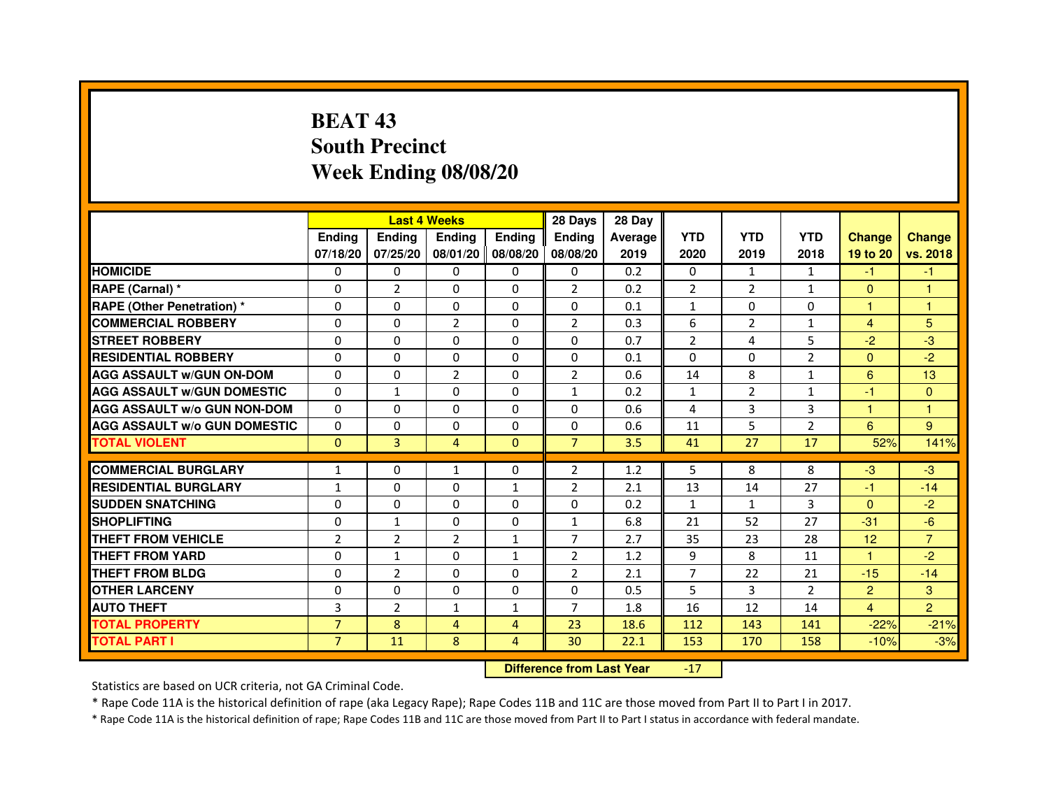# BEAT 43
## South Precinct
## Week Ending 08/08/20

| | Last 4 Weeks | | | | 28 Days | 28 Day | | | | | |
|---|---|---|---|---|---|---|---|---|---|---|---|
| | Ending 07/18/20 | Ending 07/25/20 | Ending 08/01/20 | Ending 08/08/20 | Ending 08/08/20 | Average 2019 | YTD 2020 | YTD 2019 | YTD 2018 | Change 19 to 20 | Change vs. 2018 |
| HOMICIDE | 0 | 0 | 0 | 0 | 0 | 0.2 | 0 | 1 | 1 | -1 | -1 |
| RAPE (Carnal) * | 0 | 2 | 0 | 0 | 2 | 0.2 | 2 | 2 | 1 | 0 | 1 |
| RAPE (Other Penetration) * | 0 | 0 | 0 | 0 | 0 | 0.1 | 1 | 0 | 0 | 1 | 1 |
| COMMERCIAL ROBBERY | 0 | 0 | 2 | 0 | 2 | 0.3 | 6 | 2 | 1 | 4 | 5 |
| STREET ROBBERY | 0 | 0 | 0 | 0 | 0 | 0.7 | 2 | 4 | 5 | -2 | -3 |
| RESIDENTIAL ROBBERY | 0 | 0 | 0 | 0 | 0 | 0.1 | 0 | 0 | 2 | 0 | -2 |
| AGG ASSAULT w/GUN ON-DOM | 0 | 0 | 2 | 0 | 2 | 0.6 | 14 | 8 | 1 | 6 | 13 |
| AGG ASSAULT w/GUN DOMESTIC | 0 | 1 | 0 | 0 | 1 | 0.2 | 1 | 2 | 1 | -1 | 0 |
| AGG ASSAULT w/o GUN NON-DOM | 0 | 0 | 0 | 0 | 0 | 0.6 | 4 | 3 | 3 | 1 | 1 |
| AGG ASSAULT w/o GUN DOMESTIC | 0 | 0 | 0 | 0 | 0 | 0.6 | 11 | 5 | 2 | 6 | 9 |
| TOTAL VIOLENT | 0 | 3 | 4 | 0 | 7 | 3.5 | 41 | 27 | 17 | 52% | 141% |
| COMMERCIAL BURGLARY | 1 | 0 | 1 | 0 | 2 | 1.2 | 5 | 8 | 8 | -3 | -3 |
| RESIDENTIAL BURGLARY | 1 | 0 | 0 | 1 | 2 | 2.1 | 13 | 14 | 27 | -1 | -14 |
| SUDDEN SNATCHING | 0 | 0 | 0 | 0 | 0 | 0.2 | 1 | 1 | 3 | 0 | -2 |
| SHOPLIFTING | 0 | 1 | 0 | 0 | 1 | 6.8 | 21 | 52 | 27 | -31 | -6 |
| THEFT FROM VEHICLE | 2 | 2 | 2 | 1 | 7 | 2.7 | 35 | 23 | 28 | 12 | 7 |
| THEFT FROM YARD | 0 | 1 | 0 | 1 | 2 | 1.2 | 9 | 8 | 11 | 1 | -2 |
| THEFT FROM BLDG | 0 | 2 | 0 | 0 | 2 | 2.1 | 7 | 22 | 21 | -15 | -14 |
| OTHER LARCENY | 0 | 0 | 0 | 0 | 0 | 0.5 | 5 | 3 | 2 | 2 | 3 |
| AUTO THEFT | 3 | 2 | 1 | 1 | 7 | 1.8 | 16 | 12 | 14 | 4 | 2 |
| TOTAL PROPERTY | 7 | 8 | 4 | 4 | 23 | 18.6 | 112 | 143 | 141 | -22% | -21% |
| TOTAL PART I | 7 | 11 | 8 | 4 | 30 | 22.1 | 153 | 170 | 158 | -10% | -3% |

**Difference from Last Year** -17

Statistics are based on UCR criteria, not GA Criminal Code.

* Rape Code 11A is the historical definition of rape (aka Legacy Rape); Rape Codes 11B and 11C are those moved from Part II to Part I in 2017.

* Rape Code 11A is the historical definition of rape; Rape Codes 11B and 11C are those moved from Part II to Part I status in accordance with federal mandate.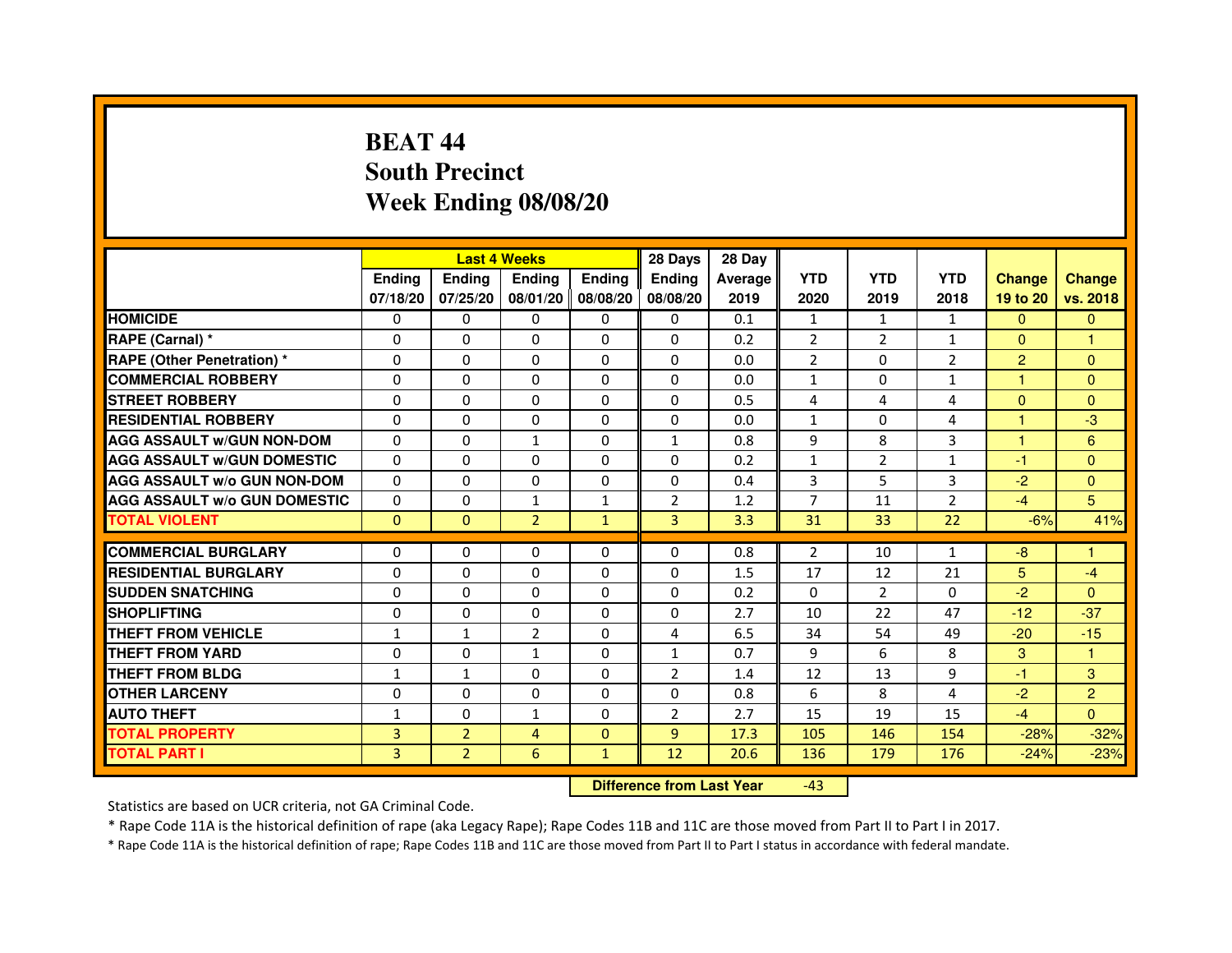# BEAT 44
## South Precinct
## Week Ending 08/08/20

| | Last 4 Weeks | | | | 28 Days | 28 Day | | | | | |
|---|---|---|---|---|---|---|---|---|---|---|---|
| | Ending 07/18/20 | Ending 07/25/20 | Ending 08/01/20 | Ending 08/08/20 | Ending 08/08/20 | Average 2019 | YTD 2020 | YTD 2019 | YTD 2018 | Change 19 to 20 | Change vs. 2018 |
| HOMICIDE | 0 | 0 | 0 | 0 | 0 | 0.1 | 1 | 1 | 1 | 0 | 0 |
| RAPE (Carnal) * | 0 | 0 | 0 | 0 | 0 | 0.2 | 2 | 2 | 1 | 0 | 1 |
| RAPE (Other Penetration) * | 0 | 0 | 0 | 0 | 0 | 0.0 | 2 | 0 | 2 | 2 | 0 |
| COMMERCIAL ROBBERY | 0 | 0 | 0 | 0 | 0 | 0.0 | 1 | 0 | 1 | 1 | 0 |
| STREET ROBBERY | 0 | 0 | 0 | 0 | 0 | 0.5 | 4 | 4 | 4 | 0 | 0 |
| RESIDENTIAL ROBBERY | 0 | 0 | 0 | 0 | 0 | 0.0 | 1 | 0 | 4 | 1 | -3 |
| AGG ASSAULT w/GUN NON-DOM | 0 | 0 | 1 | 0 | 1 | 0.8 | 9 | 8 | 3 | 1 | 6 |
| AGG ASSAULT w/GUN DOMESTIC | 0 | 0 | 0 | 0 | 0 | 0.2 | 1 | 2 | 1 | -1 | 0 |
| AGG ASSAULT w/o GUN NON-DOM | 0 | 0 | 0 | 0 | 0 | 0.4 | 3 | 5 | 3 | -2 | 0 |
| AGG ASSAULT w/o GUN DOMESTIC | 0 | 0 | 1 | 1 | 2 | 1.2 | 7 | 11 | 2 | -4 | 5 |
| TOTAL VIOLENT | 0 | 0 | 2 | 1 | 3 | 3.3 | 31 | 33 | 22 | -6% | 41% |
| COMMERCIAL BURGLARY | 0 | 0 | 0 | 0 | 0 | 0.8 | 2 | 10 | 1 | -8 | 1 |
| RESIDENTIAL BURGLARY | 0 | 0 | 0 | 0 | 0 | 1.5 | 17 | 12 | 21 | 5 | -4 |
| SUDDEN SNATCHING | 0 | 0 | 0 | 0 | 0 | 0.2 | 0 | 2 | 0 | -2 | 0 |
| SHOPLIFTING | 0 | 0 | 0 | 0 | 0 | 2.7 | 10 | 22 | 47 | -12 | -37 |
| THEFT FROM VEHICLE | 1 | 1 | 2 | 0 | 4 | 6.5 | 34 | 54 | 49 | -20 | -15 |
| THEFT FROM YARD | 0 | 0 | 1 | 0 | 1 | 0.7 | 9 | 6 | 8 | 3 | 1 |
| THEFT FROM BLDG | 1 | 1 | 0 | 0 | 2 | 1.4 | 12 | 13 | 9 | -1 | 3 |
| OTHER LARCENY | 0 | 0 | 0 | 0 | 0 | 0.8 | 6 | 8 | 4 | -2 | 2 |
| AUTO THEFT | 1 | 0 | 1 | 0 | 2 | 2.7 | 15 | 19 | 15 | -4 | 0 |
| TOTAL PROPERTY | 3 | 2 | 4 | 0 | 9 | 17.3 | 105 | 146 | 154 | -28% | -32% |
| TOTAL PART I | 3 | 2 | 6 | 1 | 12 | 20.6 | 136 | 179 | 176 | -24% | -23% |

**Difference from Last Year** -43

Statistics are based on UCR criteria, not GA Criminal Code.

* Rape Code 11A is the historical definition of rape (aka Legacy Rape); Rape Codes 11B and 11C are those moved from Part II to Part I in 2017.

* Rape Code 11A is the historical definition of rape; Rape Codes 11B and 11C are those moved from Part II to Part I status in accordance with federal mandate.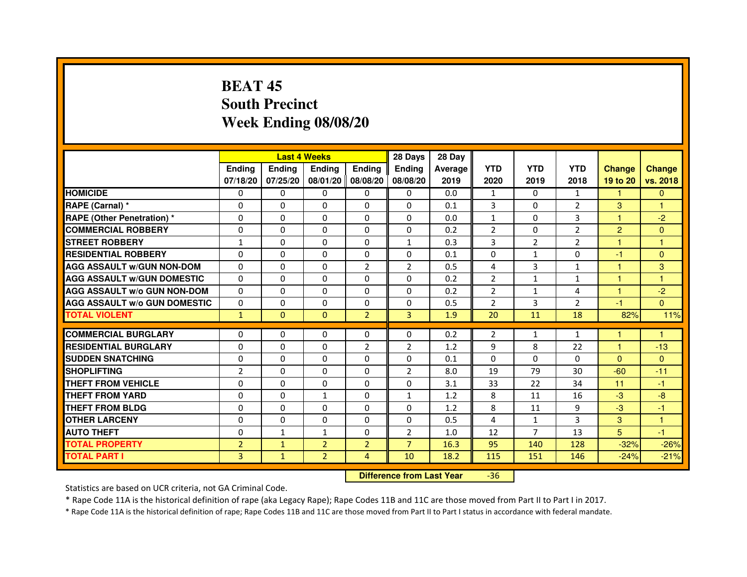# BEAT 45
## South Precinct
## Week Ending 08/08/20

| | Last 4 Weeks | | | | 28 Days | 28 Day | | | | | |
|---|---|---|---|---|---|---|---|---|---|---|---|
| | Ending 07/18/20 | Ending 07/25/20 | Ending 08/01/20 | Ending 08/08/20 | Ending 08/08/20 | Average 2019 | YTD 2020 | YTD 2019 | YTD 2018 | Change 19 to 20 | Change vs. 2018 |
| HOMICIDE | 0 | 0 | 0 | 0 | 0 | 0.0 | 1 | 0 | 1 | 1 | 0 |
| RAPE (Carnal) * | 0 | 0 | 0 | 0 | 0 | 0.1 | 3 | 0 | 2 | 3 | 1 |
| RAPE (Other Penetration) * | 0 | 0 | 0 | 0 | 0 | 0.0 | 1 | 0 | 3 | 1 | -2 |
| COMMERCIAL ROBBERY | 0 | 0 | 0 | 0 | 0 | 0.2 | 2 | 0 | 2 | 2 | 0 |
| STREET ROBBERY | 1 | 0 | 0 | 0 | 1 | 0.3 | 3 | 2 | 2 | 1 | 1 |
| RESIDENTIAL ROBBERY | 0 | 0 | 0 | 0 | 0 | 0.1 | 0 | 1 | 0 | -1 | 0 |
| AGG ASSAULT w/GUN NON-DOM | 0 | 0 | 0 | 2 | 2 | 0.5 | 4 | 3 | 1 | 1 | 3 |
| AGG ASSAULT w/GUN DOMESTIC | 0 | 0 | 0 | 0 | 0 | 0.2 | 2 | 1 | 1 | 1 | 1 |
| AGG ASSAULT w/o GUN NON-DOM | 0 | 0 | 0 | 0 | 0 | 0.2 | 2 | 1 | 4 | 1 | -2 |
| AGG ASSAULT w/o GUN DOMESTIC | 0 | 0 | 0 | 0 | 0 | 0.5 | 2 | 3 | 2 | -1 | 0 |
| TOTAL VIOLENT | 1 | 0 | 0 | 2 | 3 | 1.9 | 20 | 11 | 18 | 82% | 11% |
| COMMERCIAL BURGLARY | 0 | 0 | 0 | 0 | 0 | 0.2 | 2 | 1 | 1 | 1 | 1 |
| RESIDENTIAL BURGLARY | 0 | 0 | 0 | 2 | 2 | 1.2 | 9 | 8 | 22 | 1 | -13 |
| SUDDEN SNATCHING | 0 | 0 | 0 | 0 | 0 | 0.1 | 0 | 0 | 0 | 0 | 0 |
| SHOPLIFTING | 2 | 0 | 0 | 0 | 2 | 8.0 | 19 | 79 | 30 | -60 | -11 |
| THEFT FROM VEHICLE | 0 | 0 | 0 | 0 | 0 | 3.1 | 33 | 22 | 34 | 11 | -1 |
| THEFT FROM YARD | 0 | 0 | 1 | 0 | 1 | 1.2 | 8 | 11 | 16 | -3 | -8 |
| THEFT FROM BLDG | 0 | 0 | 0 | 0 | 0 | 1.2 | 8 | 11 | 9 | -3 | -1 |
| OTHER LARCENY | 0 | 0 | 0 | 0 | 0 | 0.5 | 4 | 1 | 3 | 3 | 1 |
| AUTO THEFT | 0 | 1 | 1 | 0 | 2 | 1.0 | 12 | 7 | 13 | 5 | -1 |
| TOTAL PROPERTY | 2 | 1 | 2 | 2 | 7 | 16.3 | 95 | 140 | 128 | -32% | -26% |
| TOTAL PART I | 3 | 1 | 2 | 4 | 10 | 18.2 | 115 | 151 | 146 | -24% | -21% |

**Difference from Last Year** -36

Statistics are based on UCR criteria, not GA Criminal Code.

* Rape Code 11A is the historical definition of rape (aka Legacy Rape); Rape Codes 11B and 11C are those moved from Part II to Part I in 2017.

* Rape Code 11A is the historical definition of rape; Rape Codes 11B and 11C are those moved from Part II to Part I status in accordance with federal mandate.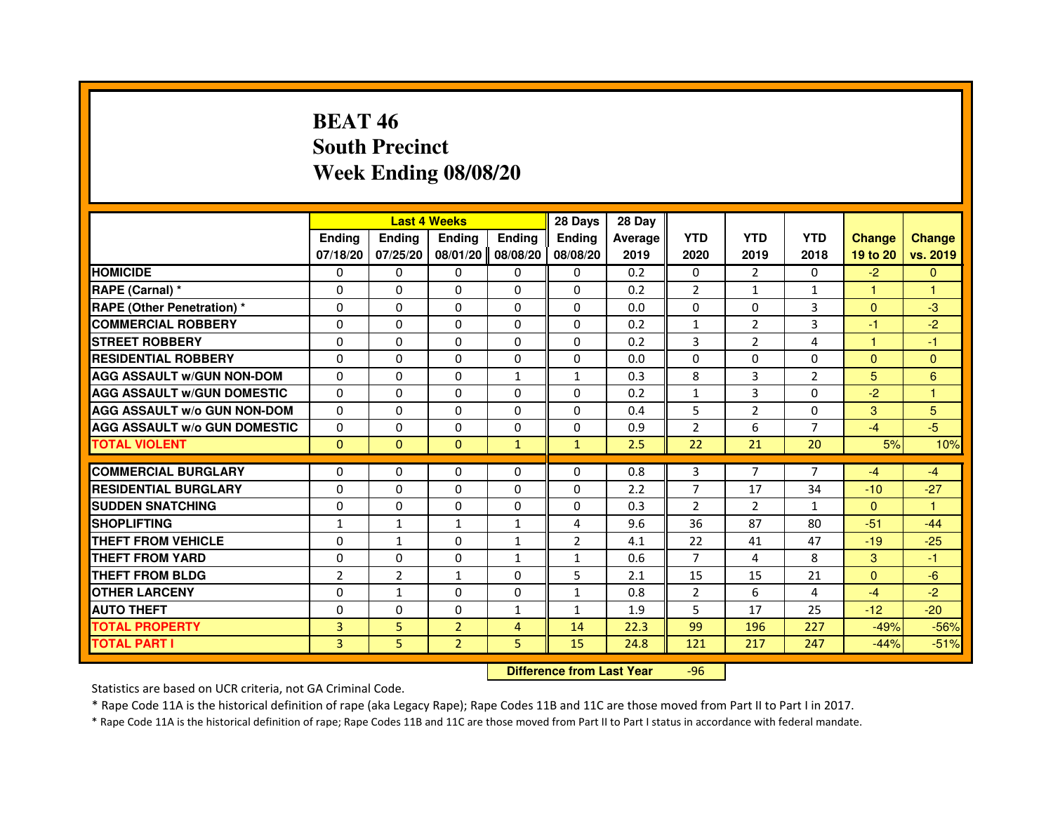# BEAT 46
## South Precinct
## Week Ending 08/08/20

| | Last 4 Weeks | | | | 28 Days | 28 Day | | | | | |
|---|---|---|---|---|---|---|---|---|---|---|---|
| | Ending 07/18/20 | Ending 07/25/20 | Ending 08/01/20 | Ending 08/08/20 | Ending 08/08/20 | Average 2019 | YTD 2020 | YTD 2019 | YTD 2018 | Change 19 to 20 | Change vs. 2019 |
| HOMICIDE | 0 | 0 | 0 | 0 | 0 | 0.2 | 0 | 2 | 0 | -2 | 0 |
| RAPE (Carnal) * | 0 | 0 | 0 | 0 | 0 | 0.2 | 2 | 1 | 1 | 1 | 1 |
| RAPE (Other Penetration) * | 0 | 0 | 0 | 0 | 0 | 0.0 | 0 | 0 | 3 | 0 | -3 |
| COMMERCIAL ROBBERY | 0 | 0 | 0 | 0 | 0 | 0.2 | 1 | 2 | 3 | -1 | -2 |
| STREET ROBBERY | 0 | 0 | 0 | 0 | 0 | 0.2 | 3 | 2 | 4 | 1 | -1 |
| RESIDENTIAL ROBBERY | 0 | 0 | 0 | 0 | 0 | 0.0 | 0 | 0 | 0 | 0 | 0 |
| AGG ASSAULT w/GUN NON-DOM | 0 | 0 | 0 | 1 | 1 | 0.3 | 8 | 3 | 2 | 5 | 6 |
| AGG ASSAULT w/GUN DOMESTIC | 0 | 0 | 0 | 0 | 0 | 0.2 | 1 | 3 | 0 | -2 | 1 |
| AGG ASSAULT w/o GUN NON-DOM | 0 | 0 | 0 | 0 | 0 | 0.4 | 5 | 2 | 0 | 3 | 5 |
| AGG ASSAULT w/o GUN DOMESTIC | 0 | 0 | 0 | 0 | 0 | 0.9 | 2 | 6 | 7 | -4 | -5 |
| TOTAL VIOLENT | 0 | 0 | 0 | 1 | 1 | 2.5 | 22 | 21 | 20 | 5% | 10% |
| COMMERCIAL BURGLARY | 0 | 0 | 0 | 0 | 0 | 0.8 | 3 | 7 | 7 | -4 | -4 |
| RESIDENTIAL BURGLARY | 0 | 0 | 0 | 0 | 0 | 2.2 | 7 | 17 | 34 | -10 | -27 |
| SUDDEN SNATCHING | 0 | 0 | 0 | 0 | 0 | 0.3 | 2 | 2 | 1 | 0 | 1 |
| SHOPLIFTING | 1 | 1 | 1 | 1 | 4 | 9.6 | 36 | 87 | 80 | -51 | -44 |
| THEFT FROM VEHICLE | 0 | 1 | 0 | 1 | 2 | 4.1 | 22 | 41 | 47 | -19 | -25 |
| THEFT FROM YARD | 0 | 0 | 0 | 1 | 1 | 0.6 | 7 | 4 | 8 | 3 | -1 |
| THEFT FROM BLDG | 2 | 2 | 1 | 0 | 5 | 2.1 | 15 | 15 | 21 | 0 | -6 |
| OTHER LARCENY | 0 | 1 | 0 | 0 | 1 | 0.8 | 2 | 6 | 4 | -4 | -2 |
| AUTO THEFT | 0 | 0 | 0 | 1 | 1 | 1.9 | 5 | 17 | 25 | -12 | -20 |
| TOTAL PROPERTY | 3 | 5 | 2 | 4 | 14 | 22.3 | 99 | 196 | 227 | -49% | -56% |
| TOTAL PART I | 3 | 5 | 2 | 5 | 15 | 24.8 | 121 | 217 | 247 | -44% | -51% |

**Difference from Last Year** -96

Statistics are based on UCR criteria, not GA Criminal Code.

* Rape Code 11A is the historical definition of rape (aka Legacy Rape); Rape Codes 11B and 11C are those moved from Part II to Part I in 2017.

* Rape Code 11A is the historical definition of rape; Rape Codes 11B and 11C are those moved from Part II to Part I status in accordance with federal mandate.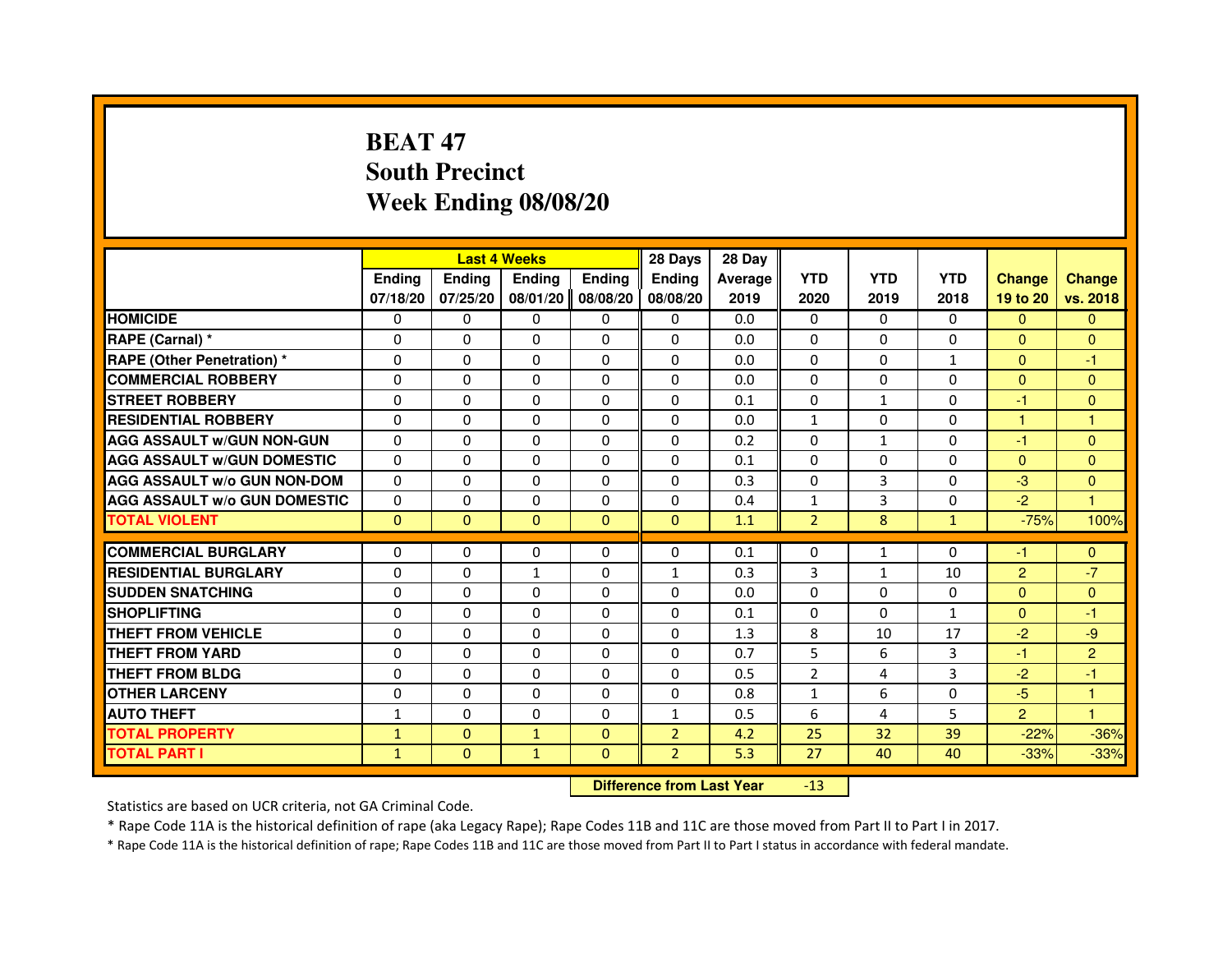# BEAT 47
## South Precinct
## Week Ending 08/08/20

| | Last 4 Weeks | | | | 28 Days | 28 Day | | | | | |
|---|---|---|---|---|---|---|---|---|---|---|---|
| | Ending 07/18/20 | Ending 07/25/20 | Ending 08/01/20 | Ending 08/08/20 | Ending 08/08/20 | Average 2019 | YTD 2020 | YTD 2019 | YTD 2018 | Change 19 to 20 | Change vs. 2018 |
| HOMICIDE | 0 | 0 | 0 | 0 | 0 | 0.0 | 0 | 0 | 0 | 0 | 0 |
| RAPE (Carnal) * | 0 | 0 | 0 | 0 | 0 | 0.0 | 0 | 0 | 0 | 0 | 0 |
| RAPE (Other Penetration) * | 0 | 0 | 0 | 0 | 0 | 0.0 | 0 | 0 | 1 | 0 | -1 |
| COMMERCIAL ROBBERY | 0 | 0 | 0 | 0 | 0 | 0.0 | 0 | 0 | 0 | 0 | 0 |
| STREET ROBBERY | 0 | 0 | 0 | 0 | 0 | 0.1 | 0 | 1 | 0 | -1 | 0 |
| RESIDENTIAL ROBBERY | 0 | 0 | 0 | 0 | 0 | 0.0 | 1 | 0 | 0 | 1 | 1 |
| AGG ASSAULT w/GUN NON-GUN | 0 | 0 | 0 | 0 | 0 | 0.2 | 0 | 1 | 0 | -1 | 0 |
| AGG ASSAULT w/GUN DOMESTIC | 0 | 0 | 0 | 0 | 0 | 0.1 | 0 | 0 | 0 | 0 | 0 |
| AGG ASSAULT w/o GUN NON-DOM | 0 | 0 | 0 | 0 | 0 | 0.3 | 0 | 3 | 0 | -3 | 0 |
| AGG ASSAULT w/o GUN DOMESTIC | 0 | 0 | 0 | 0 | 0 | 0.4 | 1 | 3 | 0 | -2 | 1 |
| TOTAL VIOLENT | 0 | 0 | 0 | 0 | 0 | 1.1 | 2 | 8 | 1 | -75% | 100% |
| COMMERCIAL BURGLARY | 0 | 0 | 0 | 0 | 0 | 0.1 | 0 | 1 | 0 | -1 | 0 |
| RESIDENTIAL BURGLARY | 0 | 0 | 1 | 0 | 1 | 0.3 | 3 | 1 | 10 | 2 | -7 |
| SUDDEN SNATCHING | 0 | 0 | 0 | 0 | 0 | 0.0 | 0 | 0 | 0 | 0 | 0 |
| SHOPLIFTING | 0 | 0 | 0 | 0 | 0 | 0.1 | 0 | 0 | 1 | 0 | -1 |
| THEFT FROM VEHICLE | 0 | 0 | 0 | 0 | 0 | 1.3 | 8 | 10 | 17 | -2 | -9 |
| THEFT FROM YARD | 0 | 0 | 0 | 0 | 0 | 0.7 | 5 | 6 | 3 | -1 | 2 |
| THEFT FROM BLDG | 0 | 0 | 0 | 0 | 0 | 0.5 | 2 | 4 | 3 | -2 | -1 |
| OTHER LARCENY | 0 | 0 | 0 | 0 | 0 | 0.8 | 1 | 6 | 0 | -5 | 1 |
| AUTO THEFT | 1 | 0 | 0 | 0 | 1 | 0.5 | 6 | 4 | 5 | 2 | 1 |
| TOTAL PROPERTY | 1 | 0 | 1 | 0 | 2 | 4.2 | 25 | 32 | 39 | -22% | -36% |
| TOTAL PART I | 1 | 0 | 1 | 0 | 2 | 5.3 | 27 | 40 | 40 | -33% | -33% |

**Difference from Last Year** -13

Statistics are based on UCR criteria, not GA Criminal Code.

* Rape Code 11A is the historical definition of rape (aka Legacy Rape); Rape Codes 11B and 11C are those moved from Part II to Part I in 2017.

* Rape Code 11A is the historical definition of rape; Rape Codes 11B and 11C are those moved from Part II to Part I status in accordance with federal mandate.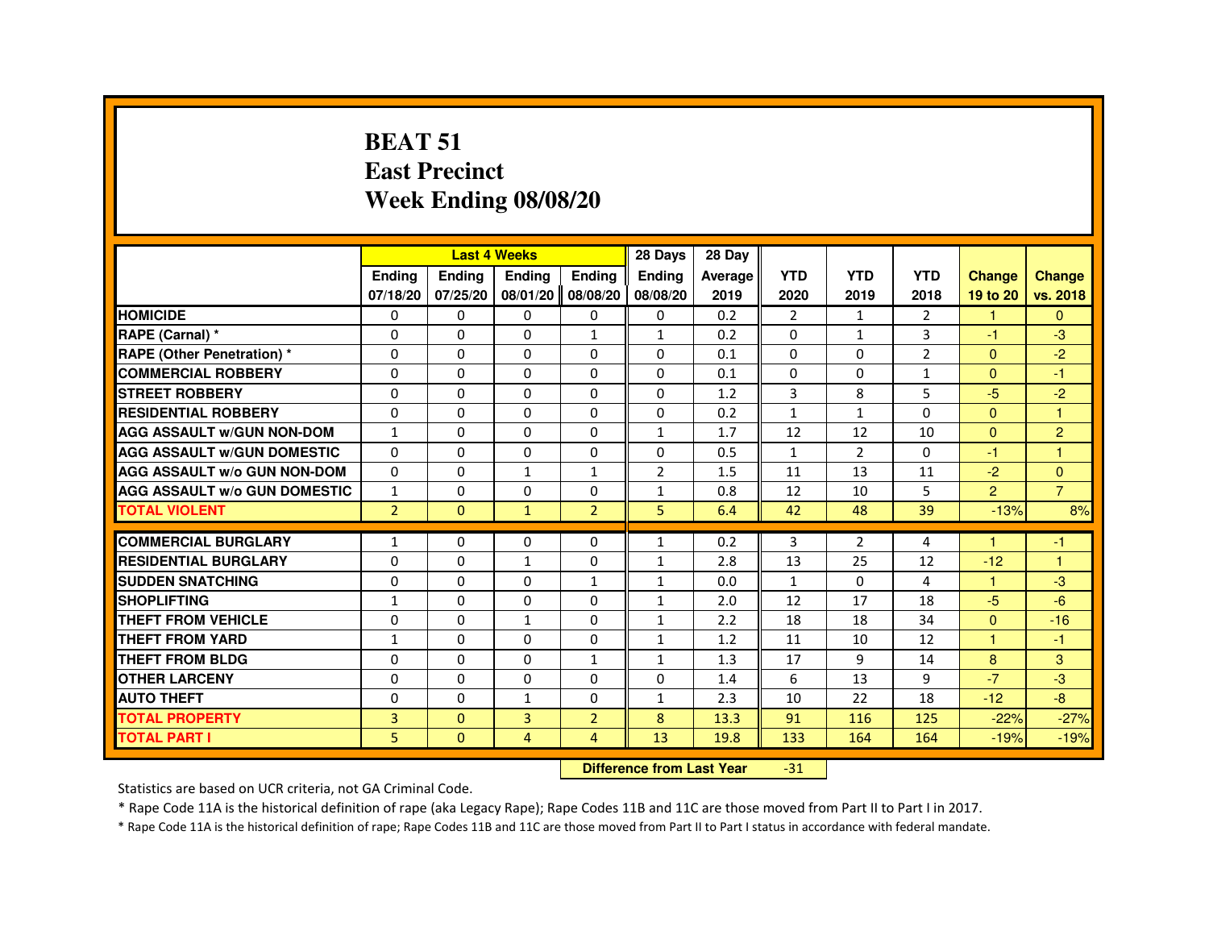# BEAT 51
## East Precinct
## Week Ending 08/08/20

| | Last 4 Weeks | | | | 28 Days | 28 Day | | | | | |
|---|---|---|---|---|---|---|---|---|---|---|---|
| | Ending 07/18/20 | Ending 07/25/20 | Ending 08/01/20 | Ending 08/08/20 | Ending 08/08/20 | Average 2019 | YTD 2020 | YTD 2019 | YTD 2018 | Change 19 to 20 | Change vs. 2018 |
| HOMICIDE | 0 | 0 | 0 | 0 | 0 | 0.2 | 2 | 1 | 2 | 1 | 0 |
| RAPE (Carnal) * | 0 | 0 | 0 | 1 | 1 | 0.2 | 0 | 1 | 3 | -1 | -3 |
| RAPE (Other Penetration) * | 0 | 0 | 0 | 0 | 0 | 0.1 | 0 | 0 | 2 | 0 | -2 |
| COMMERCIAL ROBBERY | 0 | 0 | 0 | 0 | 0 | 0.1 | 0 | 0 | 1 | 0 | -1 |
| STREET ROBBERY | 0 | 0 | 0 | 0 | 0 | 1.2 | 3 | 8 | 5 | -5 | -2 |
| RESIDENTIAL ROBBERY | 0 | 0 | 0 | 0 | 0 | 0.2 | 1 | 1 | 0 | 0 | 1 |
| AGG ASSAULT w/GUN NON-DOM | 1 | 0 | 0 | 0 | 1 | 1.7 | 12 | 12 | 10 | 0 | 2 |
| AGG ASSAULT w/GUN DOMESTIC | 0 | 0 | 0 | 0 | 0 | 0.5 | 1 | 2 | 0 | -1 | 1 |
| AGG ASSAULT w/o GUN NON-DOM | 0 | 0 | 1 | 1 | 2 | 1.5 | 11 | 13 | 11 | -2 | 0 |
| AGG ASSAULT w/o GUN DOMESTIC | 1 | 0 | 0 | 0 | 1 | 0.8 | 12 | 10 | 5 | 2 | 7 |
| TOTAL VIOLENT | 2 | 0 | 1 | 2 | 5 | 6.4 | 42 | 48 | 39 | -13% | 8% |
| COMMERCIAL BURGLARY | 1 | 0 | 0 | 0 | 1 | 0.2 | 3 | 2 | 4 | 1 | -1 |
| RESIDENTIAL BURGLARY | 0 | 0 | 1 | 0 | 1 | 2.8 | 13 | 25 | 12 | -12 | 1 |
| SUDDEN SNATCHING | 0 | 0 | 0 | 1 | 1 | 0.0 | 1 | 0 | 4 | 1 | -3 |
| SHOPLIFTING | 1 | 0 | 0 | 0 | 1 | 2.0 | 12 | 17 | 18 | -5 | -6 |
| THEFT FROM VEHICLE | 0 | 0 | 1 | 0 | 1 | 2.2 | 18 | 18 | 34 | 0 | -16 |
| THEFT FROM YARD | 1 | 0 | 0 | 0 | 1 | 1.2 | 11 | 10 | 12 | 1 | -1 |
| THEFT FROM BLDG | 0 | 0 | 0 | 1 | 1 | 1.3 | 17 | 9 | 14 | 8 | 3 |
| OTHER LARCENY | 0 | 0 | 0 | 0 | 0 | 1.4 | 6 | 13 | 9 | -7 | -3 |
| AUTO THEFT | 0 | 0 | 1 | 0 | 1 | 2.3 | 10 | 22 | 18 | -12 | -8 |
| TOTAL PROPERTY | 3 | 0 | 3 | 2 | 8 | 13.3 | 91 | 116 | 125 | -22% | -27% |
| TOTAL PART I | 5 | 0 | 4 | 4 | 13 | 19.8 | 133 | 164 | 164 | -19% | -19% |

**Difference from Last Year** -31

Statistics are based on UCR criteria, not GA Criminal Code.

* Rape Code 11A is the historical definition of rape (aka Legacy Rape); Rape Codes 11B and 11C are those moved from Part II to Part I in 2017.

* Rape Code 11A is the historical definition of rape; Rape Codes 11B and 11C are those moved from Part II to Part I status in accordance with federal mandate.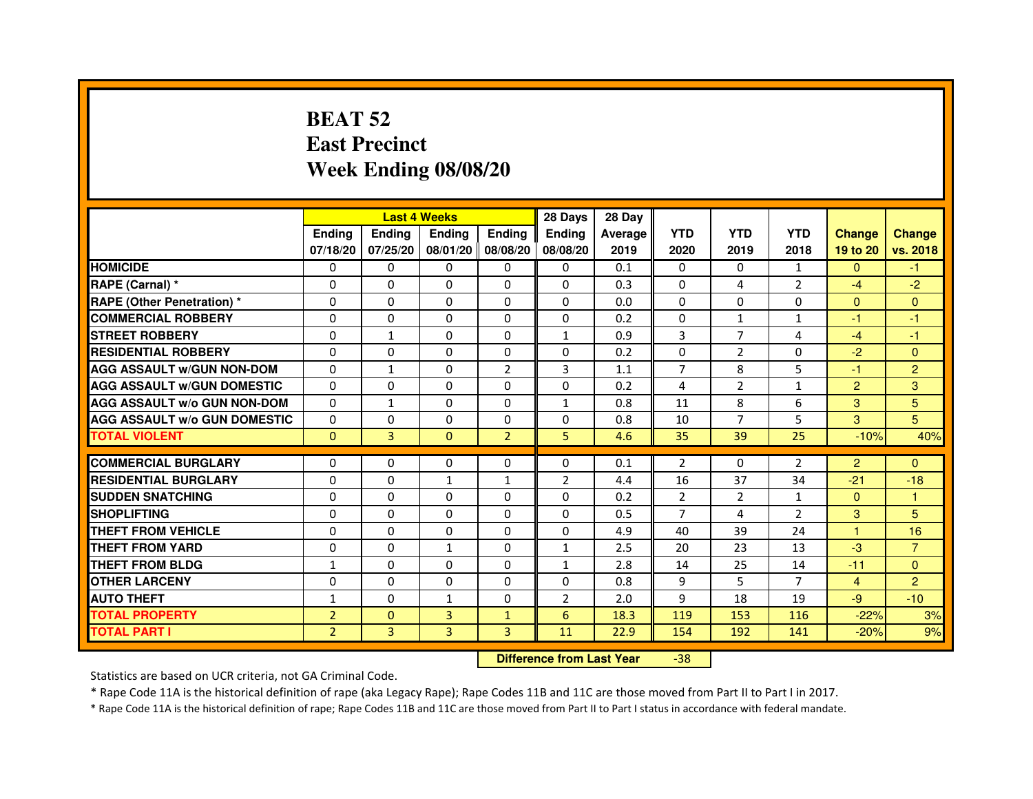# BEAT 52
# East Precinct
# Week Ending 08/08/20

| | Last 4 Weeks | | | | 28 Days | 28 Day | | | | | |
|---|---|---|---|---|---|---|---|---|---|---|---|
| | Ending 07/18/20 | Ending 07/25/20 | Ending 08/01/20 | Ending 08/08/20 | Ending 08/08/20 | Average 2019 | YTD 2020 | YTD 2019 | YTD 2018 | Change 19 to 20 | Change vs. 2018 |
| HOMICIDE | 0 | 0 | 0 | 0 | 0 | 0.1 | 0 | 0 | 1 | 0 | -1 |
| RAPE (Carnal) * | 0 | 0 | 0 | 0 | 0 | 0.3 | 0 | 4 | 2 | -4 | -2 |
| RAPE (Other Penetration) * | 0 | 0 | 0 | 0 | 0 | 0.0 | 0 | 0 | 0 | 0 | 0 |
| COMMERCIAL ROBBERY | 0 | 0 | 0 | 0 | 0 | 0.2 | 0 | 1 | 1 | -1 | -1 |
| STREET ROBBERY | 0 | 1 | 0 | 0 | 1 | 0.9 | 3 | 7 | 4 | -4 | -1 |
| RESIDENTIAL ROBBERY | 0 | 0 | 0 | 0 | 0 | 0.2 | 0 | 2 | 0 | -2 | 0 |
| AGG ASSAULT w/GUN NON-DOM | 0 | 1 | 0 | 2 | 3 | 1.1 | 7 | 8 | 5 | -1 | 2 |
| AGG ASSAULT w/GUN DOMESTIC | 0 | 0 | 0 | 0 | 0 | 0.2 | 4 | 2 | 1 | 2 | 3 |
| AGG ASSAULT w/o GUN NON-DOM | 0 | 1 | 0 | 0 | 1 | 0.8 | 11 | 8 | 6 | 3 | 5 |
| AGG ASSAULT w/o GUN DOMESTIC | 0 | 0 | 0 | 0 | 0 | 0.8 | 10 | 7 | 5 | 3 | 5 |
| TOTAL VIOLENT | 0 | 3 | 0 | 2 | 5 | 4.6 | 35 | 39 | 25 | -10% | 40% |
| COMMERCIAL BURGLARY | 0 | 0 | 0 | 0 | 0 | 0.1 | 2 | 0 | 2 | 2 | 0 |
| RESIDENTIAL BURGLARY | 0 | 0 | 1 | 1 | 2 | 4.4 | 16 | 37 | 34 | -21 | -18 |
| SUDDEN SNATCHING | 0 | 0 | 0 | 0 | 0 | 0.2 | 2 | 2 | 1 | 0 | 1 |
| SHOPLIFTING | 0 | 0 | 0 | 0 | 0 | 0.5 | 7 | 4 | 2 | 3 | 5 |
| THEFT FROM VEHICLE | 0 | 0 | 0 | 0 | 0 | 4.9 | 40 | 39 | 24 | 1 | 16 |
| THEFT FROM YARD | 0 | 0 | 1 | 0 | 1 | 2.5 | 20 | 23 | 13 | -3 | 7 |
| THEFT FROM BLDG | 1 | 0 | 0 | 0 | 1 | 2.8 | 14 | 25 | 14 | -11 | 0 |
| OTHER LARCENY | 0 | 0 | 0 | 0 | 0 | 0.8 | 9 | 5 | 7 | 4 | 2 |
| AUTO THEFT | 1 | 0 | 1 | 0 | 2 | 2.0 | 9 | 18 | 19 | -9 | -10 |
| TOTAL PROPERTY | 2 | 0 | 3 | 1 | 6 | 18.3 | 119 | 153 | 116 | -22% | 3% |
| TOTAL PART I | 2 | 3 | 3 | 3 | 11 | 22.9 | 154 | 192 | 141 | -20% | 9% |

**Difference from Last Year** -38

Statistics are based on UCR criteria, not GA Criminal Code.

* Rape Code 11A is the historical definition of rape (aka Legacy Rape); Rape Codes 11B and 11C are those moved from Part II to Part I in 2017.

* Rape Code 11A is the historical definition of rape; Rape Codes 11B and 11C are those moved from Part II to Part I status in accordance with federal mandate.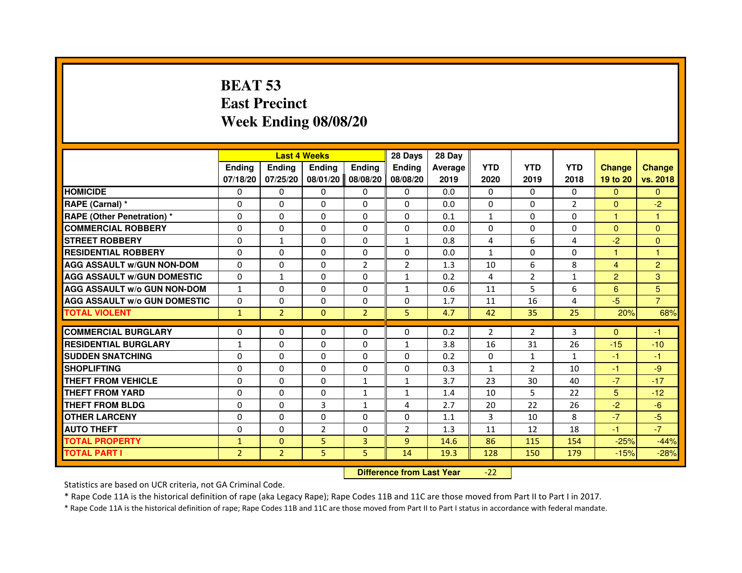# BEAT 53
# East Precinct
# Week Ending 08/08/20

| | Last 4 Weeks | | | | 28 Days | 28 Day | | | | | |
|---|---|---|---|---|---|---|---|---|---|---|---|
| | Ending 07/18/20 | Ending 07/25/20 | Ending 08/01/20 | Ending 08/08/20 | Ending 08/08/20 | Average 2019 | YTD 2020 | YTD 2019 | YTD 2018 | Change 19 to 20 | Change vs. 2018 |
| HOMICIDE | 0 | 0 | 0 | 0 | 0 | 0.0 | 0 | 0 | 0 | 0 | 0 |
| RAPE (Carnal) * | 0 | 0 | 0 | 0 | 0 | 0.0 | 0 | 0 | 2 | 0 | -2 |
| RAPE (Other Penetration) * | 0 | 0 | 0 | 0 | 0 | 0.1 | 1 | 0 | 0 | 1 | 1 |
| COMMERCIAL ROBBERY | 0 | 0 | 0 | 0 | 0 | 0.0 | 0 | 0 | 0 | 0 | 0 |
| STREET ROBBERY | 0 | 1 | 0 | 0 | 1 | 0.8 | 4 | 6 | 4 | -2 | 0 |
| RESIDENTIAL ROBBERY | 0 | 0 | 0 | 0 | 0 | 0.0 | 1 | 0 | 0 | 1 | 1 |
| AGG ASSAULT w/GUN NON-DOM | 0 | 0 | 0 | 2 | 2 | 1.3 | 10 | 6 | 8 | 4 | 2 |
| AGG ASSAULT w/GUN DOMESTIC | 0 | 1 | 0 | 0 | 1 | 0.2 | 4 | 2 | 1 | 2 | 3 |
| AGG ASSAULT w/o GUN NON-DOM | 1 | 0 | 0 | 0 | 1 | 0.6 | 11 | 5 | 6 | 6 | 5 |
| AGG ASSAULT w/o GUN DOMESTIC | 0 | 0 | 0 | 0 | 0 | 1.7 | 11 | 16 | 4 | -5 | 7 |
| TOTAL VIOLENT | 1 | 2 | 0 | 2 | 5 | 4.7 | 42 | 35 | 25 | 20% | 68% |
| COMMERCIAL BURGLARY | 0 | 0 | 0 | 0 | 0 | 0.2 | 2 | 2 | 3 | 0 | -1 |
| RESIDENTIAL BURGLARY | 1 | 0 | 0 | 0 | 1 | 3.8 | 16 | 31 | 26 | -15 | -10 |
| SUDDEN SNATCHING | 0 | 0 | 0 | 0 | 0 | 0.2 | 0 | 1 | 1 | -1 | -1 |
| SHOPLIFTING | 0 | 0 | 0 | 0 | 0 | 0.3 | 1 | 2 | 10 | -1 | -9 |
| THEFT FROM VEHICLE | 0 | 0 | 0 | 1 | 1 | 3.7 | 23 | 30 | 40 | -7 | -17 |
| THEFT FROM YARD | 0 | 0 | 0 | 1 | 1 | 1.4 | 10 | 5 | 22 | 5 | -12 |
| THEFT FROM BLDG | 0 | 0 | 3 | 1 | 4 | 2.7 | 20 | 22 | 26 | -2 | -6 |
| OTHER LARCENY | 0 | 0 | 0 | 0 | 0 | 1.1 | 3 | 10 | 8 | -7 | -5 |
| AUTO THEFT | 0 | 0 | 2 | 0 | 2 | 1.3 | 11 | 12 | 18 | -1 | -7 |
| TOTAL PROPERTY | 1 | 0 | 5 | 3 | 9 | 14.6 | 86 | 115 | 154 | -25% | -44% |
| TOTAL PART I | 2 | 2 | 5 | 5 | 14 | 19.3 | 128 | 150 | 179 | -15% | -28% |

**Difference from Last Year** -22

Statistics are based on UCR criteria, not GA Criminal Code.

* Rape Code 11A is the historical definition of rape (aka Legacy Rape); Rape Codes 11B and 11C are those moved from Part II to Part I in 2017.

* Rape Code 11A is the historical definition of rape; Rape Codes 11B and 11C are those moved from Part II to Part I status in accordance with federal mandate.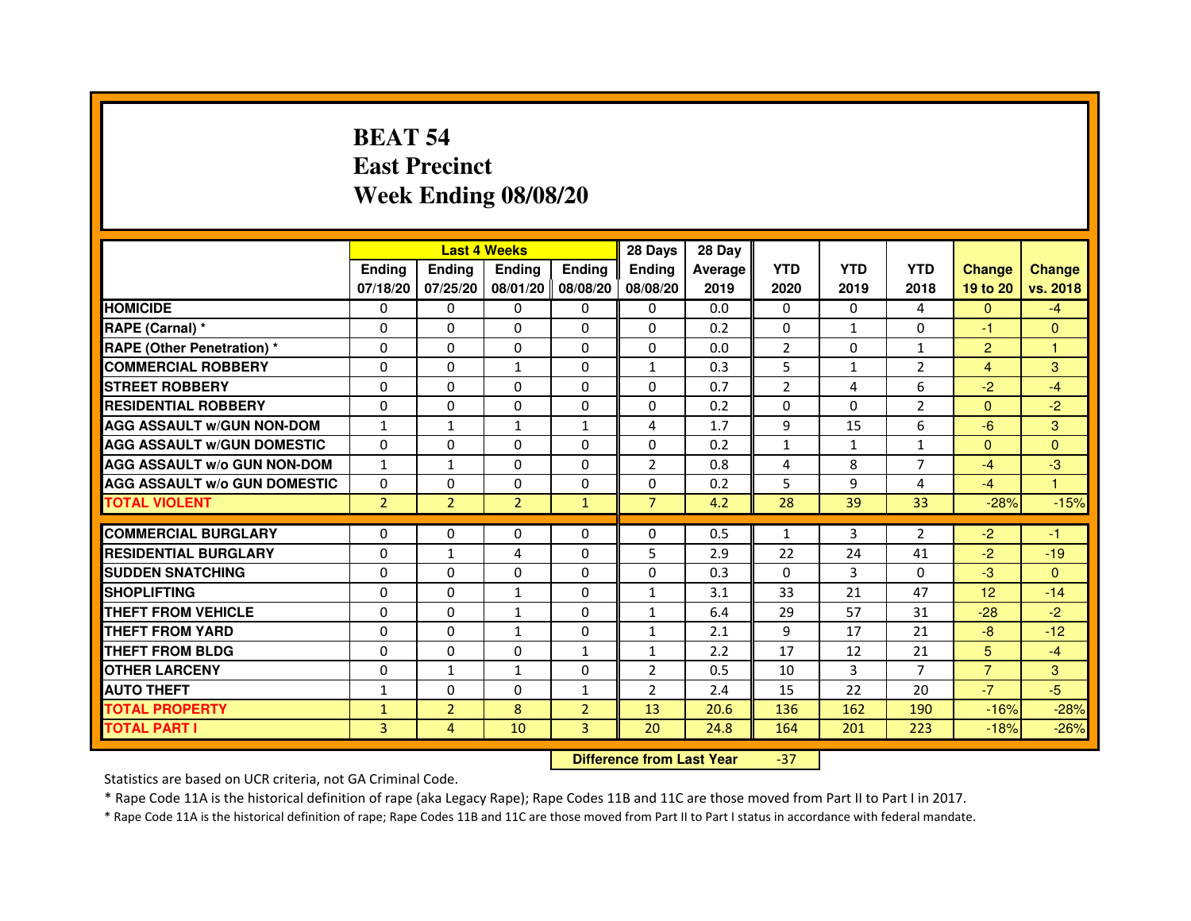# BEAT 54
# East Precinct
# Week Ending 08/08/20

| | Last 4 Weeks | | | | 28 Days | 28 Day | | | | | |
|---|---|---|---|---|---|---|---|---|---|---|---|
| | Ending 07/18/20 | Ending 07/25/20 | Ending 08/01/20 | Ending 08/08/20 | Ending 08/08/20 | Average 2019 | YTD 2020 | YTD 2019 | YTD 2018 | Change 19 to 20 | Change vs. 2018 |
| HOMICIDE | 0 | 0 | 0 | 0 | 0 | 0.0 | 0 | 0 | 4 | 0 | -4 |
| RAPE (Carnal) * | 0 | 0 | 0 | 0 | 0 | 0.2 | 0 | 1 | 0 | -1 | 0 |
| RAPE (Other Penetration) * | 0 | 0 | 0 | 0 | 0 | 0.0 | 2 | 0 | 1 | 2 | 1 |
| COMMERCIAL ROBBERY | 0 | 0 | 1 | 0 | 1 | 0.3 | 5 | 1 | 2 | 4 | 3 |
| STREET ROBBERY | 0 | 0 | 0 | 0 | 0 | 0.7 | 2 | 4 | 6 | -2 | -4 |
| RESIDENTIAL ROBBERY | 0 | 0 | 0 | 0 | 0 | 0.2 | 0 | 0 | 2 | 0 | -2 |
| AGG ASSAULT w/GUN NON-DOM | 1 | 1 | 1 | 1 | 4 | 1.7 | 9 | 15 | 6 | -6 | 3 |
| AGG ASSAULT w/GUN DOMESTIC | 0 | 0 | 0 | 0 | 0 | 0.2 | 1 | 1 | 1 | 0 | 0 |
| AGG ASSAULT w/o GUN NON-DOM | 1 | 1 | 0 | 0 | 2 | 0.8 | 4 | 8 | 7 | -4 | -3 |
| AGG ASSAULT w/o GUN DOMESTIC | 0 | 0 | 0 | 0 | 0 | 0.2 | 5 | 9 | 4 | -4 | 1 |
| TOTAL VIOLENT | 2 | 2 | 2 | 1 | 7 | 4.2 | 28 | 39 | 33 | -28% | -15% |
| COMMERCIAL BURGLARY | 0 | 0 | 0 | 0 | 0 | 0.5 | 1 | 3 | 2 | -2 | -1 |
| RESIDENTIAL BURGLARY | 0 | 1 | 4 | 0 | 5 | 2.9 | 22 | 24 | 41 | -2 | -19 |
| SUDDEN SNATCHING | 0 | 0 | 0 | 0 | 0 | 0.3 | 0 | 3 | 0 | -3 | 0 |
| SHOPLIFTING | 0 | 0 | 1 | 0 | 1 | 3.1 | 33 | 21 | 47 | 12 | -14 |
| THEFT FROM VEHICLE | 0 | 0 | 1 | 0 | 1 | 6.4 | 29 | 57 | 31 | -28 | -2 |
| THEFT FROM YARD | 0 | 0 | 1 | 0 | 1 | 2.1 | 9 | 17 | 21 | -8 | -12 |
| THEFT FROM BLDG | 0 | 0 | 0 | 1 | 1 | 2.2 | 17 | 12 | 21 | 5 | -4 |
| OTHER LARCENY | 0 | 1 | 1 | 0 | 2 | 0.5 | 10 | 3 | 7 | 7 | 3 |
| AUTO THEFT | 1 | 0 | 0 | 1 | 2 | 2.4 | 15 | 22 | 20 | -7 | -5 |
| TOTAL PROPERTY | 1 | 2 | 8 | 2 | 13 | 20.6 | 136 | 162 | 190 | -16% | -28% |
| TOTAL PART I | 3 | 4 | 10 | 3 | 20 | 24.8 | 164 | 201 | 223 | -18% | -26% |

**Difference from Last Year** -37

Statistics are based on UCR criteria, not GA Criminal Code.

* Rape Code 11A is the historical definition of rape (aka Legacy Rape); Rape Codes 11B and 11C are those moved from Part II to Part I in 2017.

* Rape Code 11A is the historical definition of rape; Rape Codes 11B and 11C are those moved from Part II to Part I status in accordance with federal mandate.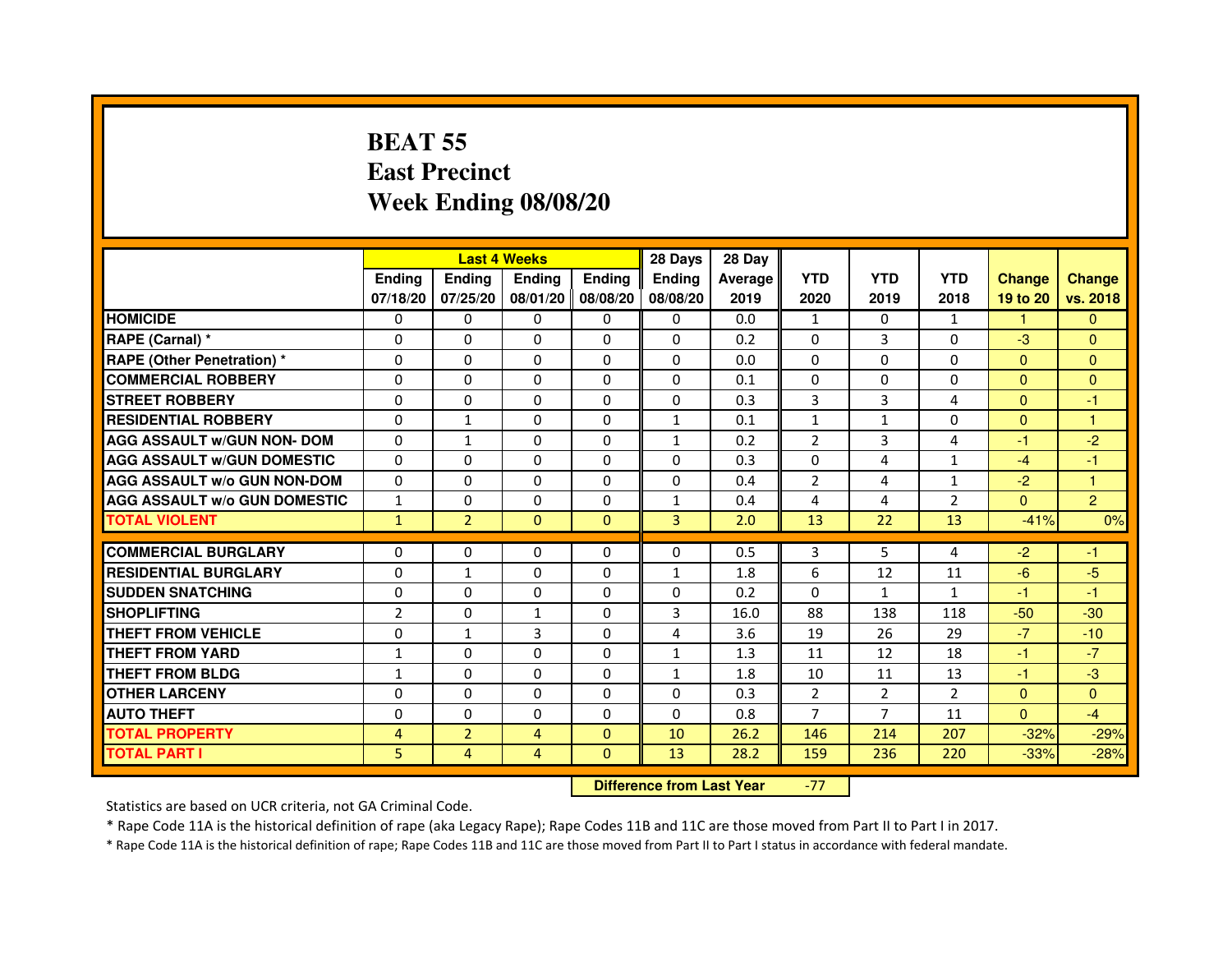# BEAT 55
# East Precinct
# Week Ending 08/08/20

| | Last 4 Weeks | | | | 28 Days | 28 Day | | | | | |
|---|---|---|---|---|---|---|---|---|---|---|---|
| | Ending 07/18/20 | Ending 07/25/20 | Ending 08/01/20 | Ending 08/08/20 | Ending 08/08/20 | Average 2019 | YTD 2020 | YTD 2019 | YTD 2018 | Change 19 to 20 | Change vs. 2018 |
| HOMICIDE | 0 | 0 | 0 | 0 | 0 | 0.0 | 1 | 0 | 1 | 1 | 0 |
| RAPE (Carnal) * | 0 | 0 | 0 | 0 | 0 | 0.2 | 0 | 3 | 0 | -3 | 0 |
| RAPE (Other Penetration) * | 0 | 0 | 0 | 0 | 0 | 0.0 | 0 | 0 | 0 | 0 | 0 |
| COMMERCIAL ROBBERY | 0 | 0 | 0 | 0 | 0 | 0.1 | 0 | 0 | 0 | 0 | 0 |
| STREET ROBBERY | 0 | 0 | 0 | 0 | 0 | 0.3 | 3 | 3 | 4 | 0 | -1 |
| RESIDENTIAL ROBBERY | 0 | 1 | 0 | 0 | 1 | 0.1 | 1 | 1 | 0 | 0 | 1 |
| AGG ASSAULT w/GUN NON- DOM | 0 | 1 | 0 | 0 | 1 | 0.2 | 2 | 3 | 4 | -1 | -2 |
| AGG ASSAULT w/GUN DOMESTIC | 0 | 0 | 0 | 0 | 0 | 0.3 | 0 | 4 | 1 | -4 | -1 |
| AGG ASSAULT w/o GUN NON-DOM | 0 | 0 | 0 | 0 | 0 | 0.4 | 2 | 4 | 1 | -2 | 1 |
| AGG ASSAULT w/o GUN DOMESTIC | 1 | 0 | 0 | 0 | 1 | 0.4 | 4 | 4 | 2 | 0 | 2 |
| TOTAL VIOLENT | 1 | 2 | 0 | 0 | 3 | 2.0 | 13 | 22 | 13 | -41% | 0% |
| COMMERCIAL BURGLARY | 0 | 0 | 0 | 0 | 0 | 0.5 | 3 | 5 | 4 | -2 | -1 |
| RESIDENTIAL BURGLARY | 0 | 1 | 0 | 0 | 1 | 1.8 | 6 | 12 | 11 | -6 | -5 |
| SUDDEN SNATCHING | 0 | 0 | 0 | 0 | 0 | 0.2 | 0 | 1 | 1 | -1 | -1 |
| SHOPLIFTING | 2 | 0 | 1 | 0 | 3 | 16.0 | 88 | 138 | 118 | -50 | -30 |
| THEFT FROM VEHICLE | 0 | 1 | 3 | 0 | 4 | 3.6 | 19 | 26 | 29 | -7 | -10 |
| THEFT FROM YARD | 1 | 0 | 0 | 0 | 1 | 1.3 | 11 | 12 | 18 | -1 | -7 |
| THEFT FROM BLDG | 1 | 0 | 0 | 0 | 1 | 1.8 | 10 | 11 | 13 | -1 | -3 |
| OTHER LARCENY | 0 | 0 | 0 | 0 | 0 | 0.3 | 2 | 2 | 2 | 0 | 0 |
| AUTO THEFT | 0 | 0 | 0 | 0 | 0 | 0.8 | 7 | 7 | 11 | 0 | -4 |
| TOTAL PROPERTY | 4 | 2 | 4 | 0 | 10 | 26.2 | 146 | 214 | 207 | -32% | -29% |
| TOTAL PART I | 5 | 4 | 4 | 0 | 13 | 28.2 | 159 | 236 | 220 | -33% | -28% |

**Difference from Last Year** -77

Statistics are based on UCR criteria, not GA Criminal Code.

* Rape Code 11A is the historical definition of rape (aka Legacy Rape); Rape Codes 11B and 11C are those moved from Part II to Part I in 2017.

* Rape Code 11A is the historical definition of rape; Rape Codes 11B and 11C are those moved from Part II to Part I status in accordance with federal mandate.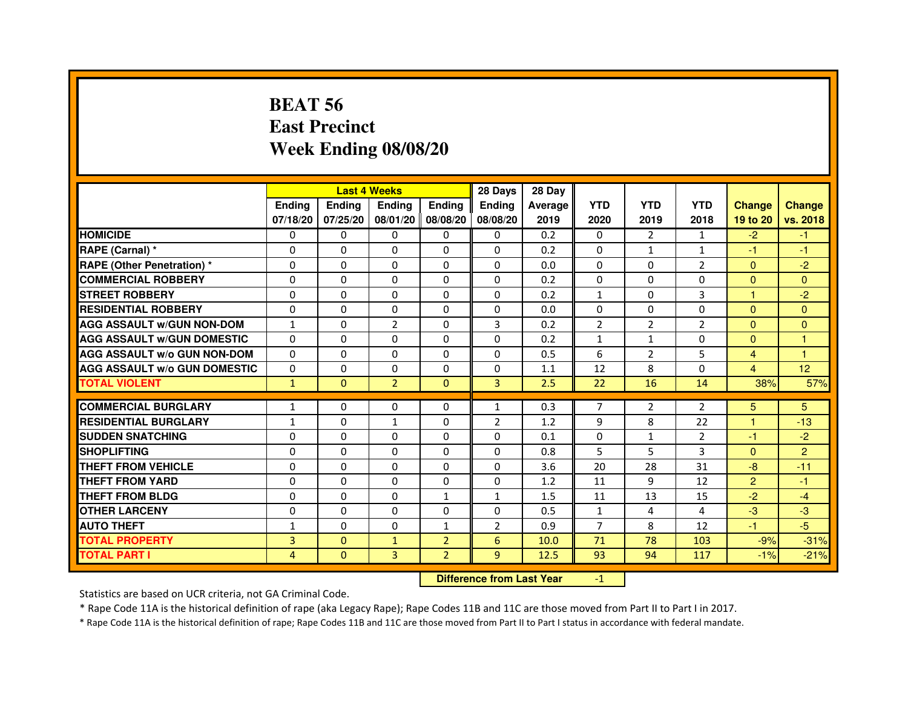# BEAT 56
# East Precinct
# Week Ending 08/08/20

| | Last 4 Weeks | | | | 28 Days | 28 Day | | | | | |
|---|---|---|---|---|---|---|---|---|---|---|---|
| | Ending 07/18/20 | Ending 07/25/20 | Ending 08/01/20 | Ending 08/08/20 | Ending 08/08/20 | Average 2019 | YTD 2020 | YTD 2019 | YTD 2018 | Change 19 to 20 | Change vs. 2018 |
| HOMICIDE | 0 | 0 | 0 | 0 | 0 | 0.2 | 0 | 2 | 1 | -2 | -1 |
| RAPE (Carnal) * | 0 | 0 | 0 | 0 | 0 | 0.2 | 0 | 1 | 1 | -1 | -1 |
| RAPE (Other Penetration) * | 0 | 0 | 0 | 0 | 0 | 0.0 | 0 | 0 | 2 | 0 | -2 |
| COMMERCIAL ROBBERY | 0 | 0 | 0 | 0 | 0 | 0.2 | 0 | 0 | 0 | 0 | 0 |
| STREET ROBBERY | 0 | 0 | 0 | 0 | 0 | 0.2 | 1 | 0 | 3 | 1 | -2 |
| RESIDENTIAL ROBBERY | 0 | 0 | 0 | 0 | 0 | 0.0 | 0 | 0 | 0 | 0 | 0 |
| AGG ASSAULT w/GUN NON-DOM | 1 | 0 | 2 | 0 | 3 | 0.2 | 2 | 2 | 2 | 0 | 0 |
| AGG ASSAULT w/GUN DOMESTIC | 0 | 0 | 0 | 0 | 0 | 0.2 | 1 | 1 | 0 | 0 | 1 |
| AGG ASSAULT w/o GUN NON-DOM | 0 | 0 | 0 | 0 | 0 | 0.5 | 6 | 2 | 5 | 4 | 1 |
| AGG ASSAULT w/o GUN DOMESTIC | 0 | 0 | 0 | 0 | 0 | 1.1 | 12 | 8 | 0 | 4 | 12 |
| TOTAL VIOLENT | 1 | 0 | 2 | 0 | 3 | 2.5 | 22 | 16 | 14 | 38% | 57% |
| COMMERCIAL BURGLARY | 1 | 0 | 0 | 0 | 1 | 0.3 | 7 | 2 | 2 | 5 | 5 |
| RESIDENTIAL BURGLARY | 1 | 0 | 1 | 0 | 2 | 1.2 | 9 | 8 | 22 | 1 | -13 |
| SUDDEN SNATCHING | 0 | 0 | 0 | 0 | 0 | 0.1 | 0 | 1 | 2 | -1 | -2 |
| SHOPLIFTING | 0 | 0 | 0 | 0 | 0 | 0.8 | 5 | 5 | 3 | 0 | 2 |
| THEFT FROM VEHICLE | 0 | 0 | 0 | 0 | 0 | 3.6 | 20 | 28 | 31 | -8 | -11 |
| THEFT FROM YARD | 0 | 0 | 0 | 0 | 0 | 1.2 | 11 | 9 | 12 | 2 | -1 |
| THEFT FROM BLDG | 0 | 0 | 0 | 1 | 1 | 1.5 | 11 | 13 | 15 | -2 | -4 |
| OTHER LARCENY | 0 | 0 | 0 | 0 | 0 | 0.5 | 1 | 4 | 4 | -3 | -3 |
| AUTO THEFT | 1 | 0 | 0 | 1 | 2 | 0.9 | 7 | 8 | 12 | -1 | -5 |
| TOTAL PROPERTY | 3 | 0 | 1 | 2 | 6 | 10.0 | 71 | 78 | 103 | -9% | -31% |
| TOTAL PART I | 4 | 0 | 3 | 2 | 9 | 12.5 | 93 | 94 | 117 | -1% | -21% |

**Difference from Last Year** -1

Statistics are based on UCR criteria, not GA Criminal Code.

* Rape Code 11A is the historical definition of rape (aka Legacy Rape); Rape Codes 11B and 11C are those moved from Part II to Part I in 2017.

* Rape Code 11A is the historical definition of rape; Rape Codes 11B and 11C are those moved from Part II to Part I status in accordance with federal mandate.